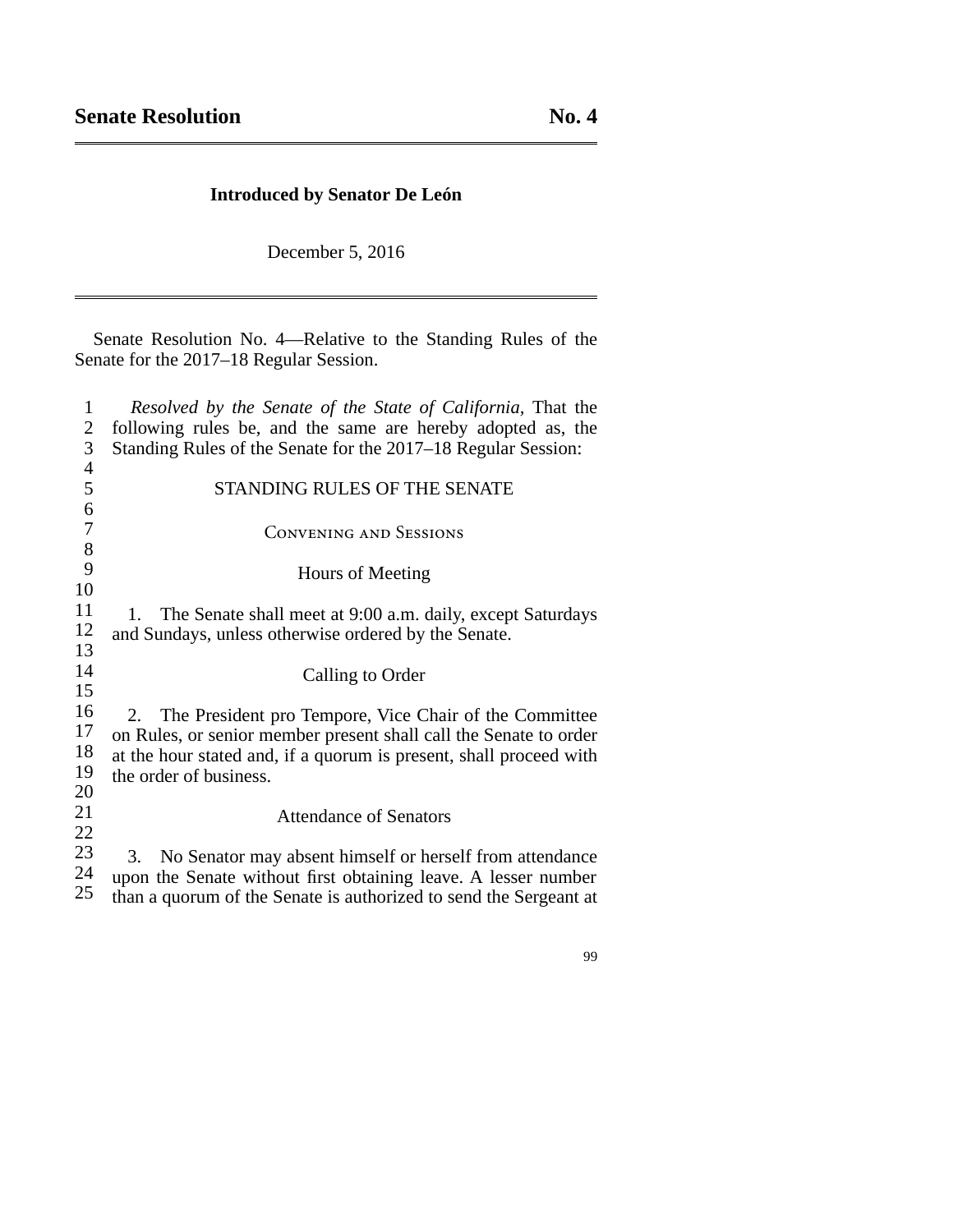# Senate Resolution No. 4

**Introduced by Senator De León**

December 5, 2016

Senate Resolution No. 4—Relative to the Standing Rules of the Senate for the 2017–18 Regular Session.

*Resolved by the Senate of the State of California*, That the following rules be, and the same are hereby adopted as, the Standing Rules of the Senate for the 2017–18 Regular Session:

## STANDING RULES OF THE SENATE

### Convening and Sessions

#### Hours of Meeting

1. The Senate shall meet at 9:00 a.m. daily, except Saturdays and Sundays, unless otherwise ordered by the Senate.

#### Calling to Order

2. The President pro Tempore, Vice Chair of the Committee on Rules, or senior member present shall call the Senate to order at the hour stated and, if a quorum is present, shall proceed with the order of business.

#### Attendance of Senators

3. No Senator may absent himself or herself from attendance upon the Senate without first obtaining leave. A lesser number than a quorum of the Senate is authorized to send the Sergeant at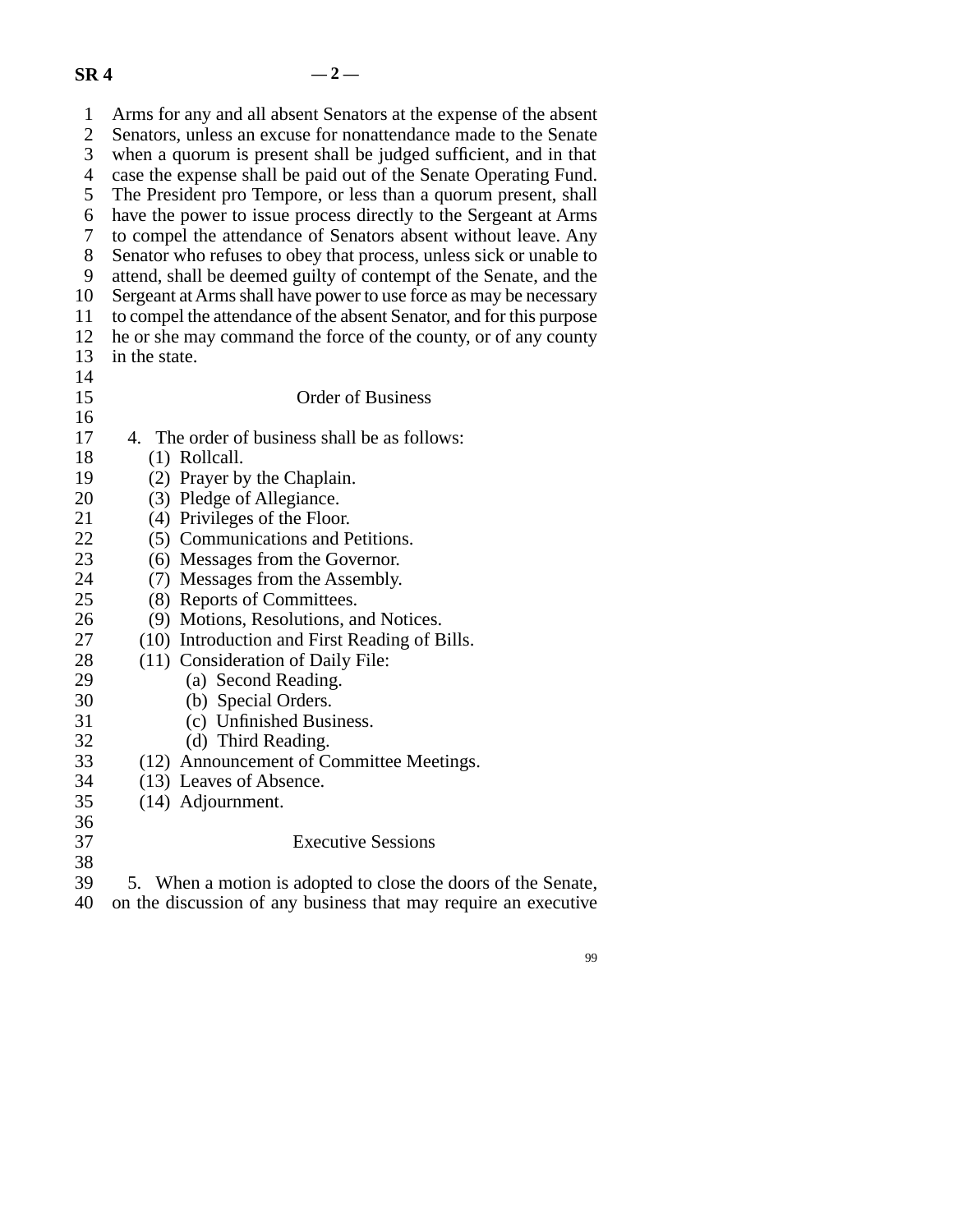Arms for any and all absent Senators at the expense of the absent Senators, unless an excuse for nonattendance made to the Senate when a quorum is present shall be judged sufficient, and in that case the expense shall be paid out of the Senate Operating Fund. The President pro Tempore, or less than a quorum present, shall have the power to issue process directly to the Sergeant at Arms to compel the attendance of Senators absent without leave. Any Senator who refuses to obey that process, unless sick or unable to attend, shall be deemed guilty of contempt of the Senate, and the Sergeant at Arms shall have power to use force as may be necessary to compel the attendance of the absent Senator, and for this purpose he or she may command the force of the county, or of any county in the state.

## Order of Business

4. The order of business shall be as follows:
   - (1) Rollcall.
   - (2) Prayer by the Chaplain.
   - (3) Pledge of Allegiance.
   - (4) Privileges of the Floor.
   - (5) Communications and Petitions.
   - (6) Messages from the Governor.
   - (7) Messages from the Assembly.
   - (8) Reports of Committees.
   - (9) Motions, Resolutions, and Notices.
   - (10) Introduction and First Reading of Bills.
   - (11) Consideration of Daily File:
     - (a) Second Reading.
     - (b) Special Orders.
     - (c) Unfinished Business.
     - (d) Third Reading.
   - (12) Announcement of Committee Meetings.
   - (13) Leaves of Absence.
   - (14) Adjournment.

## Executive Sessions

5. When a motion is adopted to close the doors of the Senate, on the discussion of any business that may require an executive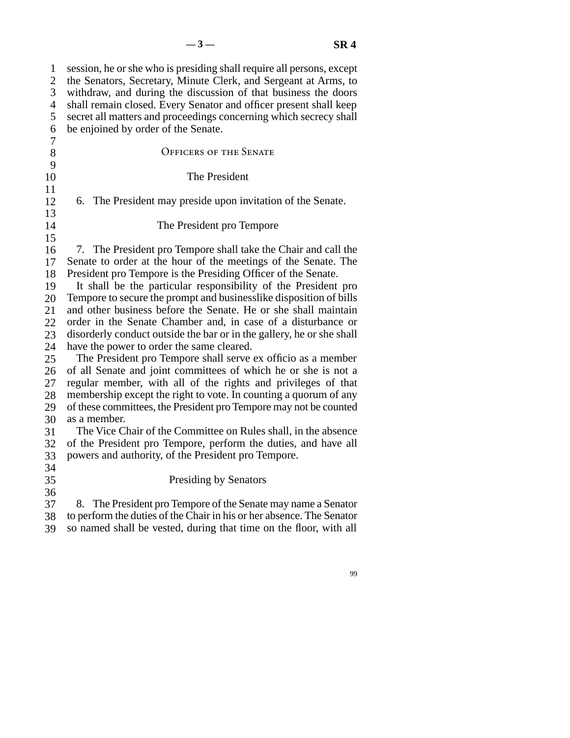session, he or she who is presiding shall require all persons, except the Senators, Secretary, Minute Clerk, and Sergeant at Arms, to withdraw, and during the discussion of that business the doors shall remain closed. Every Senator and officer present shall keep secret all matters and proceedings concerning which secrecy shall be enjoined by order of the Senate.

## Officers of the Senate

### The President

6. The President may preside upon invitation of the Senate.

### The President pro Tempore

7. The President pro Tempore shall take the Chair and call the Senate to order at the hour of the meetings of the Senate. The President pro Tempore is the Presiding Officer of the Senate.

It shall be the particular responsibility of the President pro Tempore to secure the prompt and businesslike disposition of bills and other business before the Senate. He or she shall maintain order in the Senate Chamber and, in case of a disturbance or disorderly conduct outside the bar or in the gallery, he or she shall have the power to order the same cleared.

The President pro Tempore shall serve ex officio as a member of all Senate and joint committees of which he or she is not a regular member, with all of the rights and privileges of that membership except the right to vote. In counting a quorum of any of these committees, the President pro Tempore may not be counted as a member.

The Vice Chair of the Committee on Rules shall, in the absence of the President pro Tempore, perform the duties, and have all powers and authority, of the President pro Tempore.

### Presiding by Senators

8. The President pro Tempore of the Senate may name a Senator to perform the duties of the Chair in his or her absence. The Senator so named shall be vested, during that time on the floor, with all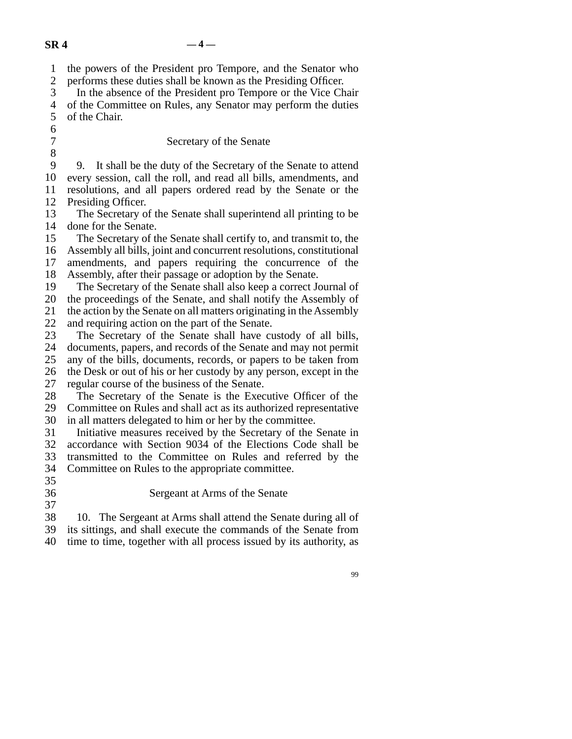the powers of the President pro Tempore, and the Senator who performs these duties shall be known as the Presiding Officer.

In the absence of the President pro Tempore or the Vice Chair of the Committee on Rules, any Senator may perform the duties of the Chair.

## Secretary of the Senate

9. It shall be the duty of the Secretary of the Senate to attend every session, call the roll, and read all bills, amendments, and resolutions, and all papers ordered read by the Senate or the Presiding Officer.

The Secretary of the Senate shall superintend all printing to be done for the Senate.

The Secretary of the Senate shall certify to, and transmit to, the Assembly all bills, joint and concurrent resolutions, constitutional amendments, and papers requiring the concurrence of the Assembly, after their passage or adoption by the Senate.

The Secretary of the Senate shall also keep a correct Journal of the proceedings of the Senate, and shall notify the Assembly of the action by the Senate on all matters originating in the Assembly and requiring action on the part of the Senate.

The Secretary of the Senate shall have custody of all bills, documents, papers, and records of the Senate and may not permit any of the bills, documents, records, or papers to be taken from the Desk or out of his or her custody by any person, except in the regular course of the business of the Senate.

The Secretary of the Senate is the Executive Officer of the Committee on Rules and shall act as its authorized representative in all matters delegated to him or her by the committee.

Initiative measures received by the Secretary of the Senate in accordance with Section 9034 of the Elections Code shall be transmitted to the Committee on Rules and referred by the Committee on Rules to the appropriate committee.

## Sergeant at Arms of the Senate

10. The Sergeant at Arms shall attend the Senate during all of its sittings, and shall execute the commands of the Senate from time to time, together with all process issued by its authority, as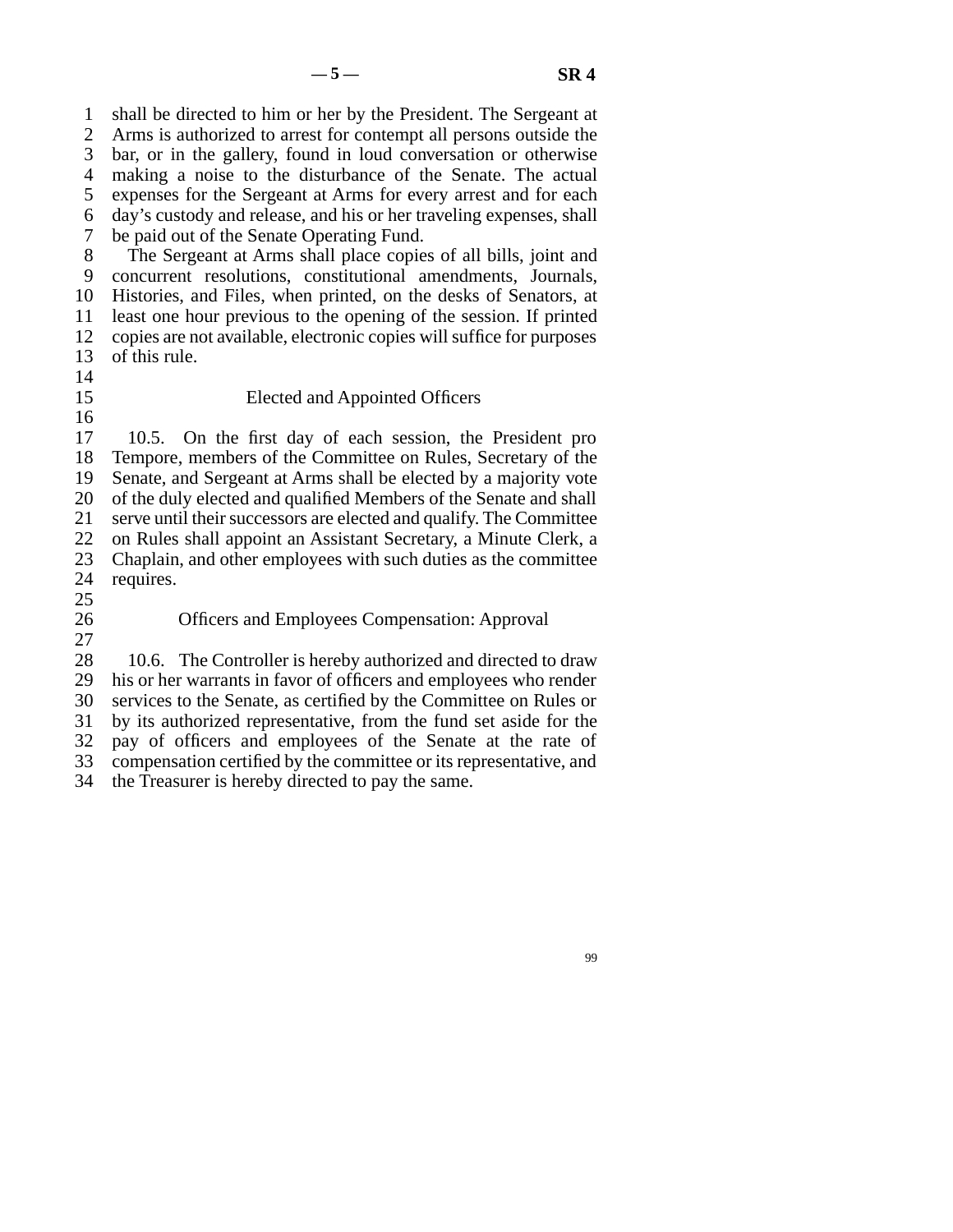shall be directed to him or her by the President. The Sergeant at Arms is authorized to arrest for contempt all persons outside the bar, or in the gallery, found in loud conversation or otherwise making a noise to the disturbance of the Senate. The actual expenses for the Sergeant at Arms for every arrest and for each day's custody and release, and his or her traveling expenses, shall be paid out of the Senate Operating Fund.

The Sergeant at Arms shall place copies of all bills, joint and concurrent resolutions, constitutional amendments, Journals, Histories, and Files, when printed, on the desks of Senators, at least one hour previous to the opening of the session. If printed copies are not available, electronic copies will suffice for purposes of this rule.

### Elected and Appointed Officers

10.5. On the first day of each session, the President pro Tempore, members of the Committee on Rules, Secretary of the Senate, and Sergeant at Arms shall be elected by a majority vote of the duly elected and qualified Members of the Senate and shall serve until their successors are elected and qualify. The Committee on Rules shall appoint an Assistant Secretary, a Minute Clerk, a Chaplain, and other employees with such duties as the committee requires.

### Officers and Employees Compensation: Approval

10.6. The Controller is hereby authorized and directed to draw his or her warrants in favor of officers and employees who render services to the Senate, as certified by the Committee on Rules or by its authorized representative, from the fund set aside for the pay of officers and employees of the Senate at the rate of compensation certified by the committee or its representative, and the Treasurer is hereby directed to pay the same.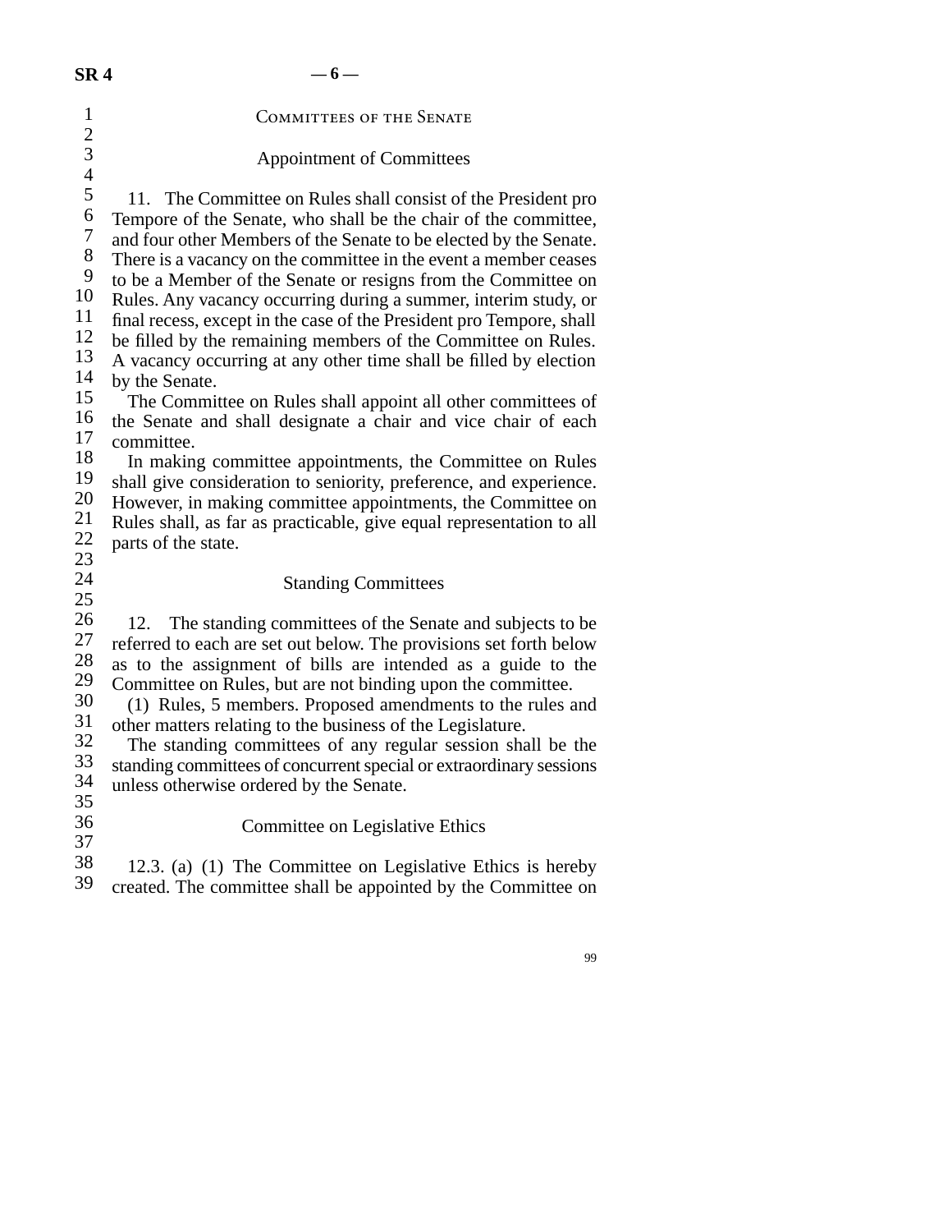## COMMITTEES OF THE SENATE

### Appointment of Committees

11. The Committee on Rules shall consist of the President pro Tempore of the Senate, who shall be the chair of the committee, and four other Members of the Senate to be elected by the Senate. There is a vacancy on the committee in the event a member ceases to be a Member of the Senate or resigns from the Committee on Rules. Any vacancy occurring during a summer, interim study, or final recess, except in the case of the President pro Tempore, shall be filled by the remaining members of the Committee on Rules. A vacancy occurring at any other time shall be filled by election by the Senate.

The Committee on Rules shall appoint all other committees of the Senate and shall designate a chair and vice chair of each committee.

In making committee appointments, the Committee on Rules shall give consideration to seniority, preference, and experience. However, in making committee appointments, the Committee on Rules shall, as far as practicable, give equal representation to all parts of the state.

### Standing Committees

12. The standing committees of the Senate and subjects to be referred to each are set out below. The provisions set forth below as to the assignment of bills are intended as a guide to the Committee on Rules, but are not binding upon the committee.

(1) Rules, 5 members. Proposed amendments to the rules and other matters relating to the business of the Legislature.

The standing committees of any regular session shall be the standing committees of concurrent special or extraordinary sessions unless otherwise ordered by the Senate.

### Committee on Legislative Ethics

12.3. (a) (1) The Committee on Legislative Ethics is hereby created. The committee shall be appointed by the Committee on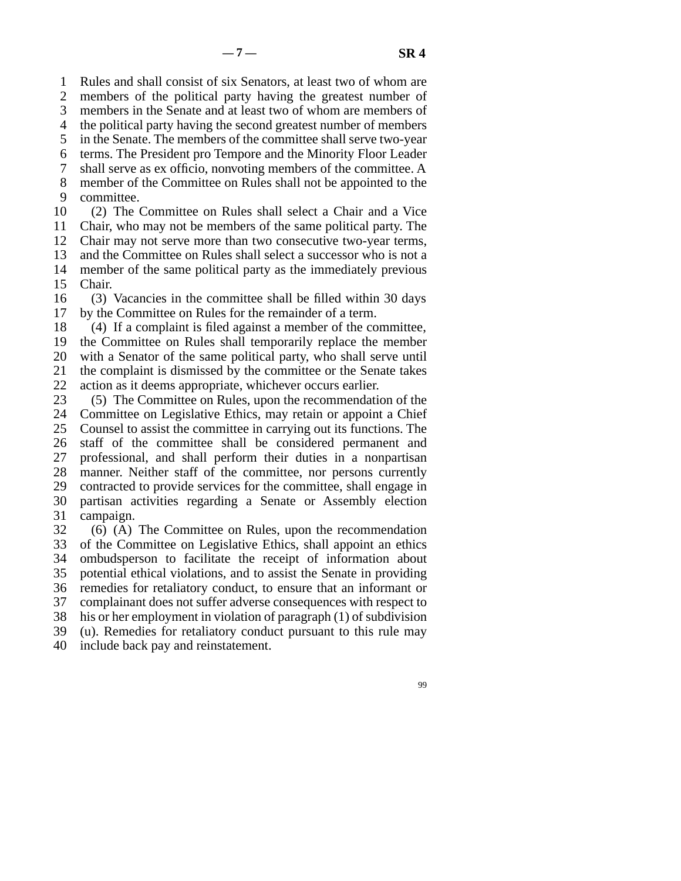Rules and shall consist of six Senators, at least two of whom are members of the political party having the greatest number of members in the Senate and at least two of whom are members of the political party having the second greatest number of members in the Senate. The members of the committee shall serve two-year terms. The President pro Tempore and the Minority Floor Leader shall serve as ex officio, nonvoting members of the committee. A member of the Committee on Rules shall not be appointed to the committee.

(2) The Committee on Rules shall select a Chair and a Vice Chair, who may not be members of the same political party. The Chair may not serve more than two consecutive two-year terms, and the Committee on Rules shall select a successor who is not a member of the same political party as the immediately previous Chair.

(3) Vacancies in the committee shall be filled within 30 days by the Committee on Rules for the remainder of a term.

(4) If a complaint is filed against a member of the committee, the Committee on Rules shall temporarily replace the member with a Senator of the same political party, who shall serve until the complaint is dismissed by the committee or the Senate takes action as it deems appropriate, whichever occurs earlier.

(5) The Committee on Rules, upon the recommendation of the Committee on Legislative Ethics, may retain or appoint a Chief Counsel to assist the committee in carrying out its functions. The staff of the committee shall be considered permanent and professional, and shall perform their duties in a nonpartisan manner. Neither staff of the committee, nor persons currently contracted to provide services for the committee, shall engage in partisan activities regarding a Senate or Assembly election campaign.

(6) (A) The Committee on Rules, upon the recommendation of the Committee on Legislative Ethics, shall appoint an ethics ombudsperson to facilitate the receipt of information about potential ethical violations, and to assist the Senate in providing remedies for retaliatory conduct, to ensure that an informant or complainant does not suffer adverse consequences with respect to his or her employment in violation of paragraph (1) of subdivision (u). Remedies for retaliatory conduct pursuant to this rule may include back pay and reinstatement.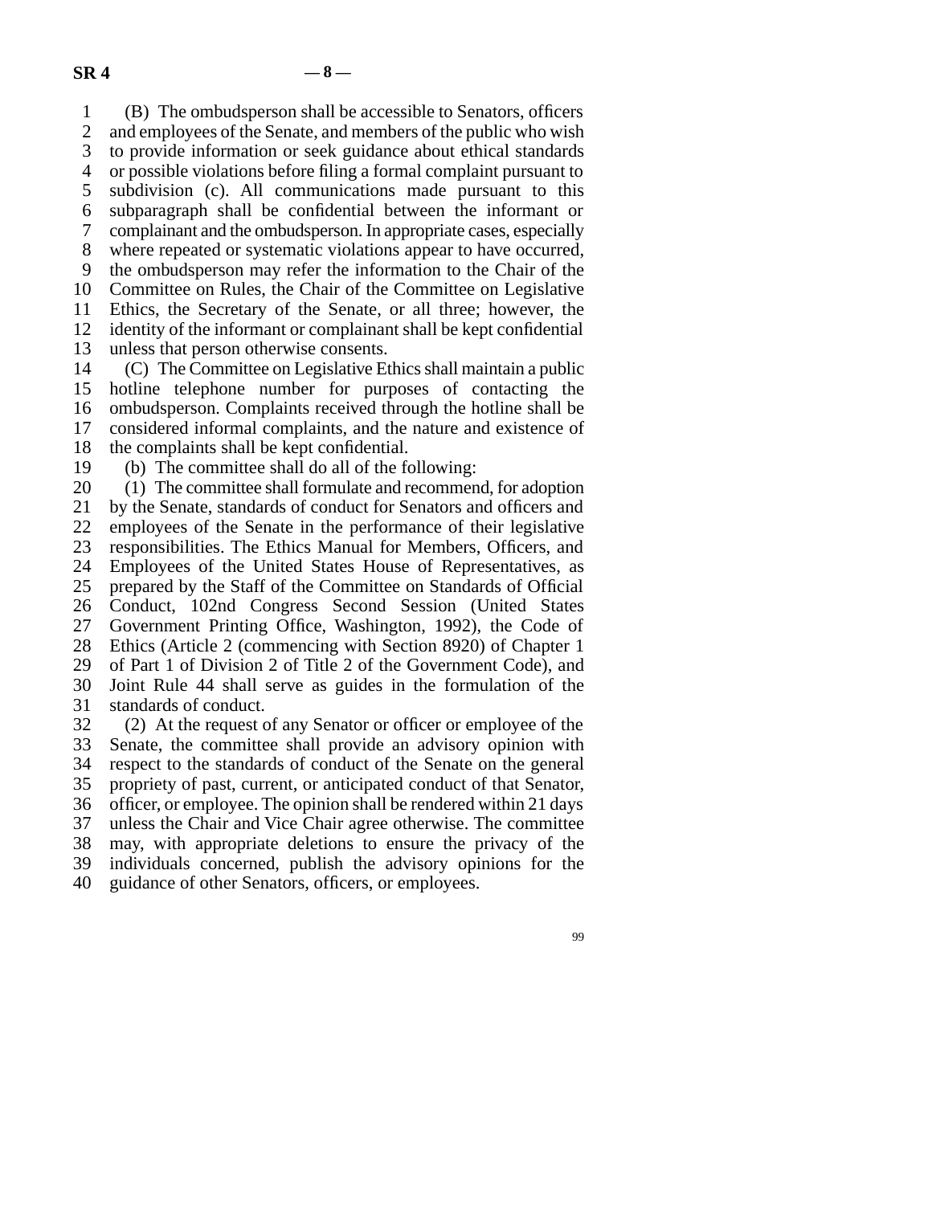(B) The ombudsperson shall be accessible to Senators, officers and employees of the Senate, and members of the public who wish to provide information or seek guidance about ethical standards or possible violations before filing a formal complaint pursuant to subdivision (c). All communications made pursuant to this subparagraph shall be confidential between the informant or complainant and the ombudsperson. In appropriate cases, especially where repeated or systematic violations appear to have occurred, the ombudsperson may refer the information to the Chair of the Committee on Rules, the Chair of the Committee on Legislative Ethics, the Secretary of the Senate, or all three; however, the identity of the informant or complainant shall be kept confidential unless that person otherwise consents.

(C) The Committee on Legislative Ethics shall maintain a public hotline telephone number for purposes of contacting the ombudsperson. Complaints received through the hotline shall be considered informal complaints, and the nature and existence of the complaints shall be kept confidential.

(b) The committee shall do all of the following:

(1) The committee shall formulate and recommend, for adoption by the Senate, standards of conduct for Senators and officers and employees of the Senate in the performance of their legislative responsibilities. The Ethics Manual for Members, Officers, and Employees of the United States House of Representatives, as prepared by the Staff of the Committee on Standards of Official Conduct, 102nd Congress Second Session (United States Government Printing Office, Washington, 1992), the Code of Ethics (Article 2 (commencing with Section 8920) of Chapter 1 of Part 1 of Division 2 of Title 2 of the Government Code), and Joint Rule 44 shall serve as guides in the formulation of the standards of conduct.

(2) At the request of any Senator or officer or employee of the Senate, the committee shall provide an advisory opinion with respect to the standards of conduct of the Senate on the general propriety of past, current, or anticipated conduct of that Senator, officer, or employee. The opinion shall be rendered within 21 days unless the Chair and Vice Chair agree otherwise. The committee may, with appropriate deletions to ensure the privacy of the individuals concerned, publish the advisory opinions for the guidance of other Senators, officers, or employees.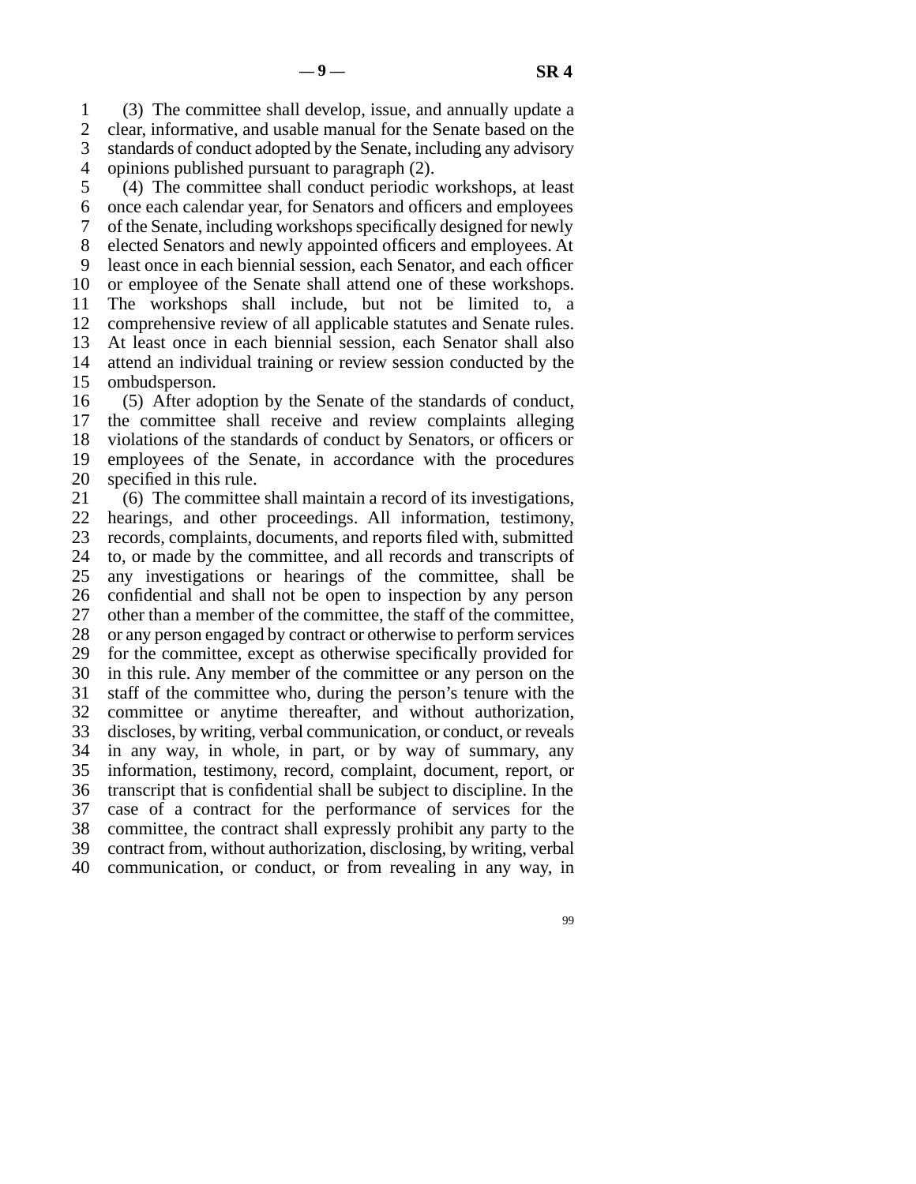(3) The committee shall develop, issue, and annually update a clear, informative, and usable manual for the Senate based on the standards of conduct adopted by the Senate, including any advisory opinions published pursuant to paragraph (2).

(4) The committee shall conduct periodic workshops, at least once each calendar year, for Senators and officers and employees of the Senate, including workshops specifically designed for newly elected Senators and newly appointed officers and employees. At least once in each biennial session, each Senator, and each officer or employee of the Senate shall attend one of these workshops. The workshops shall include, but not be limited to, a comprehensive review of all applicable statutes and Senate rules. At least once in each biennial session, each Senator shall also attend an individual training or review session conducted by the ombudsperson.

(5) After adoption by the Senate of the standards of conduct, the committee shall receive and review complaints alleging violations of the standards of conduct by Senators, or officers or employees of the Senate, in accordance with the procedures specified in this rule.

(6) The committee shall maintain a record of its investigations, hearings, and other proceedings. All information, testimony, records, complaints, documents, and reports filed with, submitted to, or made by the committee, and all records and transcripts of any investigations or hearings of the committee, shall be confidential and shall not be open to inspection by any person other than a member of the committee, the staff of the committee, or any person engaged by contract or otherwise to perform services for the committee, except as otherwise specifically provided for in this rule. Any member of the committee or any person on the staff of the committee who, during the person's tenure with the committee or anytime thereafter, and without authorization, discloses, by writing, verbal communication, or conduct, or reveals in any way, in whole, in part, or by way of summary, any information, testimony, record, complaint, document, report, or transcript that is confidential shall be subject to discipline. In the case of a contract for the performance of services for the committee, the contract shall expressly prohibit any party to the contract from, without authorization, disclosing, by writing, verbal communication, or conduct, or from revealing in any way, in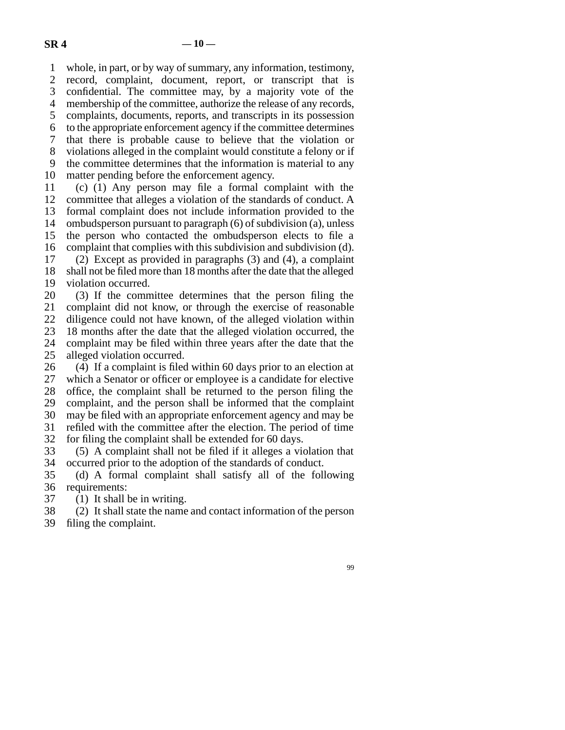whole, in part, or by way of summary, any information, testimony, record, complaint, document, report, or transcript that is confidential. The committee may, by a majority vote of the membership of the committee, authorize the release of any records, complaints, documents, reports, and transcripts in its possession to the appropriate enforcement agency if the committee determines that there is probable cause to believe that the violation or violations alleged in the complaint would constitute a felony or if the committee determines that the information is material to any matter pending before the enforcement agency.

(c) (1) Any person may file a formal complaint with the committee that alleges a violation of the standards of conduct. A formal complaint does not include information provided to the ombudsperson pursuant to paragraph (6) of subdivision (a), unless the person who contacted the ombudsperson elects to file a complaint that complies with this subdivision and subdivision (d).

(2) Except as provided in paragraphs (3) and (4), a complaint shall not be filed more than 18 months after the date that the alleged violation occurred.

(3) If the committee determines that the person filing the complaint did not know, or through the exercise of reasonable diligence could not have known, of the alleged violation within 18 months after the date that the alleged violation occurred, the complaint may be filed within three years after the date that the alleged violation occurred.

(4) If a complaint is filed within 60 days prior to an election at which a Senator or officer or employee is a candidate for elective office, the complaint shall be returned to the person filing the complaint, and the person shall be informed that the complaint may be filed with an appropriate enforcement agency and may be refiled with the committee after the election. The period of time for filing the complaint shall be extended for 60 days.

(5) A complaint shall not be filed if it alleges a violation that occurred prior to the adoption of the standards of conduct.

(d) A formal complaint shall satisfy all of the following requirements:

(1) It shall be in writing.

(2) It shall state the name and contact information of the person filing the complaint.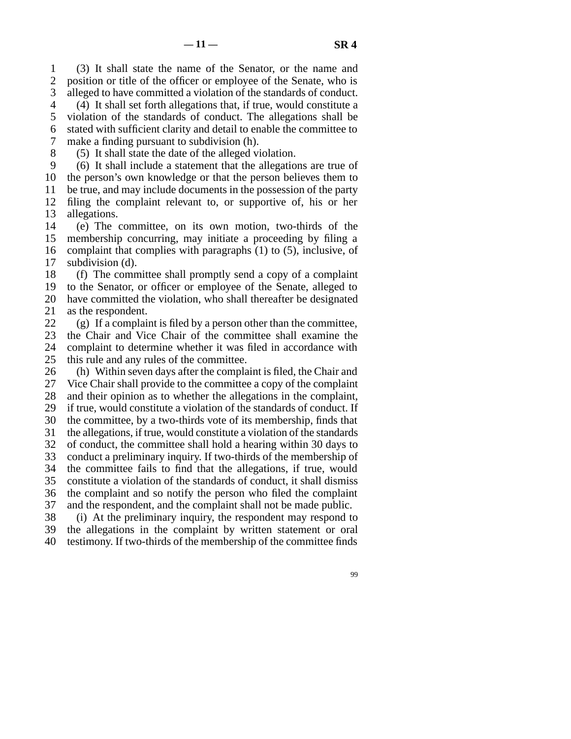(3) It shall state the name of the Senator, or the name and position or title of the officer or employee of the Senate, who is alleged to have committed a violation of the standards of conduct.

(4) It shall set forth allegations that, if true, would constitute a violation of the standards of conduct. The allegations shall be stated with sufficient clarity and detail to enable the committee to make a finding pursuant to subdivision (h).

(5) It shall state the date of the alleged violation.

(6) It shall include a statement that the allegations are true of the person's own knowledge or that the person believes them to be true, and may include documents in the possession of the party filing the complaint relevant to, or supportive of, his or her allegations.

(e) The committee, on its own motion, two-thirds of the membership concurring, may initiate a proceeding by filing a complaint that complies with paragraphs (1) to (5), inclusive, of subdivision (d).

(f) The committee shall promptly send a copy of a complaint to the Senator, or officer or employee of the Senate, alleged to have committed the violation, who shall thereafter be designated as the respondent.

(g) If a complaint is filed by a person other than the committee, the Chair and Vice Chair of the committee shall examine the complaint to determine whether it was filed in accordance with this rule and any rules of the committee.

(h) Within seven days after the complaint is filed, the Chair and Vice Chair shall provide to the committee a copy of the complaint and their opinion as to whether the allegations in the complaint, if true, would constitute a violation of the standards of conduct. If the committee, by a two-thirds vote of its membership, finds that the allegations, if true, would constitute a violation of the standards of conduct, the committee shall hold a hearing within 30 days to conduct a preliminary inquiry. If two-thirds of the membership of the committee fails to find that the allegations, if true, would constitute a violation of the standards of conduct, it shall dismiss the complaint and so notify the person who filed the complaint and the respondent, and the complaint shall not be made public.

(i) At the preliminary inquiry, the respondent may respond to the allegations in the complaint by written statement or oral testimony. If two-thirds of the membership of the committee finds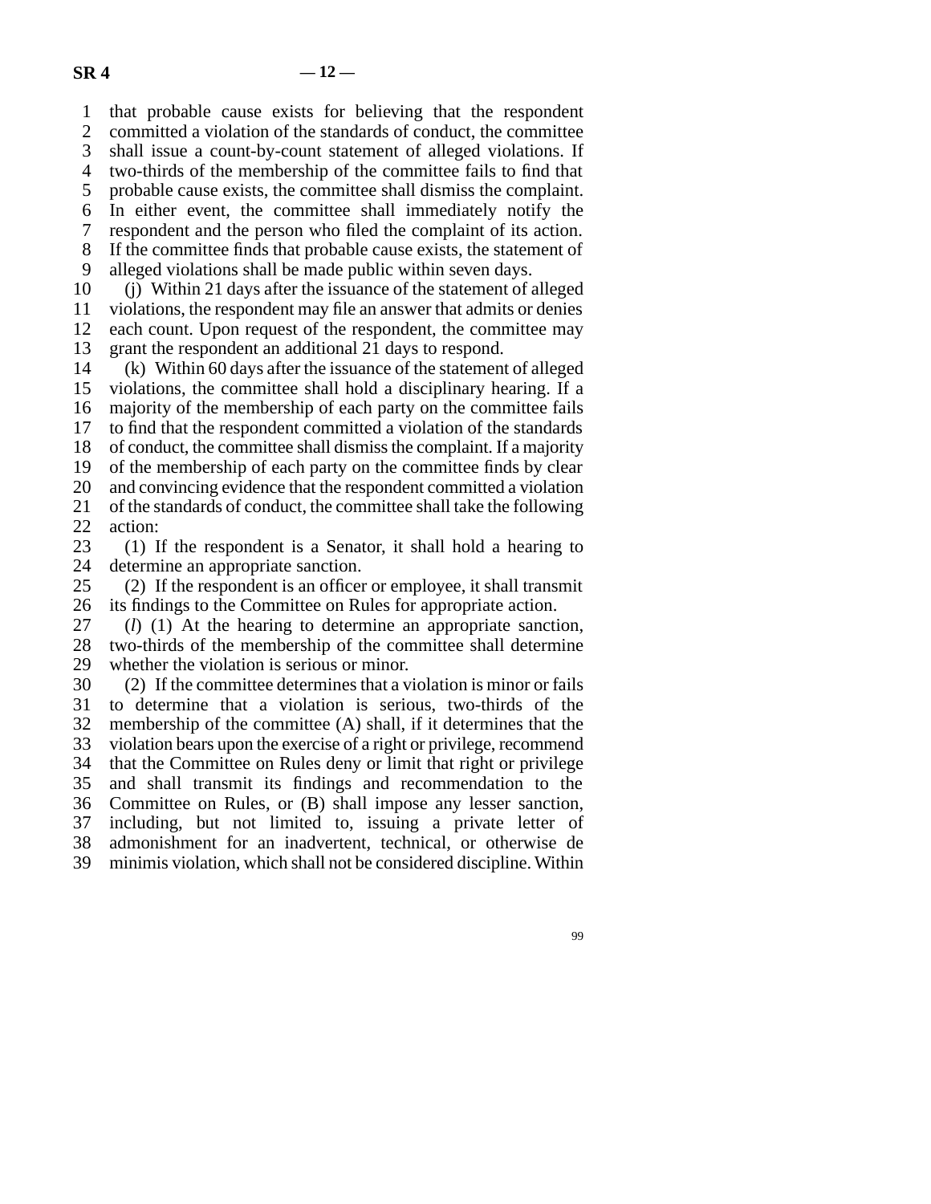that probable cause exists for believing that the respondent committed a violation of the standards of conduct, the committee shall issue a count-by-count statement of alleged violations. If two-thirds of the membership of the committee fails to find that probable cause exists, the committee shall dismiss the complaint. In either event, the committee shall immediately notify the respondent and the person who filed the complaint of its action. If the committee finds that probable cause exists, the statement of alleged violations shall be made public within seven days.

(j) Within 21 days after the issuance of the statement of alleged violations, the respondent may file an answer that admits or denies each count. Upon request of the respondent, the committee may grant the respondent an additional 21 days to respond.

(k) Within 60 days after the issuance of the statement of alleged violations, the committee shall hold a disciplinary hearing. If a majority of the membership of each party on the committee fails to find that the respondent committed a violation of the standards of conduct, the committee shall dismiss the complaint. If a majority of the membership of each party on the committee finds by clear and convincing evidence that the respondent committed a violation of the standards of conduct, the committee shall take the following action:

(1) If the respondent is a Senator, it shall hold a hearing to determine an appropriate sanction.

(2) If the respondent is an officer or employee, it shall transmit its findings to the Committee on Rules for appropriate action.

(*l*) (1) At the hearing to determine an appropriate sanction, two-thirds of the membership of the committee shall determine whether the violation is serious or minor.

(2) If the committee determines that a violation is minor or fails to determine that a violation is serious, two-thirds of the membership of the committee (A) shall, if it determines that the violation bears upon the exercise of a right or privilege, recommend that the Committee on Rules deny or limit that right or privilege and shall transmit its findings and recommendation to the Committee on Rules, or (B) shall impose any lesser sanction, including, but not limited to, issuing a private letter of admonishment for an inadvertent, technical, or otherwise de minimis violation, which shall not be considered discipline. Within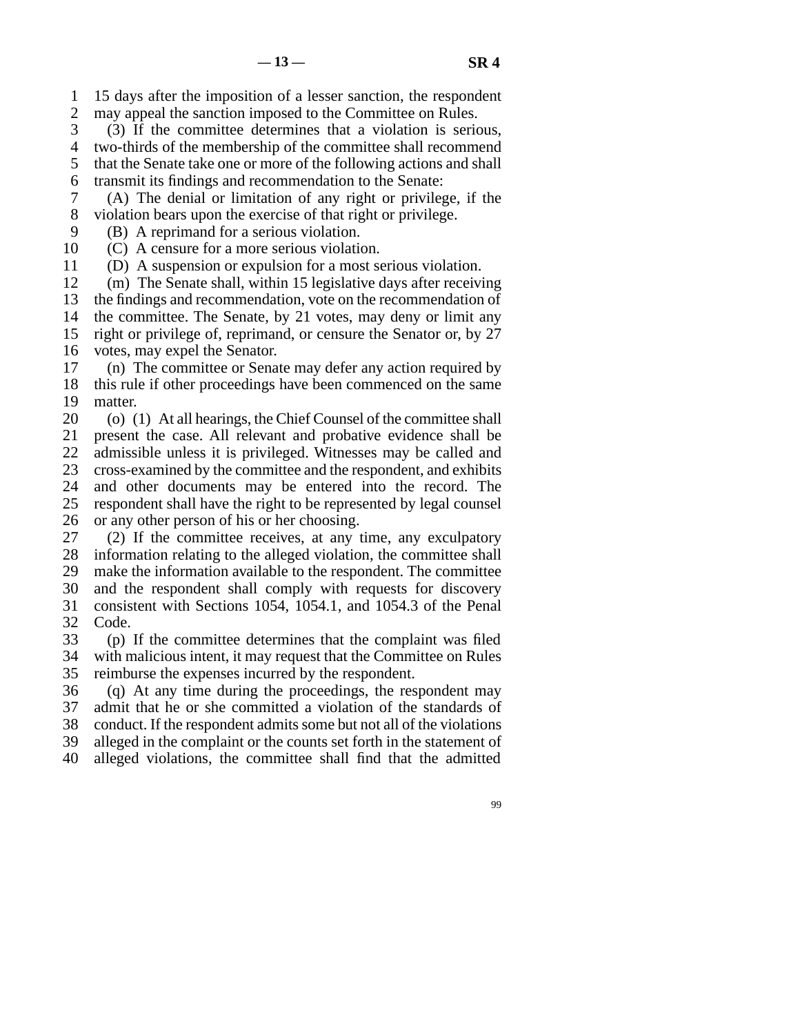15 days after the imposition of a lesser sanction, the respondent may appeal the sanction imposed to the Committee on Rules.

(3) If the committee determines that a violation is serious, two-thirds of the membership of the committee shall recommend that the Senate take one or more of the following actions and shall transmit its findings and recommendation to the Senate:

(A) The denial or limitation of any right or privilege, if the violation bears upon the exercise of that right or privilege.

(B) A reprimand for a serious violation.

(C) A censure for a more serious violation.

(D) A suspension or expulsion for a most serious violation.

(m) The Senate shall, within 15 legislative days after receiving the findings and recommendation, vote on the recommendation of the committee. The Senate, by 21 votes, may deny or limit any right or privilege of, reprimand, or censure the Senator or, by 27 votes, may expel the Senator.

(n) The committee or Senate may defer any action required by this rule if other proceedings have been commenced on the same matter.

(o) (1) At all hearings, the Chief Counsel of the committee shall present the case. All relevant and probative evidence shall be admissible unless it is privileged. Witnesses may be called and cross-examined by the committee and the respondent, and exhibits and other documents may be entered into the record. The respondent shall have the right to be represented by legal counsel or any other person of his or her choosing.

(2) If the committee receives, at any time, any exculpatory information relating to the alleged violation, the committee shall make the information available to the respondent. The committee and the respondent shall comply with requests for discovery consistent with Sections 1054, 1054.1, and 1054.3 of the Penal Code.

(p) If the committee determines that the complaint was filed with malicious intent, it may request that the Committee on Rules reimburse the expenses incurred by the respondent.

(q) At any time during the proceedings, the respondent may admit that he or she committed a violation of the standards of conduct. If the respondent admits some but not all of the violations alleged in the complaint or the counts set forth in the statement of alleged violations, the committee shall find that the admitted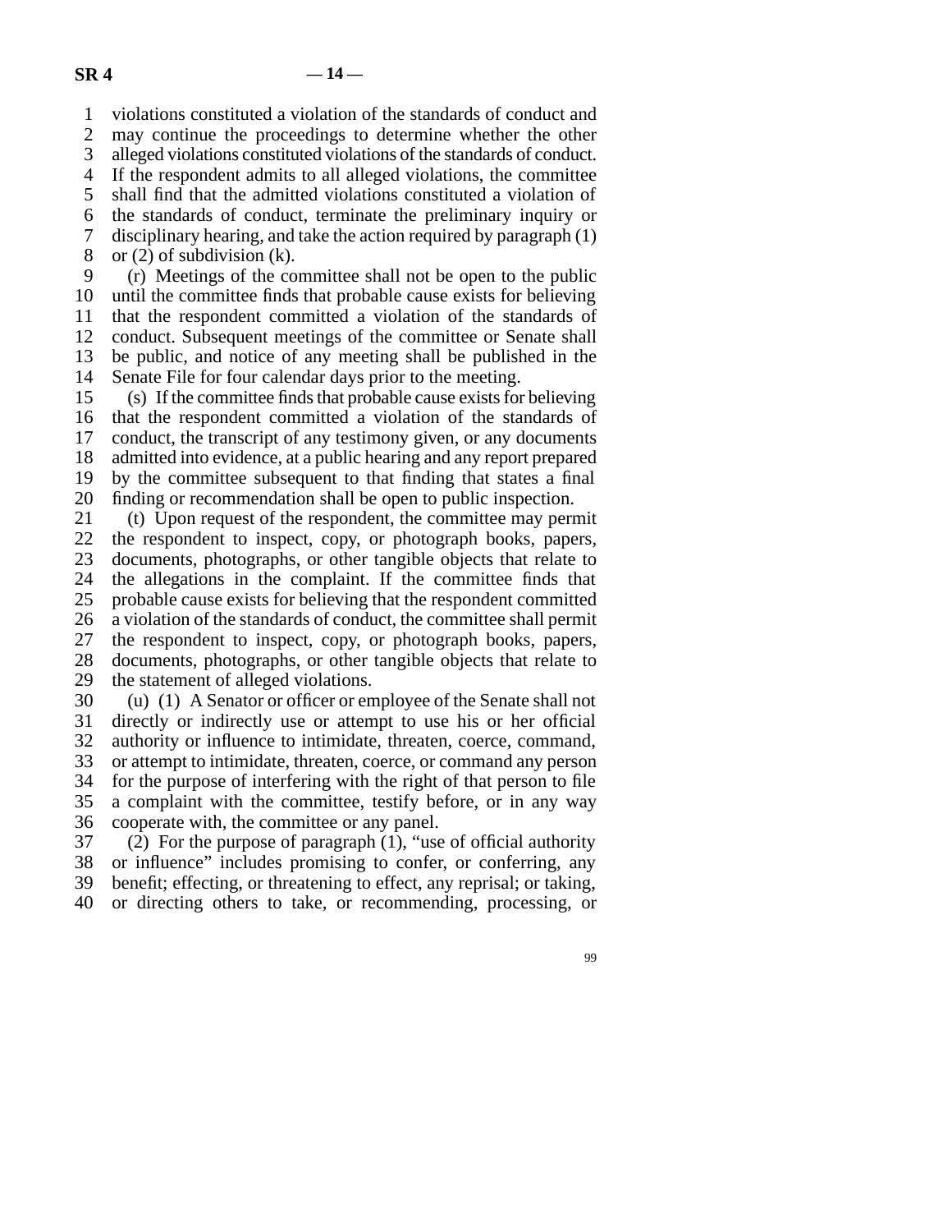violations constituted a violation of the standards of conduct and may continue the proceedings to determine whether the other alleged violations constituted violations of the standards of conduct. If the respondent admits to all alleged violations, the committee shall find that the admitted violations constituted a violation of the standards of conduct, terminate the preliminary inquiry or disciplinary hearing, and take the action required by paragraph (1) or (2) of subdivision (k).

(r) Meetings of the committee shall not be open to the public until the committee finds that probable cause exists for believing that the respondent committed a violation of the standards of conduct. Subsequent meetings of the committee or Senate shall be public, and notice of any meeting shall be published in the Senate File for four calendar days prior to the meeting.

(s) If the committee finds that probable cause exists for believing that the respondent committed a violation of the standards of conduct, the transcript of any testimony given, or any documents admitted into evidence, at a public hearing and any report prepared by the committee subsequent to that finding that states a final finding or recommendation shall be open to public inspection.

(t) Upon request of the respondent, the committee may permit the respondent to inspect, copy, or photograph books, papers, documents, photographs, or other tangible objects that relate to the allegations in the complaint. If the committee finds that probable cause exists for believing that the respondent committed a violation of the standards of conduct, the committee shall permit the respondent to inspect, copy, or photograph books, papers, documents, photographs, or other tangible objects that relate to the statement of alleged violations.

(u) (1) A Senator or officer or employee of the Senate shall not directly or indirectly use or attempt to use his or her official authority or influence to intimidate, threaten, coerce, command, or attempt to intimidate, threaten, coerce, or command any person for the purpose of interfering with the right of that person to file a complaint with the committee, testify before, or in any way cooperate with, the committee or any panel.

(2) For the purpose of paragraph (1), "use of official authority or influence" includes promising to confer, or conferring, any benefit; effecting, or threatening to effect, any reprisal; or taking, or directing others to take, or recommending, processing, or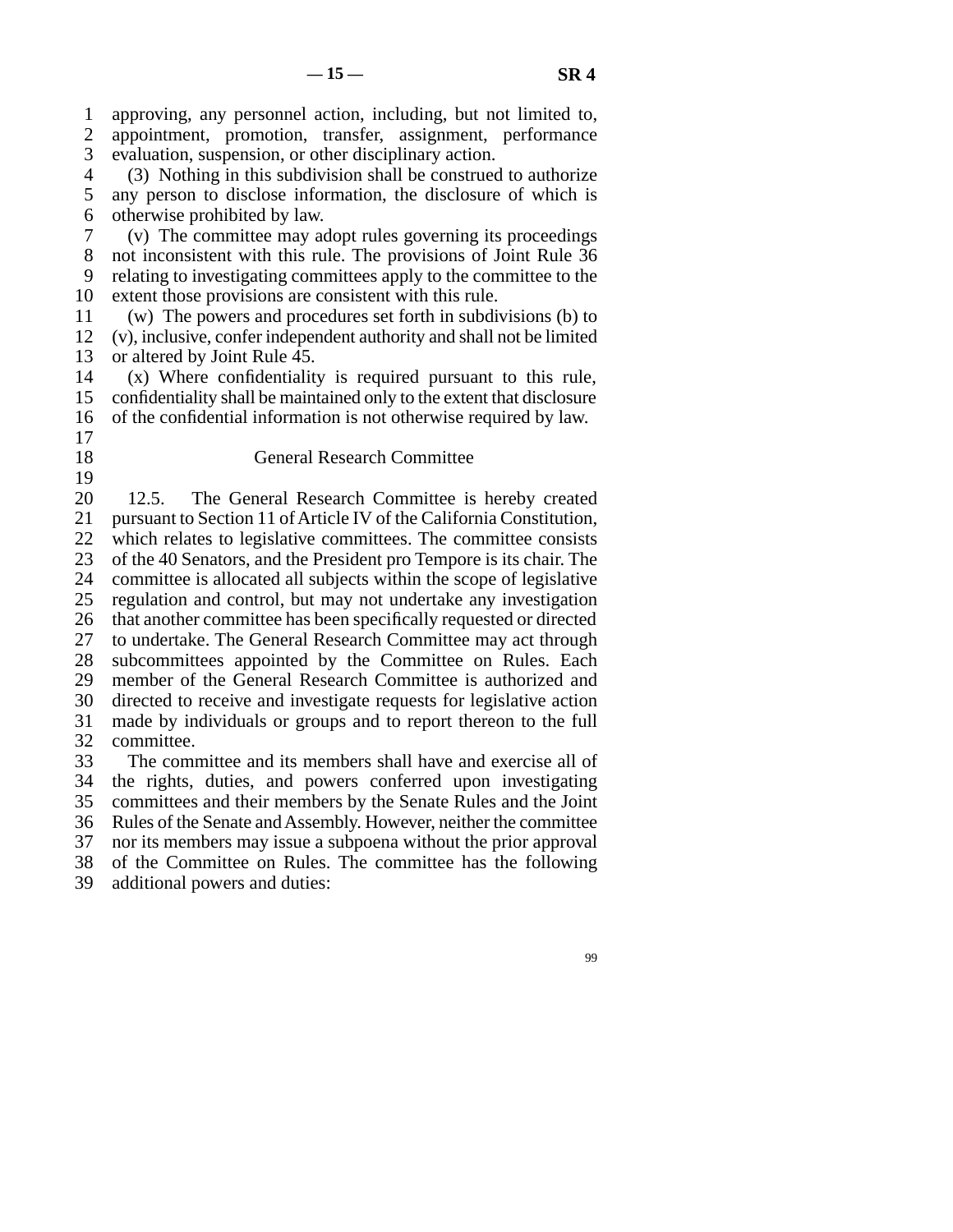approving, any personnel action, including, but not limited to, appointment, promotion, transfer, assignment, performance evaluation, suspension, or other disciplinary action.

(3) Nothing in this subdivision shall be construed to authorize any person to disclose information, the disclosure of which is otherwise prohibited by law.

(v) The committee may adopt rules governing its proceedings not inconsistent with this rule. The provisions of Joint Rule 36 relating to investigating committees apply to the committee to the extent those provisions are consistent with this rule.

(w) The powers and procedures set forth in subdivisions (b) to (v), inclusive, confer independent authority and shall not be limited or altered by Joint Rule 45.

(x) Where confidentiality is required pursuant to this rule, confidentiality shall be maintained only to the extent that disclosure of the confidential information is not otherwise required by law.

## General Research Committee

12.5. The General Research Committee is hereby created pursuant to Section 11 of Article IV of the California Constitution, which relates to legislative committees. The committee consists of the 40 Senators, and the President pro Tempore is its chair. The committee is allocated all subjects within the scope of legislative regulation and control, but may not undertake any investigation that another committee has been specifically requested or directed to undertake. The General Research Committee may act through subcommittees appointed by the Committee on Rules. Each member of the General Research Committee is authorized and directed to receive and investigate requests for legislative action made by individuals or groups and to report thereon to the full committee.

The committee and its members shall have and exercise all of the rights, duties, and powers conferred upon investigating committees and their members by the Senate Rules and the Joint Rules of the Senate and Assembly. However, neither the committee nor its members may issue a subpoena without the prior approval of the Committee on Rules. The committee has the following additional powers and duties: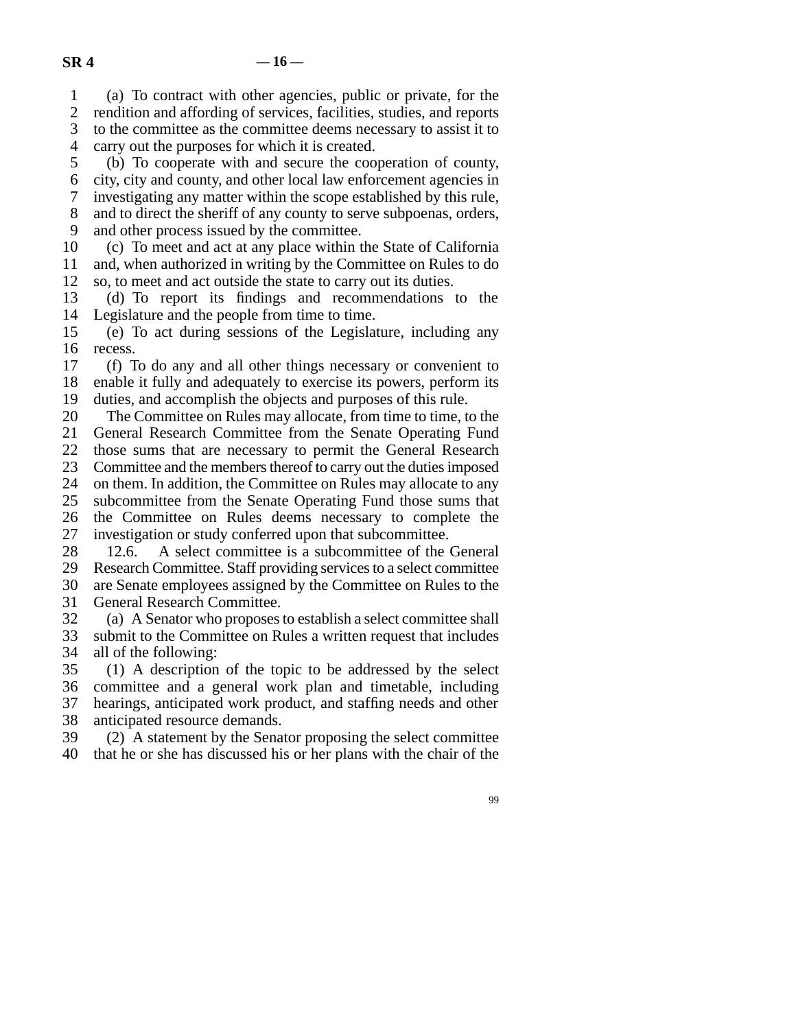(a) To contract with other agencies, public or private, for the rendition and affording of services, facilities, studies, and reports to the committee as the committee deems necessary to assist it to carry out the purposes for which it is created.

(b) To cooperate with and secure the cooperation of county, city, city and county, and other local law enforcement agencies in investigating any matter within the scope established by this rule, and to direct the sheriff of any county to serve subpoenas, orders, and other process issued by the committee.

(c) To meet and act at any place within the State of California and, when authorized in writing by the Committee on Rules to do so, to meet and act outside the state to carry out its duties.

(d) To report its findings and recommendations to the Legislature and the people from time to time.

(e) To act during sessions of the Legislature, including any recess.

(f) To do any and all other things necessary or convenient to enable it fully and adequately to exercise its powers, perform its duties, and accomplish the objects and purposes of this rule.

The Committee on Rules may allocate, from time to time, to the General Research Committee from the Senate Operating Fund those sums that are necessary to permit the General Research Committee and the members thereof to carry out the duties imposed on them. In addition, the Committee on Rules may allocate to any subcommittee from the Senate Operating Fund those sums that the Committee on Rules deems necessary to complete the investigation or study conferred upon that subcommittee.

12.6. A select committee is a subcommittee of the General Research Committee. Staff providing services to a select committee are Senate employees assigned by the Committee on Rules to the General Research Committee.

(a) A Senator who proposes to establish a select committee shall submit to the Committee on Rules a written request that includes all of the following:

(1) A description of the topic to be addressed by the select committee and a general work plan and timetable, including hearings, anticipated work product, and staffing needs and other anticipated resource demands.

(2) A statement by the Senator proposing the select committee that he or she has discussed his or her plans with the chair of the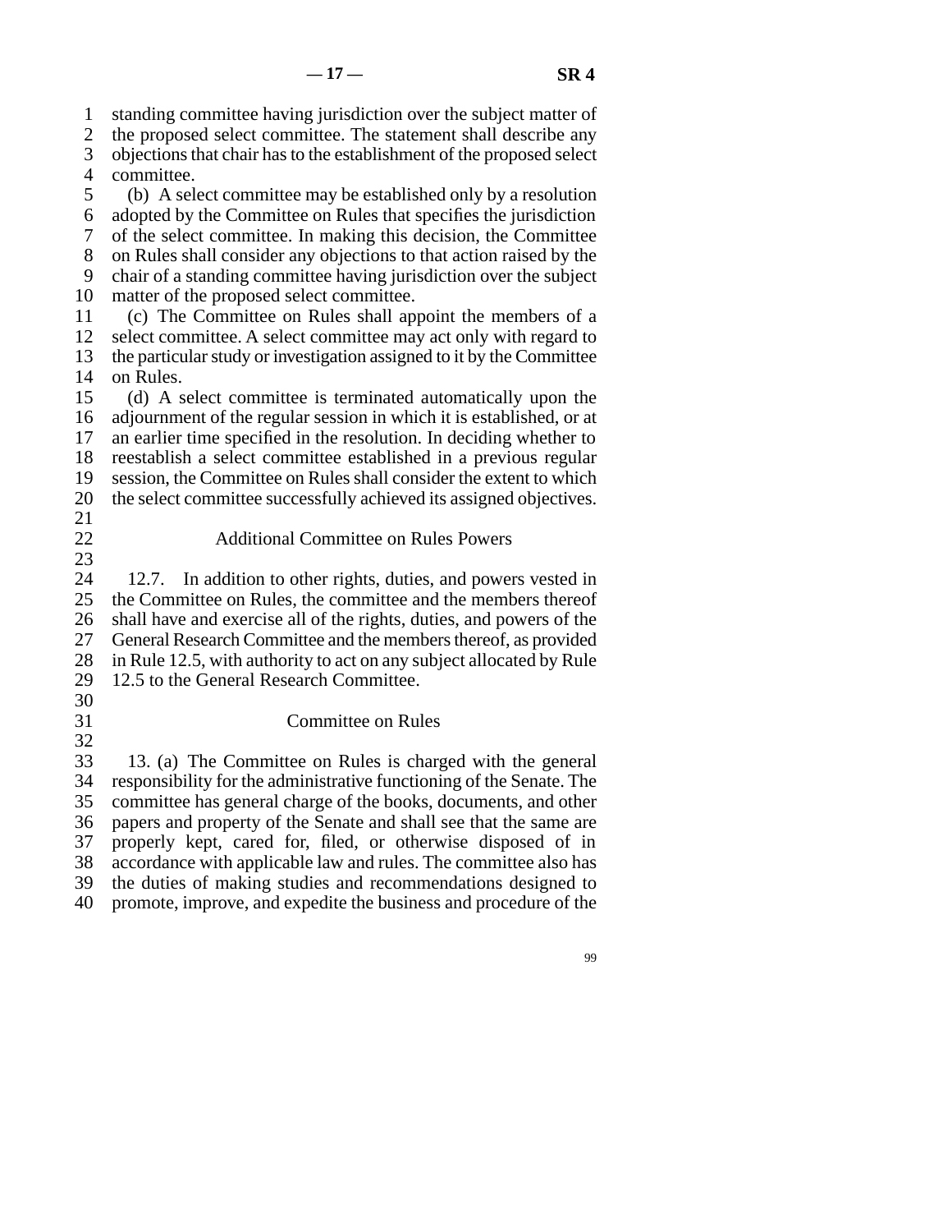standing committee having jurisdiction over the subject matter of the proposed select committee. The statement shall describe any objections that chair has to the establishment of the proposed select committee.

(b) A select committee may be established only by a resolution adopted by the Committee on Rules that specifies the jurisdiction of the select committee. In making this decision, the Committee on Rules shall consider any objections to that action raised by the chair of a standing committee having jurisdiction over the subject matter of the proposed select committee.

(c) The Committee on Rules shall appoint the members of a select committee. A select committee may act only with regard to the particular study or investigation assigned to it by the Committee on Rules.

(d) A select committee is terminated automatically upon the adjournment of the regular session in which it is established, or at an earlier time specified in the resolution. In deciding whether to reestablish a select committee established in a previous regular session, the Committee on Rules shall consider the extent to which the select committee successfully achieved its assigned objectives.

## Additional Committee on Rules Powers

12.7. In addition to other rights, duties, and powers vested in the Committee on Rules, the committee and the members thereof shall have and exercise all of the rights, duties, and powers of the General Research Committee and the members thereof, as provided in Rule 12.5, with authority to act on any subject allocated by Rule 12.5 to the General Research Committee.

## Committee on Rules

13. (a) The Committee on Rules is charged with the general responsibility for the administrative functioning of the Senate. The committee has general charge of the books, documents, and other papers and property of the Senate and shall see that the same are properly kept, cared for, filed, or otherwise disposed of in accordance with applicable law and rules. The committee also has the duties of making studies and recommendations designed to promote, improve, and expedite the business and procedure of the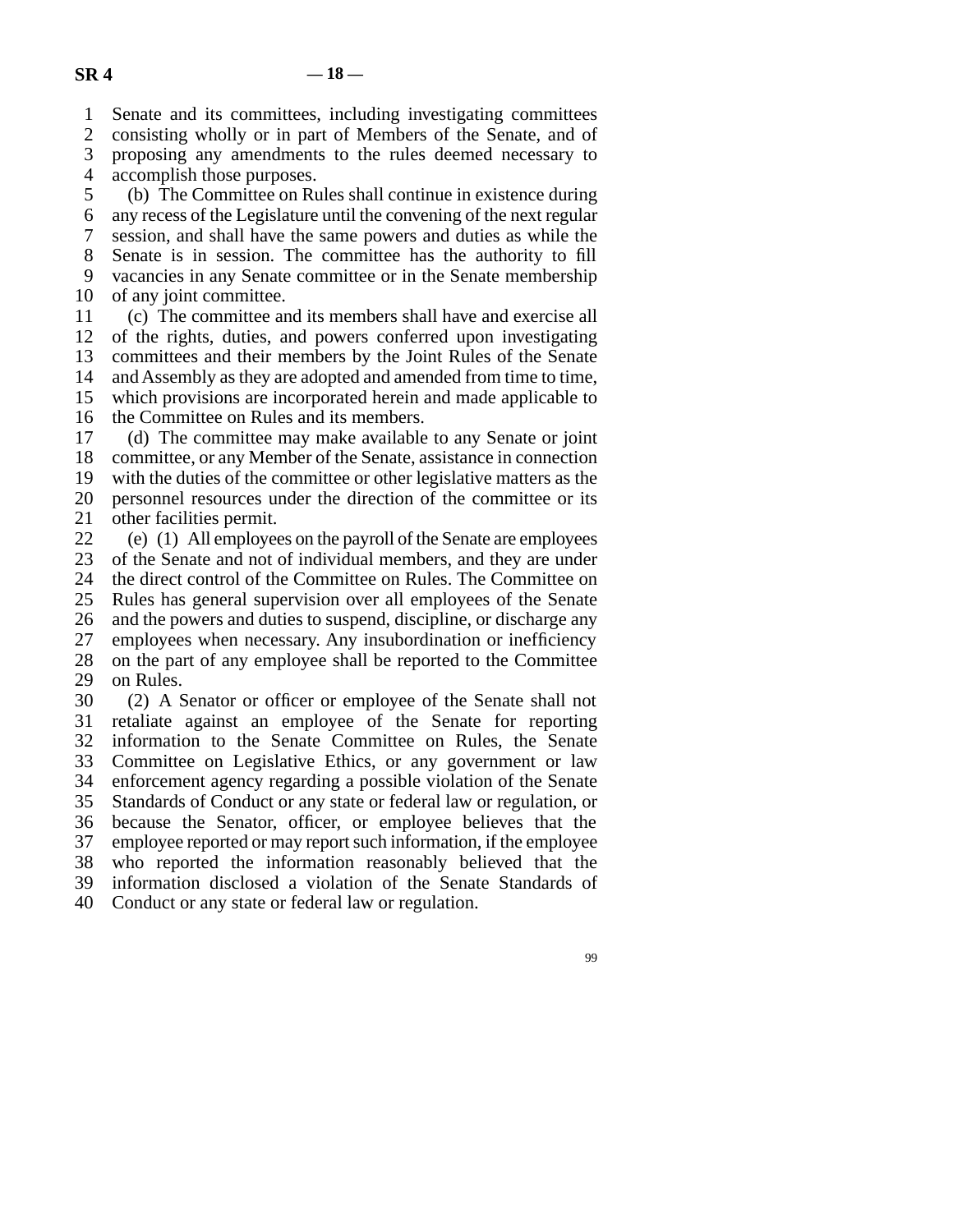Senate and its committees, including investigating committees consisting wholly or in part of Members of the Senate, and of proposing any amendments to the rules deemed necessary to accomplish those purposes.

(b) The Committee on Rules shall continue in existence during any recess of the Legislature until the convening of the next regular session, and shall have the same powers and duties as while the Senate is in session. The committee has the authority to fill vacancies in any Senate committee or in the Senate membership of any joint committee.

(c) The committee and its members shall have and exercise all of the rights, duties, and powers conferred upon investigating committees and their members by the Joint Rules of the Senate and Assembly as they are adopted and amended from time to time, which provisions are incorporated herein and made applicable to the Committee on Rules and its members.

(d) The committee may make available to any Senate or joint committee, or any Member of the Senate, assistance in connection with the duties of the committee or other legislative matters as the personnel resources under the direction of the committee or its other facilities permit.

(e) (1) All employees on the payroll of the Senate are employees of the Senate and not of individual members, and they are under the direct control of the Committee on Rules. The Committee on Rules has general supervision over all employees of the Senate and the powers and duties to suspend, discipline, or discharge any employees when necessary. Any insubordination or inefficiency on the part of any employee shall be reported to the Committee on Rules.

(2) A Senator or officer or employee of the Senate shall not retaliate against an employee of the Senate for reporting information to the Senate Committee on Rules, the Senate Committee on Legislative Ethics, or any government or law enforcement agency regarding a possible violation of the Senate Standards of Conduct or any state or federal law or regulation, or because the Senator, officer, or employee believes that the employee reported or may report such information, if the employee who reported the information reasonably believed that the information disclosed a violation of the Senate Standards of Conduct or any state or federal law or regulation.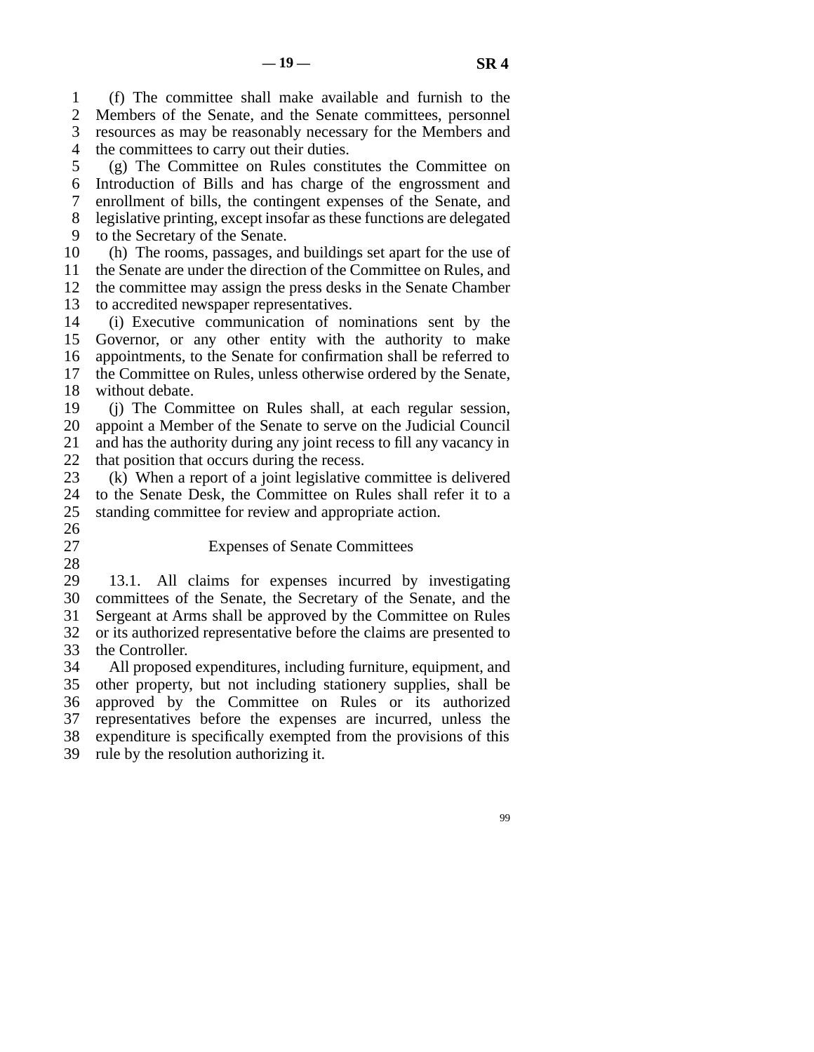(f) The committee shall make available and furnish to the Members of the Senate, and the Senate committees, personnel resources as may be reasonably necessary for the Members and the committees to carry out their duties.

(g) The Committee on Rules constitutes the Committee on Introduction of Bills and has charge of the engrossment and enrollment of bills, the contingent expenses of the Senate, and legislative printing, except insofar as these functions are delegated to the Secretary of the Senate.

(h) The rooms, passages, and buildings set apart for the use of the Senate are under the direction of the Committee on Rules, and the committee may assign the press desks in the Senate Chamber to accredited newspaper representatives.

(i) Executive communication of nominations sent by the Governor, or any other entity with the authority to make appointments, to the Senate for confirmation shall be referred to the Committee on Rules, unless otherwise ordered by the Senate, without debate.

(j) The Committee on Rules shall, at each regular session, appoint a Member of the Senate to serve on the Judicial Council and has the authority during any joint recess to fill any vacancy in that position that occurs during the recess.

(k) When a report of a joint legislative committee is delivered to the Senate Desk, the Committee on Rules shall refer it to a standing committee for review and appropriate action.

## Expenses of Senate Committees

13.1. All claims for expenses incurred by investigating committees of the Senate, the Secretary of the Senate, and the Sergeant at Arms shall be approved by the Committee on Rules or its authorized representative before the claims are presented to the Controller.

All proposed expenditures, including furniture, equipment, and other property, but not including stationery supplies, shall be approved by the Committee on Rules or its authorized representatives before the expenses are incurred, unless the expenditure is specifically exempted from the provisions of this rule by the resolution authorizing it.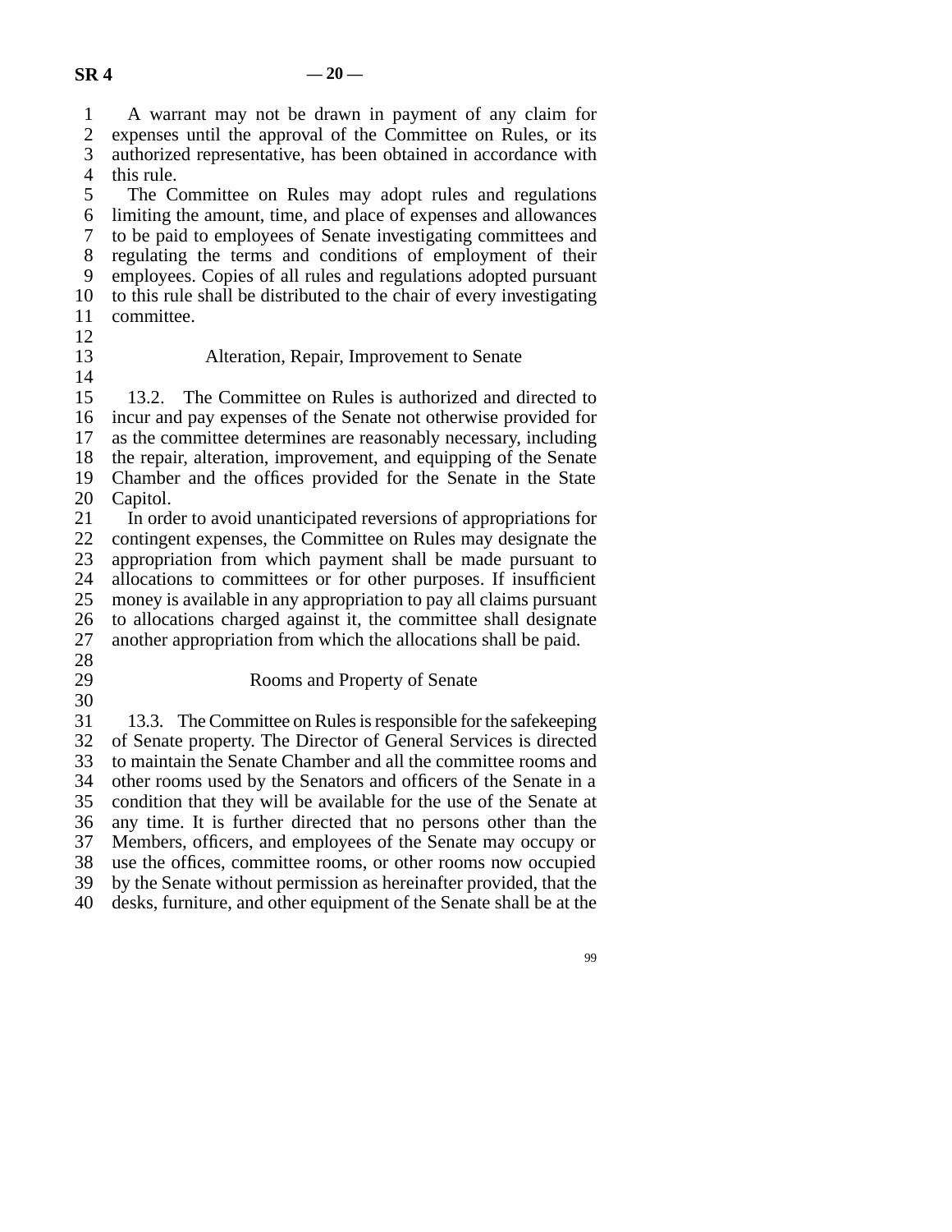A warrant may not be drawn in payment of any claim for expenses until the approval of the Committee on Rules, or its authorized representative, has been obtained in accordance with this rule.

The Committee on Rules may adopt rules and regulations limiting the amount, time, and place of expenses and allowances to be paid to employees of Senate investigating committees and regulating the terms and conditions of employment of their employees. Copies of all rules and regulations adopted pursuant to this rule shall be distributed to the chair of every investigating committee.

### Alteration, Repair, Improvement to Senate

13.2. The Committee on Rules is authorized and directed to incur and pay expenses of the Senate not otherwise provided for as the committee determines are reasonably necessary, including the repair, alteration, improvement, and equipping of the Senate Chamber and the offices provided for the Senate in the State Capitol.

In order to avoid unanticipated reversions of appropriations for contingent expenses, the Committee on Rules may designate the appropriation from which payment shall be made pursuant to allocations to committees or for other purposes. If insufficient money is available in any appropriation to pay all claims pursuant to allocations charged against it, the committee shall designate another appropriation from which the allocations shall be paid.

### Rooms and Property of Senate

13.3. The Committee on Rules is responsible for the safekeeping of Senate property. The Director of General Services is directed to maintain the Senate Chamber and all the committee rooms and other rooms used by the Senators and officers of the Senate in a condition that they will be available for the use of the Senate at any time. It is further directed that no persons other than the Members, officers, and employees of the Senate may occupy or use the offices, committee rooms, or other rooms now occupied by the Senate without permission as hereinafter provided, that the desks, furniture, and other equipment of the Senate shall be at the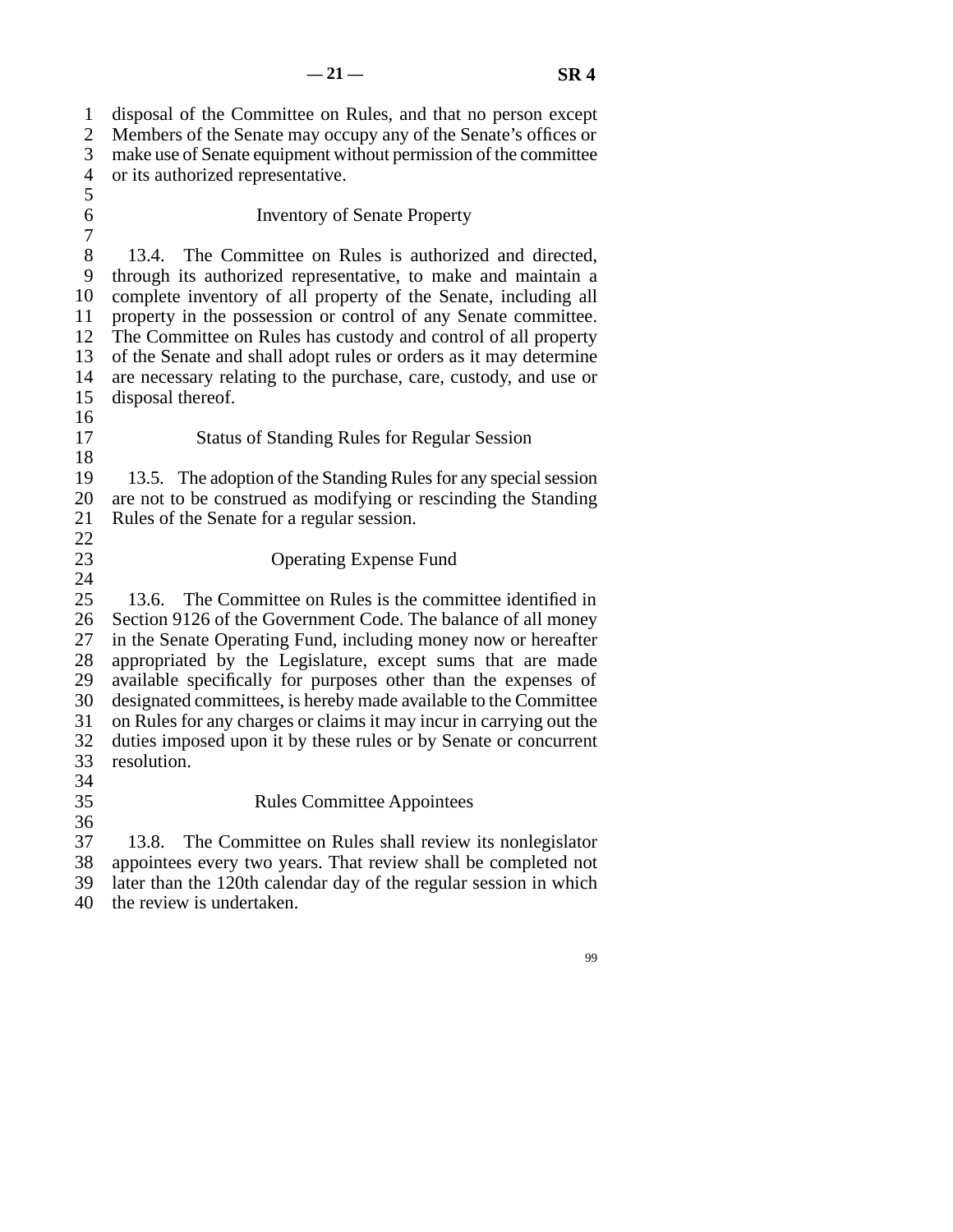disposal of the Committee on Rules, and that no person except Members of the Senate may occupy any of the Senate's offices or make use of Senate equipment without permission of the committee or its authorized representative.

### Inventory of Senate Property

13.4. The Committee on Rules is authorized and directed, through its authorized representative, to make and maintain a complete inventory of all property of the Senate, including all property in the possession or control of any Senate committee. The Committee on Rules has custody and control of all property of the Senate and shall adopt rules or orders as it may determine are necessary relating to the purchase, care, custody, and use or disposal thereof.

### Status of Standing Rules for Regular Session

13.5. The adoption of the Standing Rules for any special session are not to be construed as modifying or rescinding the Standing Rules of the Senate for a regular session.

### Operating Expense Fund

13.6. The Committee on Rules is the committee identified in Section 9126 of the Government Code. The balance of all money in the Senate Operating Fund, including money now or hereafter appropriated by the Legislature, except sums that are made available specifically for purposes other than the expenses of designated committees, is hereby made available to the Committee on Rules for any charges or claims it may incur in carrying out the duties imposed upon it by these rules or by Senate or concurrent resolution.

### Rules Committee Appointees

13.8. The Committee on Rules shall review its nonlegislator appointees every two years. That review shall be completed not later than the 120th calendar day of the regular session in which the review is undertaken.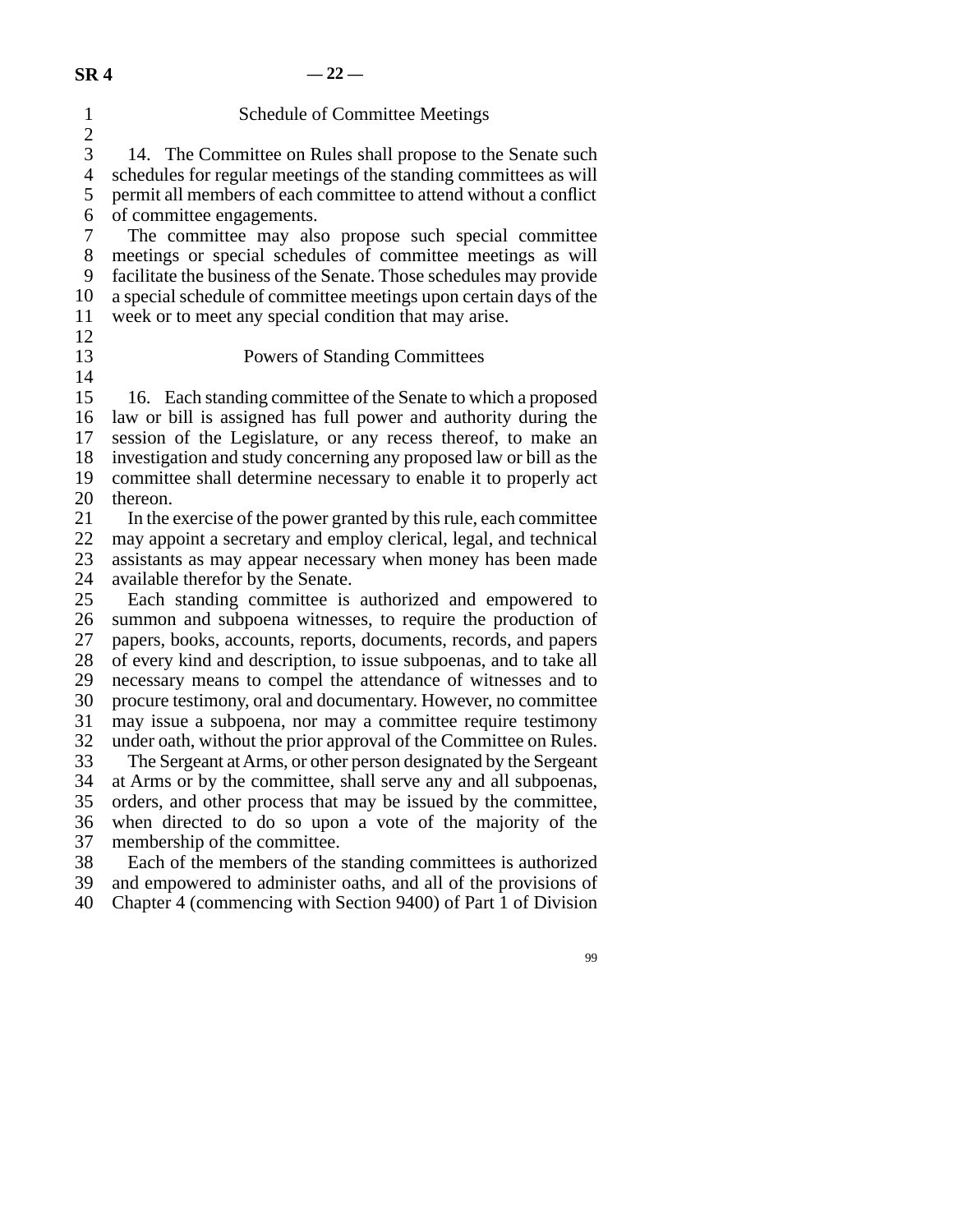## Schedule of Committee Meetings

14. The Committee on Rules shall propose to the Senate such schedules for regular meetings of the standing committees as will permit all members of each committee to attend without a conflict of committee engagements.

The committee may also propose such special committee meetings or special schedules of committee meetings as will facilitate the business of the Senate. Those schedules may provide a special schedule of committee meetings upon certain days of the week or to meet any special condition that may arise.

## Powers of Standing Committees

16. Each standing committee of the Senate to which a proposed law or bill is assigned has full power and authority during the session of the Legislature, or any recess thereof, to make an investigation and study concerning any proposed law or bill as the committee shall determine necessary to enable it to properly act thereon.

In the exercise of the power granted by this rule, each committee may appoint a secretary and employ clerical, legal, and technical assistants as may appear necessary when money has been made available therefor by the Senate.

Each standing committee is authorized and empowered to summon and subpoena witnesses, to require the production of papers, books, accounts, reports, documents, records, and papers of every kind and description, to issue subpoenas, and to take all necessary means to compel the attendance of witnesses and to procure testimony, oral and documentary. However, no committee may issue a subpoena, nor may a committee require testimony under oath, without the prior approval of the Committee on Rules.

The Sergeant at Arms, or other person designated by the Sergeant at Arms or by the committee, shall serve any and all subpoenas, orders, and other process that may be issued by the committee, when directed to do so upon a vote of the majority of the membership of the committee.

Each of the members of the standing committees is authorized and empowered to administer oaths, and all of the provisions of Chapter 4 (commencing with Section 9400) of Part 1 of Division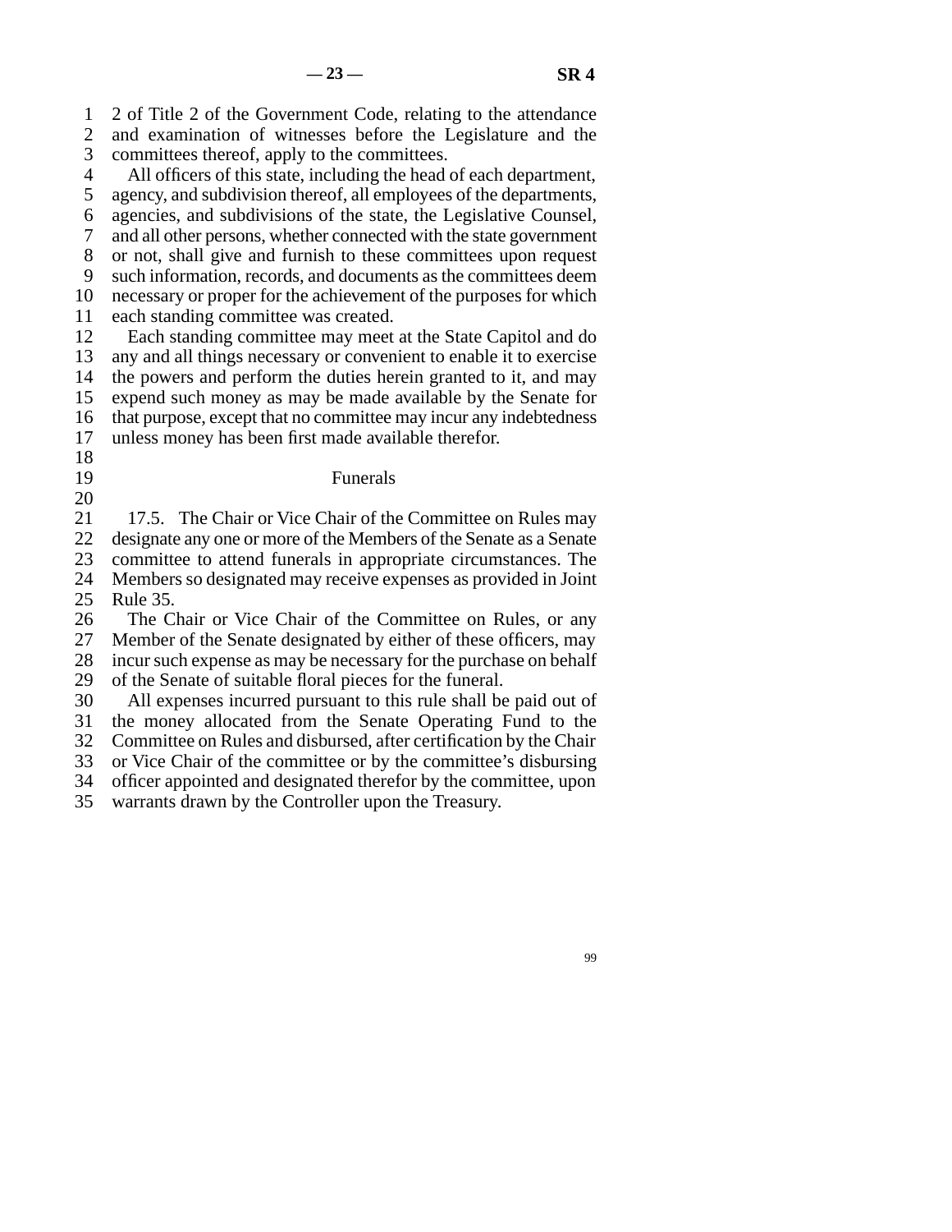2 of Title 2 of the Government Code, relating to the attendance and examination of witnesses before the Legislature and the committees thereof, apply to the committees.

All officers of this state, including the head of each department, agency, and subdivision thereof, all employees of the departments, agencies, and subdivisions of the state, the Legislative Counsel, and all other persons, whether connected with the state government or not, shall give and furnish to these committees upon request such information, records, and documents as the committees deem necessary or proper for the achievement of the purposes for which each standing committee was created.

Each standing committee may meet at the State Capitol and do any and all things necessary or convenient to enable it to exercise the powers and perform the duties herein granted to it, and may expend such money as may be made available by the Senate for that purpose, except that no committee may incur any indebtedness unless money has been first made available therefor.

### Funerals

17.5. The Chair or Vice Chair of the Committee on Rules may designate any one or more of the Members of the Senate as a Senate committee to attend funerals in appropriate circumstances. The Members so designated may receive expenses as provided in Joint Rule 35.

The Chair or Vice Chair of the Committee on Rules, or any Member of the Senate designated by either of these officers, may incur such expense as may be necessary for the purchase on behalf of the Senate of suitable floral pieces for the funeral.

All expenses incurred pursuant to this rule shall be paid out of the money allocated from the Senate Operating Fund to the Committee on Rules and disbursed, after certification by the Chair or Vice Chair of the committee or by the committee's disbursing officer appointed and designated therefor by the committee, upon warrants drawn by the Controller upon the Treasury.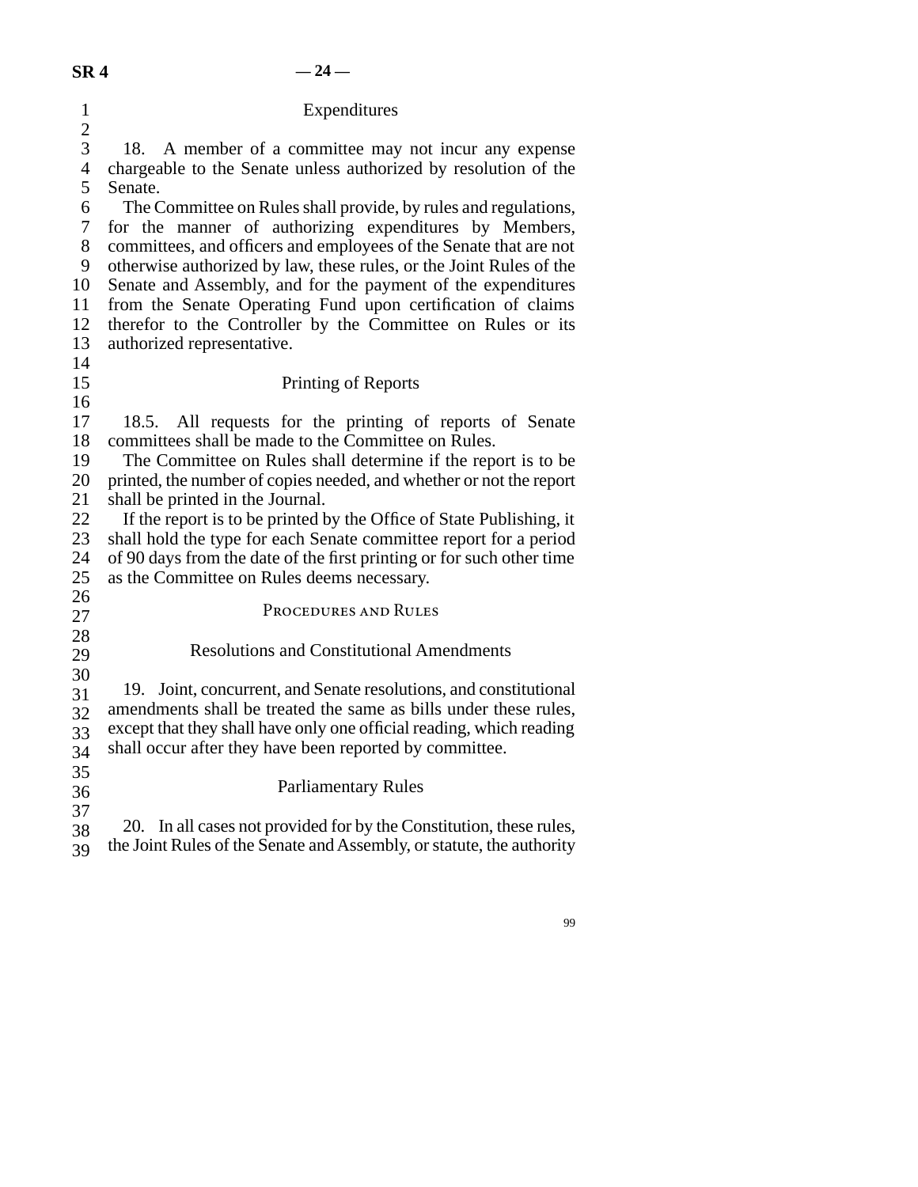### Expenditures

18. A member of a committee may not incur any expense chargeable to the Senate unless authorized by resolution of the Senate.

The Committee on Rules shall provide, by rules and regulations, for the manner of authorizing expenditures by Members, committees, and officers and employees of the Senate that are not otherwise authorized by law, these rules, or the Joint Rules of the Senate and Assembly, and for the payment of the expenditures from the Senate Operating Fund upon certification of claims therefor to the Controller by the Committee on Rules or its authorized representative.

### Printing of Reports

18.5. All requests for the printing of reports of Senate committees shall be made to the Committee on Rules.

The Committee on Rules shall determine if the report is to be printed, the number of copies needed, and whether or not the report shall be printed in the Journal.

If the report is to be printed by the Office of State Publishing, it shall hold the type for each Senate committee report for a period of 90 days from the date of the first printing or for such other time as the Committee on Rules deems necessary.

## Procedures and Rules

### Resolutions and Constitutional Amendments

19. Joint, concurrent, and Senate resolutions, and constitutional amendments shall be treated the same as bills under these rules, except that they shall have only one official reading, which reading shall occur after they have been reported by committee.

### Parliamentary Rules

20. In all cases not provided for by the Constitution, these rules, the Joint Rules of the Senate and Assembly, or statute, the authority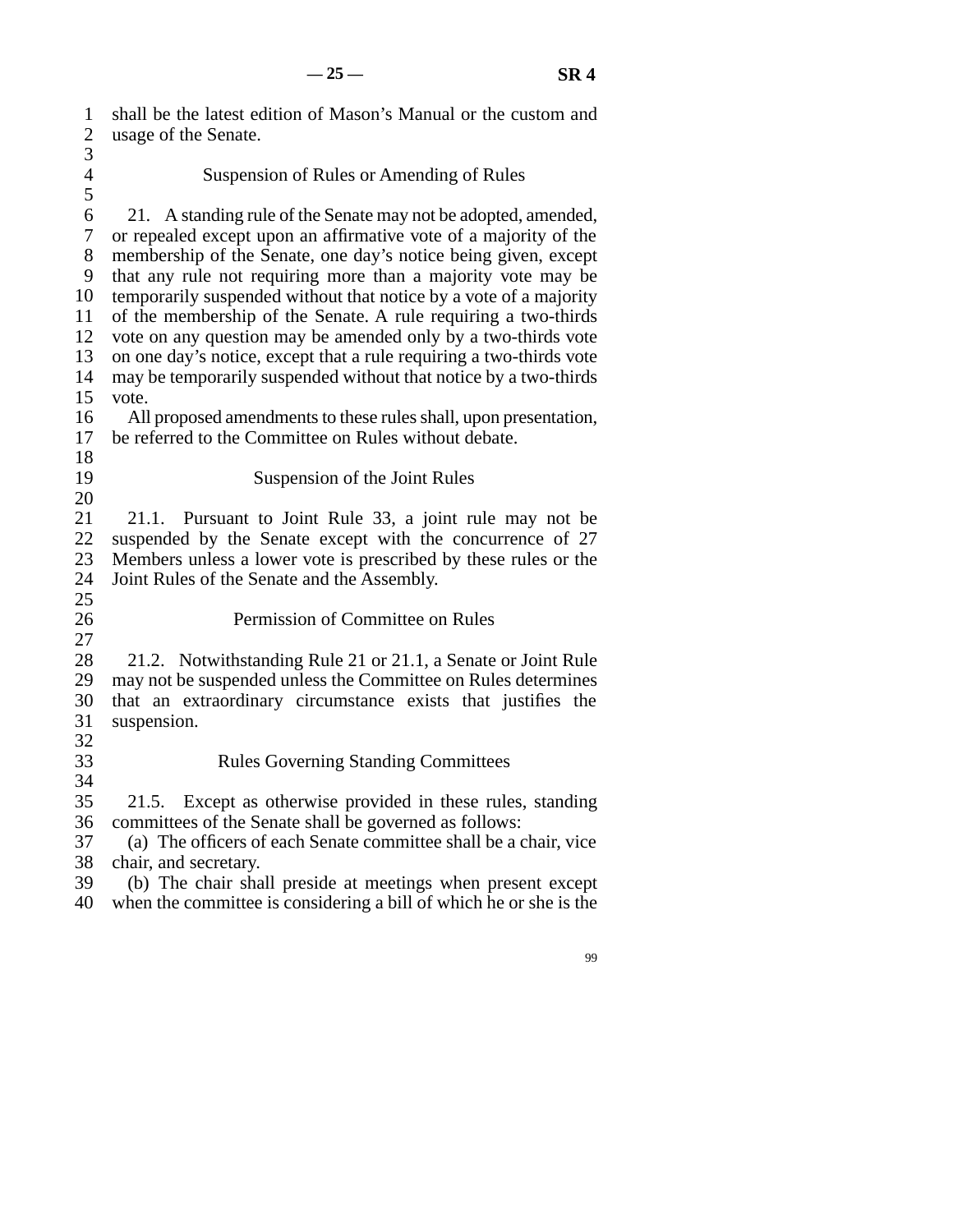shall be the latest edition of Mason's Manual or the custom and usage of the Senate.

### Suspension of Rules or Amending of Rules

21. A standing rule of the Senate may not be adopted, amended, or repealed except upon an affirmative vote of a majority of the membership of the Senate, one day's notice being given, except that any rule not requiring more than a majority vote may be temporarily suspended without that notice by a vote of a majority of the membership of the Senate. A rule requiring a two-thirds vote on any question may be amended only by a two-thirds vote on one day's notice, except that a rule requiring a two-thirds vote may be temporarily suspended without that notice by a two-thirds vote.

All proposed amendments to these rules shall, upon presentation, be referred to the Committee on Rules without debate.

### Suspension of the Joint Rules

21.1. Pursuant to Joint Rule 33, a joint rule may not be suspended by the Senate except with the concurrence of 27 Members unless a lower vote is prescribed by these rules or the Joint Rules of the Senate and the Assembly.

### Permission of Committee on Rules

21.2. Notwithstanding Rule 21 or 21.1, a Senate or Joint Rule may not be suspended unless the Committee on Rules determines that an extraordinary circumstance exists that justifies the suspension.

### Rules Governing Standing Committees

21.5. Except as otherwise provided in these rules, standing committees of the Senate shall be governed as follows:

(a) The officers of each Senate committee shall be a chair, vice chair, and secretary.

(b) The chair shall preside at meetings when present except when the committee is considering a bill of which he or she is the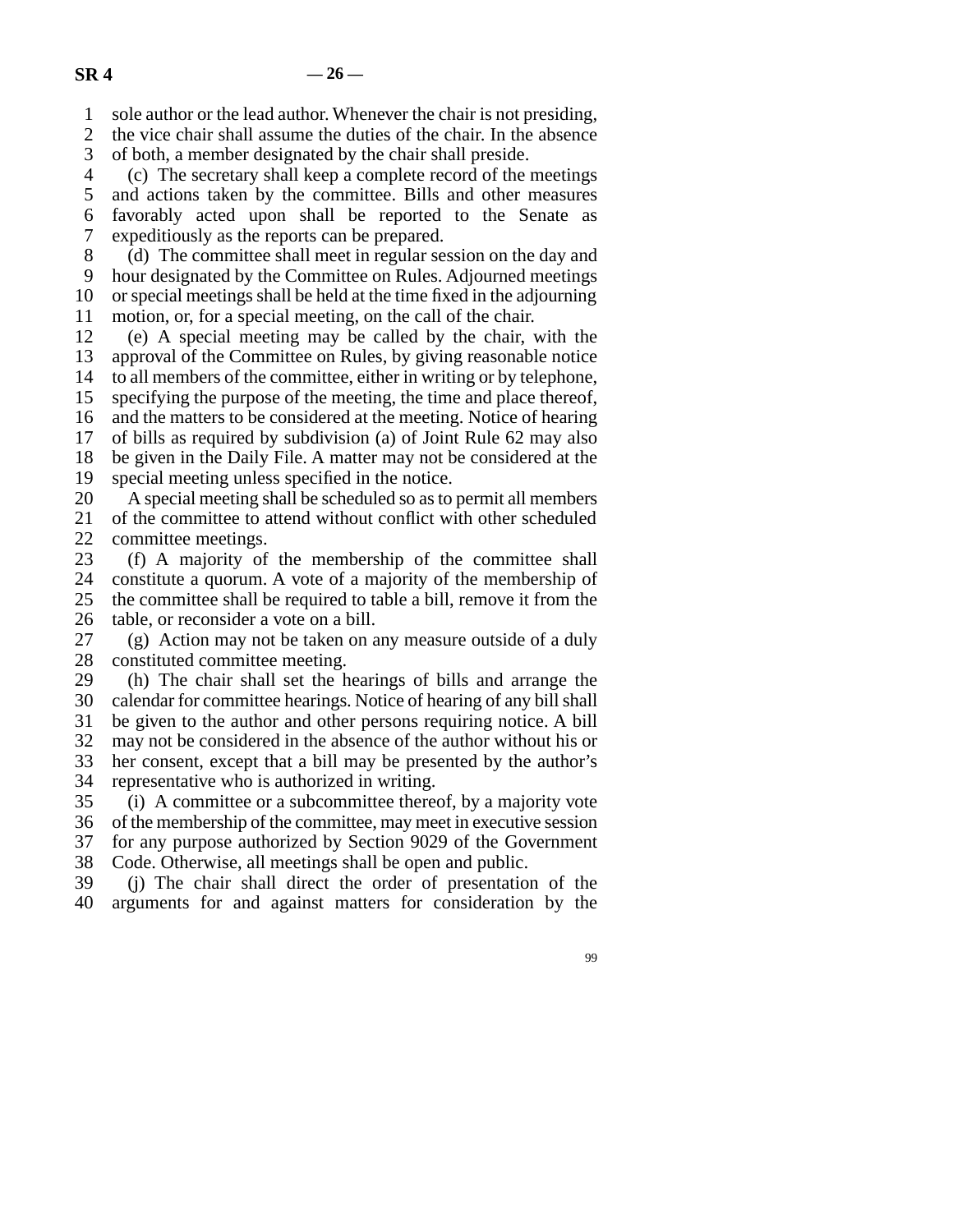sole author or the lead author. Whenever the chair is not presiding, the vice chair shall assume the duties of the chair. In the absence of both, a member designated by the chair shall preside.

(c) The secretary shall keep a complete record of the meetings and actions taken by the committee. Bills and other measures favorably acted upon shall be reported to the Senate as expeditiously as the reports can be prepared.

(d) The committee shall meet in regular session on the day and hour designated by the Committee on Rules. Adjourned meetings or special meetings shall be held at the time fixed in the adjourning motion, or, for a special meeting, on the call of the chair.

(e) A special meeting may be called by the chair, with the approval of the Committee on Rules, by giving reasonable notice to all members of the committee, either in writing or by telephone, specifying the purpose of the meeting, the time and place thereof, and the matters to be considered at the meeting. Notice of hearing of bills as required by subdivision (a) of Joint Rule 62 may also be given in the Daily File. A matter may not be considered at the special meeting unless specified in the notice.

A special meeting shall be scheduled so as to permit all members of the committee to attend without conflict with other scheduled committee meetings.

(f) A majority of the membership of the committee shall constitute a quorum. A vote of a majority of the membership of the committee shall be required to table a bill, remove it from the table, or reconsider a vote on a bill.

(g) Action may not be taken on any measure outside of a duly constituted committee meeting.

(h) The chair shall set the hearings of bills and arrange the calendar for committee hearings. Notice of hearing of any bill shall be given to the author and other persons requiring notice. A bill may not be considered in the absence of the author without his or her consent, except that a bill may be presented by the author's representative who is authorized in writing.

(i) A committee or a subcommittee thereof, by a majority vote of the membership of the committee, may meet in executive session for any purpose authorized by Section 9029 of the Government Code. Otherwise, all meetings shall be open and public.

(j) The chair shall direct the order of presentation of the arguments for and against matters for consideration by the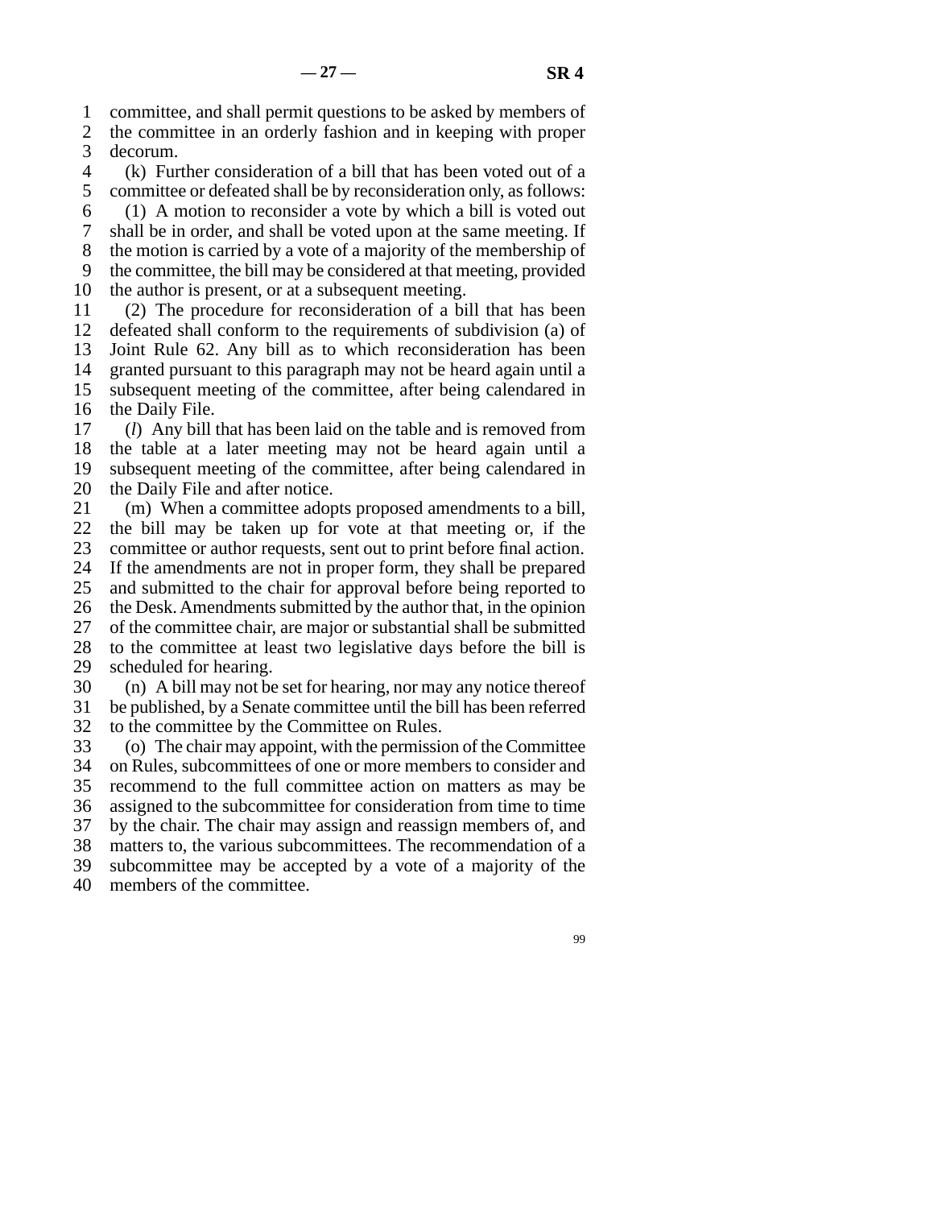committee, and shall permit questions to be asked by members of the committee in an orderly fashion and in keeping with proper decorum.

(k) Further consideration of a bill that has been voted out of a committee or defeated shall be by reconsideration only, as follows:

(1) A motion to reconsider a vote by which a bill is voted out shall be in order, and shall be voted upon at the same meeting. If the motion is carried by a vote of a majority of the membership of the committee, the bill may be considered at that meeting, provided the author is present, or at a subsequent meeting.

(2) The procedure for reconsideration of a bill that has been defeated shall conform to the requirements of subdivision (a) of Joint Rule 62. Any bill as to which reconsideration has been granted pursuant to this paragraph may not be heard again until a subsequent meeting of the committee, after being calendared in the Daily File.

(*l*) Any bill that has been laid on the table and is removed from the table at a later meeting may not be heard again until a subsequent meeting of the committee, after being calendared in the Daily File and after notice.

(m) When a committee adopts proposed amendments to a bill, the bill may be taken up for vote at that meeting or, if the committee or author requests, sent out to print before final action. If the amendments are not in proper form, they shall be prepared and submitted to the chair for approval before being reported to the Desk. Amendments submitted by the author that, in the opinion of the committee chair, are major or substantial shall be submitted to the committee at least two legislative days before the bill is scheduled for hearing.

(n) A bill may not be set for hearing, nor may any notice thereof be published, by a Senate committee until the bill has been referred to the committee by the Committee on Rules.

(o) The chair may appoint, with the permission of the Committee on Rules, subcommittees of one or more members to consider and recommend to the full committee action on matters as may be assigned to the subcommittee for consideration from time to time by the chair. The chair may assign and reassign members of, and matters to, the various subcommittees. The recommendation of a subcommittee may be accepted by a vote of a majority of the members of the committee.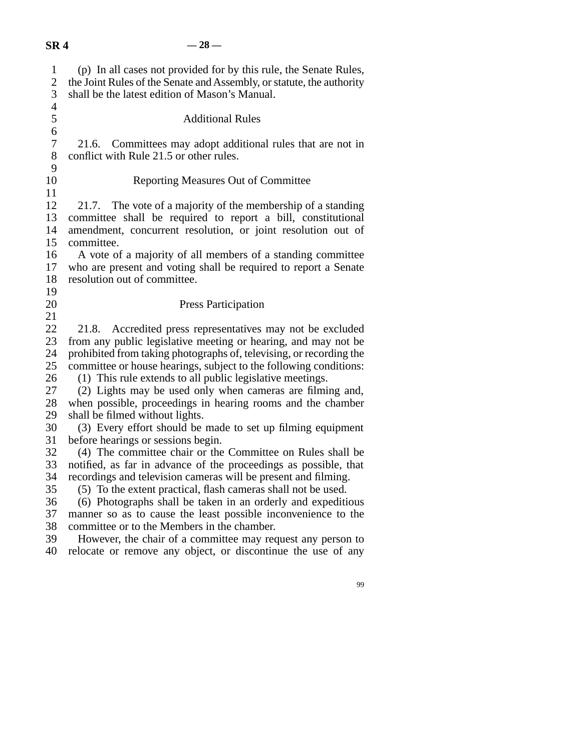(p) In all cases not provided for by this rule, the Senate Rules, the Joint Rules of the Senate and Assembly, or statute, the authority shall be the latest edition of Mason's Manual.

### Additional Rules

21.6. Committees may adopt additional rules that are not in conflict with Rule 21.5 or other rules.

### Reporting Measures Out of Committee

21.7. The vote of a majority of the membership of a standing committee shall be required to report a bill, constitutional amendment, concurrent resolution, or joint resolution out of committee.

A vote of a majority of all members of a standing committee who are present and voting shall be required to report a Senate resolution out of committee.

### Press Participation

21.8. Accredited press representatives may not be excluded from any public legislative meeting or hearing, and may not be prohibited from taking photographs of, televising, or recording the committee or house hearings, subject to the following conditions:

(1) This rule extends to all public legislative meetings.

(2) Lights may be used only when cameras are filming and, when possible, proceedings in hearing rooms and the chamber shall be filmed without lights.

(3) Every effort should be made to set up filming equipment before hearings or sessions begin.

(4) The committee chair or the Committee on Rules shall be notified, as far in advance of the proceedings as possible, that recordings and television cameras will be present and filming.

(5) To the extent practical, flash cameras shall not be used.

(6) Photographs shall be taken in an orderly and expeditious manner so as to cause the least possible inconvenience to the committee or to the Members in the chamber.

However, the chair of a committee may request any person to relocate or remove any object, or discontinue the use of any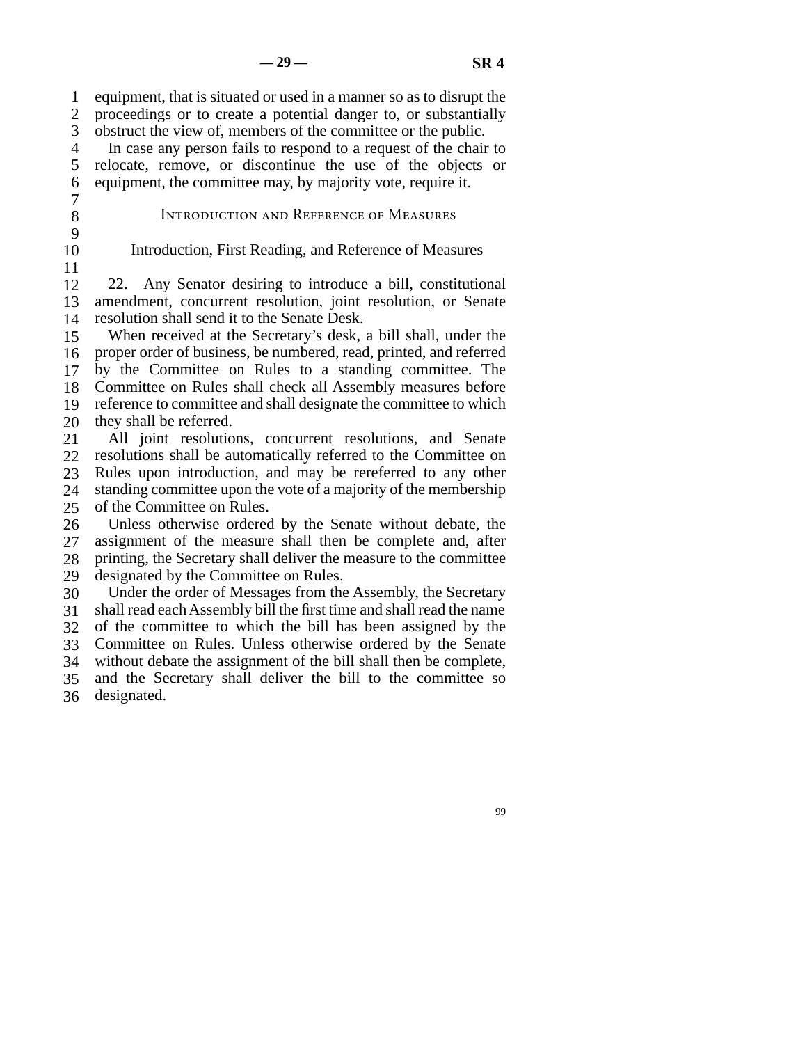equipment, that is situated or used in a manner so as to disrupt the proceedings or to create a potential danger to, or substantially obstruct the view of, members of the committee or the public.

In case any person fails to respond to a request of the chair to relocate, remove, or discontinue the use of the objects or equipment, the committee may, by majority vote, require it.

## Introduction and Reference of Measures

### Introduction, First Reading, and Reference of Measures

22. Any Senator desiring to introduce a bill, constitutional amendment, concurrent resolution, joint resolution, or Senate resolution shall send it to the Senate Desk.

When received at the Secretary's desk, a bill shall, under the proper order of business, be numbered, read, printed, and referred by the Committee on Rules to a standing committee. The Committee on Rules shall check all Assembly measures before reference to committee and shall designate the committee to which they shall be referred.

All joint resolutions, concurrent resolutions, and Senate resolutions shall be automatically referred to the Committee on Rules upon introduction, and may be rereferred to any other standing committee upon the vote of a majority of the membership of the Committee on Rules.

Unless otherwise ordered by the Senate without debate, the assignment of the measure shall then be complete and, after printing, the Secretary shall deliver the measure to the committee designated by the Committee on Rules.

Under the order of Messages from the Assembly, the Secretary shall read each Assembly bill the first time and shall read the name of the committee to which the bill has been assigned by the Committee on Rules. Unless otherwise ordered by the Senate without debate the assignment of the bill shall then be complete, and the Secretary shall deliver the bill to the committee so designated.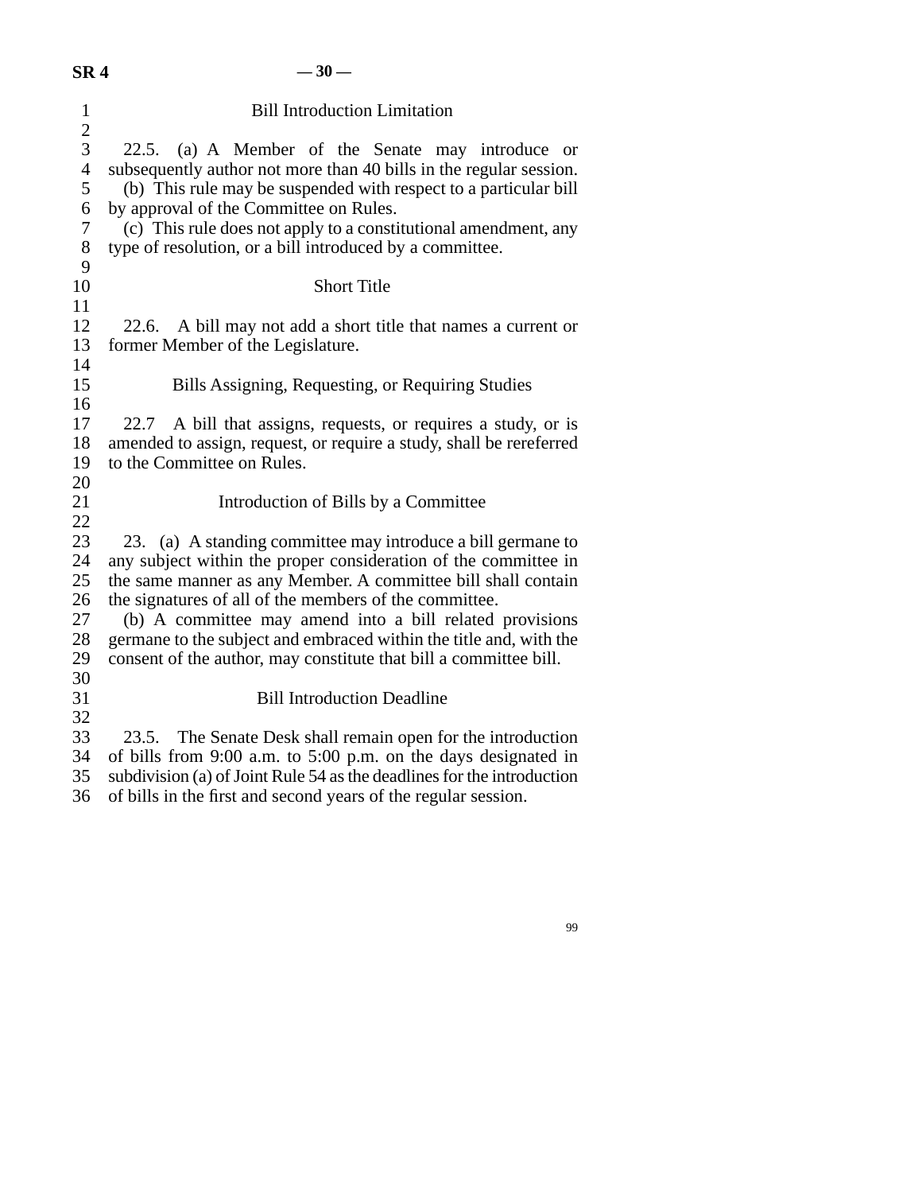## Bill Introduction Limitation

22.5. (a) A Member of the Senate may introduce or subsequently author not more than 40 bills in the regular session.

(b) This rule may be suspended with respect to a particular bill by approval of the Committee on Rules.

(c) This rule does not apply to a constitutional amendment, any type of resolution, or a bill introduced by a committee.

## Short Title

22.6. A bill may not add a short title that names a current or former Member of the Legislature.

## Bills Assigning, Requesting, or Requiring Studies

22.7 A bill that assigns, requests, or requires a study, or is amended to assign, request, or require a study, shall be rereferred to the Committee on Rules.

## Introduction of Bills by a Committee

23. (a) A standing committee may introduce a bill germane to any subject within the proper consideration of the committee in the same manner as any Member. A committee bill shall contain the signatures of all of the members of the committee.

(b) A committee may amend into a bill related provisions germane to the subject and embraced within the title and, with the consent of the author, may constitute that bill a committee bill.

## Bill Introduction Deadline

23.5. The Senate Desk shall remain open for the introduction of bills from 9:00 a.m. to 5:00 p.m. on the days designated in subdivision (a) of Joint Rule 54 as the deadlines for the introduction of bills in the first and second years of the regular session.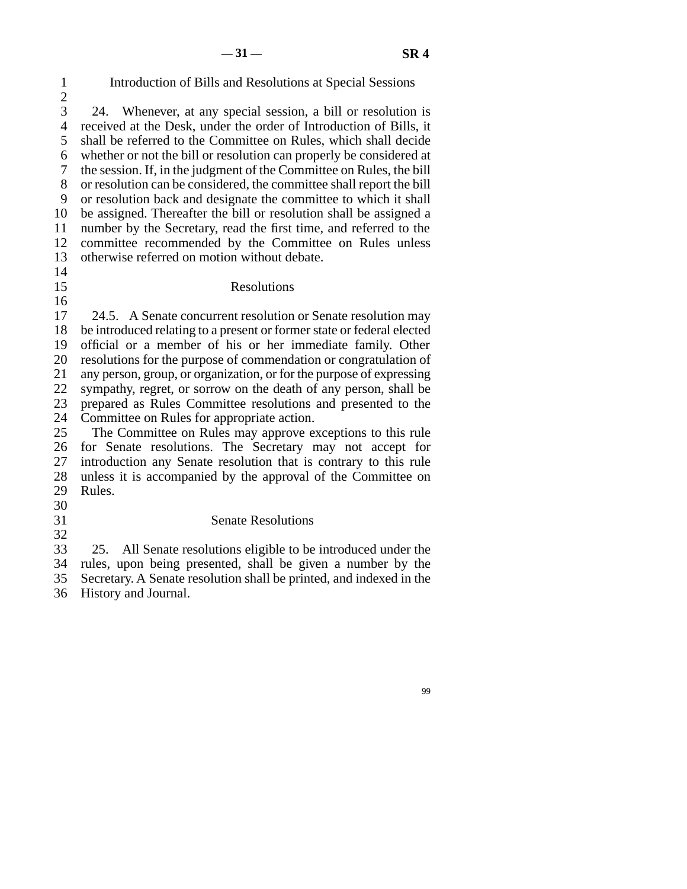## Introduction of Bills and Resolutions at Special Sessions

24. Whenever, at any special session, a bill or resolution is received at the Desk, under the order of Introduction of Bills, it shall be referred to the Committee on Rules, which shall decide whether or not the bill or resolution can properly be considered at the session. If, in the judgment of the Committee on Rules, the bill or resolution can be considered, the committee shall report the bill or resolution back and designate the committee to which it shall be assigned. Thereafter the bill or resolution shall be assigned a number by the Secretary, read the first time, and referred to the committee recommended by the Committee on Rules unless otherwise referred on motion without debate.

## Resolutions

24.5. A Senate concurrent resolution or Senate resolution may be introduced relating to a present or former state or federal elected official or a member of his or her immediate family. Other resolutions for the purpose of commendation or congratulation of any person, group, or organization, or for the purpose of expressing sympathy, regret, or sorrow on the death of any person, shall be prepared as Rules Committee resolutions and presented to the Committee on Rules for appropriate action.

The Committee on Rules may approve exceptions to this rule for Senate resolutions. The Secretary may not accept for introduction any Senate resolution that is contrary to this rule unless it is accompanied by the approval of the Committee on Rules.

## Senate Resolutions

25. All Senate resolutions eligible to be introduced under the rules, upon being presented, shall be given a number by the Secretary. A Senate resolution shall be printed, and indexed in the History and Journal.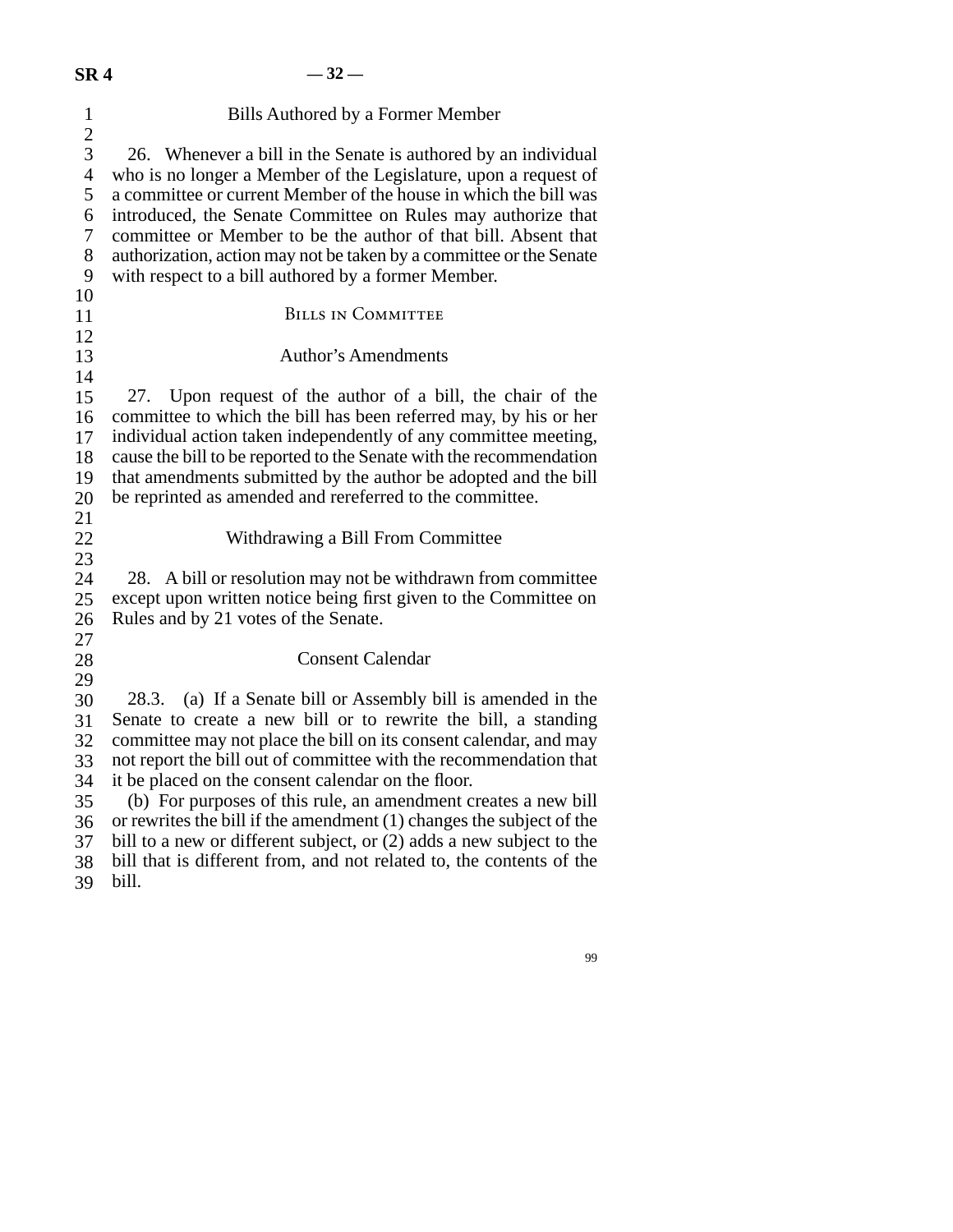### Bills Authored by a Former Member

26. Whenever a bill in the Senate is authored by an individual who is no longer a Member of the Legislature, upon a request of a committee or current Member of the house in which the bill was introduced, the Senate Committee on Rules may authorize that committee or Member to be the author of that bill. Absent that authorization, action may not be taken by a committee or the Senate with respect to a bill authored by a former Member.

## Bills in Committee

### Author's Amendments

27. Upon request of the author of a bill, the chair of the committee to which the bill has been referred may, by his or her individual action taken independently of any committee meeting, cause the bill to be reported to the Senate with the recommendation that amendments submitted by the author be adopted and the bill be reprinted as amended and rereferred to the committee.

### Withdrawing a Bill From Committee

28. A bill or resolution may not be withdrawn from committee except upon written notice being first given to the Committee on Rules and by 21 votes of the Senate.

### Consent Calendar

28.3. (a) If a Senate bill or Assembly bill is amended in the Senate to create a new bill or to rewrite the bill, a standing committee may not place the bill on its consent calendar, and may not report the bill out of committee with the recommendation that it be placed on the consent calendar on the floor.

(b) For purposes of this rule, an amendment creates a new bill or rewrites the bill if the amendment (1) changes the subject of the bill to a new or different subject, or (2) adds a new subject to the bill that is different from, and not related to, the contents of the bill.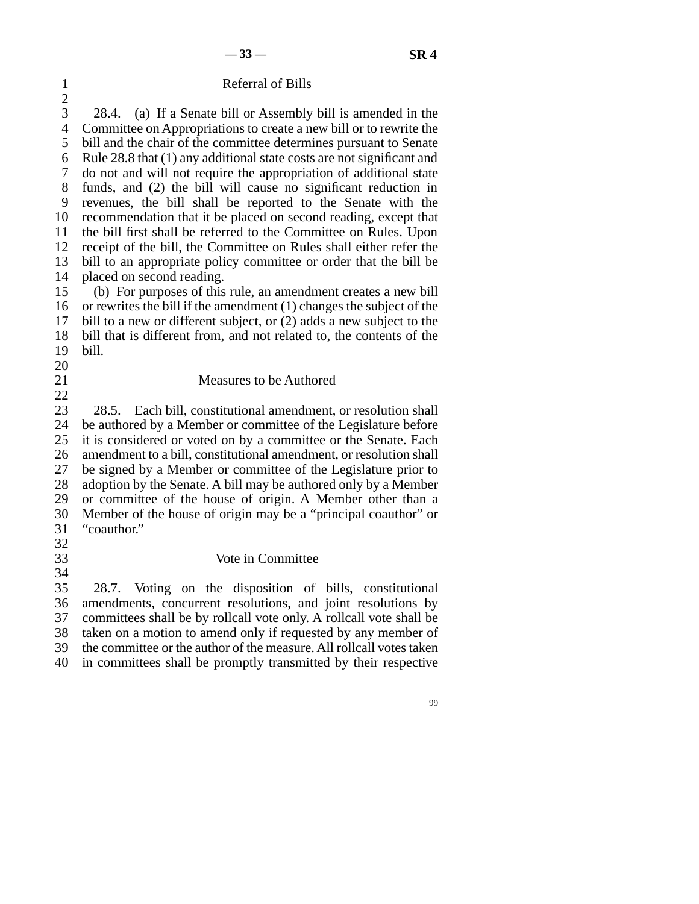### Referral of Bills

28.4. (a) If a Senate bill or Assembly bill is amended in the Committee on Appropriations to create a new bill or to rewrite the bill and the chair of the committee determines pursuant to Senate Rule 28.8 that (1) any additional state costs are not significant and do not and will not require the appropriation of additional state funds, and (2) the bill will cause no significant reduction in revenues, the bill shall be reported to the Senate with the recommendation that it be placed on second reading, except that the bill first shall be referred to the Committee on Rules. Upon receipt of the bill, the Committee on Rules shall either refer the bill to an appropriate policy committee or order that the bill be placed on second reading.

(b) For purposes of this rule, an amendment creates a new bill or rewrites the bill if the amendment (1) changes the subject of the bill to a new or different subject, or (2) adds a new subject to the bill that is different from, and not related to, the contents of the bill.

### Measures to be Authored

28.5. Each bill, constitutional amendment, or resolution shall be authored by a Member or committee of the Legislature before it is considered or voted on by a committee or the Senate. Each amendment to a bill, constitutional amendment, or resolution shall be signed by a Member or committee of the Legislature prior to adoption by the Senate. A bill may be authored only by a Member or committee of the house of origin. A Member other than a Member of the house of origin may be a "principal coauthor" or "coauthor."

### Vote in Committee

28.7. Voting on the disposition of bills, constitutional amendments, concurrent resolutions, and joint resolutions by committees shall be by rollcall vote only. A rollcall vote shall be taken on a motion to amend only if requested by any member of the committee or the author of the measure. All rollcall votes taken in committees shall be promptly transmitted by their respective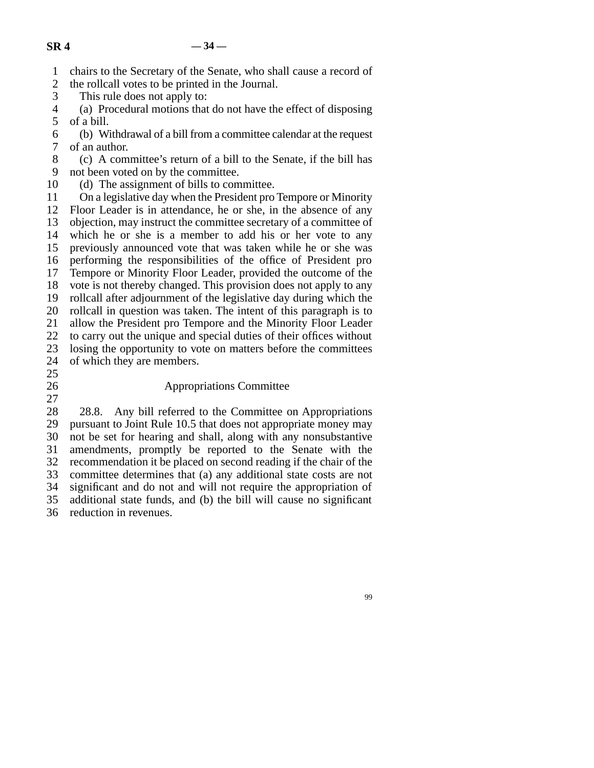chairs to the Secretary of the Senate, who shall cause a record of the rollcall votes to be printed in the Journal.

This rule does not apply to:

(a) Procedural motions that do not have the effect of disposing of a bill.

(b) Withdrawal of a bill from a committee calendar at the request of an author.

(c) A committee's return of a bill to the Senate, if the bill has not been voted on by the committee.

(d) The assignment of bills to committee.

On a legislative day when the President pro Tempore or Minority Floor Leader is in attendance, he or she, in the absence of any objection, may instruct the committee secretary of a committee of which he or she is a member to add his or her vote to any previously announced vote that was taken while he or she was performing the responsibilities of the office of President pro Tempore or Minority Floor Leader, provided the outcome of the vote is not thereby changed. This provision does not apply to any rollcall after adjournment of the legislative day during which the rollcall in question was taken. The intent of this paragraph is to allow the President pro Tempore and the Minority Floor Leader to carry out the unique and special duties of their offices without losing the opportunity to vote on matters before the committees of which they are members.

## Appropriations Committee

28.8. Any bill referred to the Committee on Appropriations pursuant to Joint Rule 10.5 that does not appropriate money may not be set for hearing and shall, along with any nonsubstantive amendments, promptly be reported to the Senate with the recommendation it be placed on second reading if the chair of the committee determines that (a) any additional state costs are not significant and do not and will not require the appropriation of additional state funds, and (b) the bill will cause no significant reduction in revenues.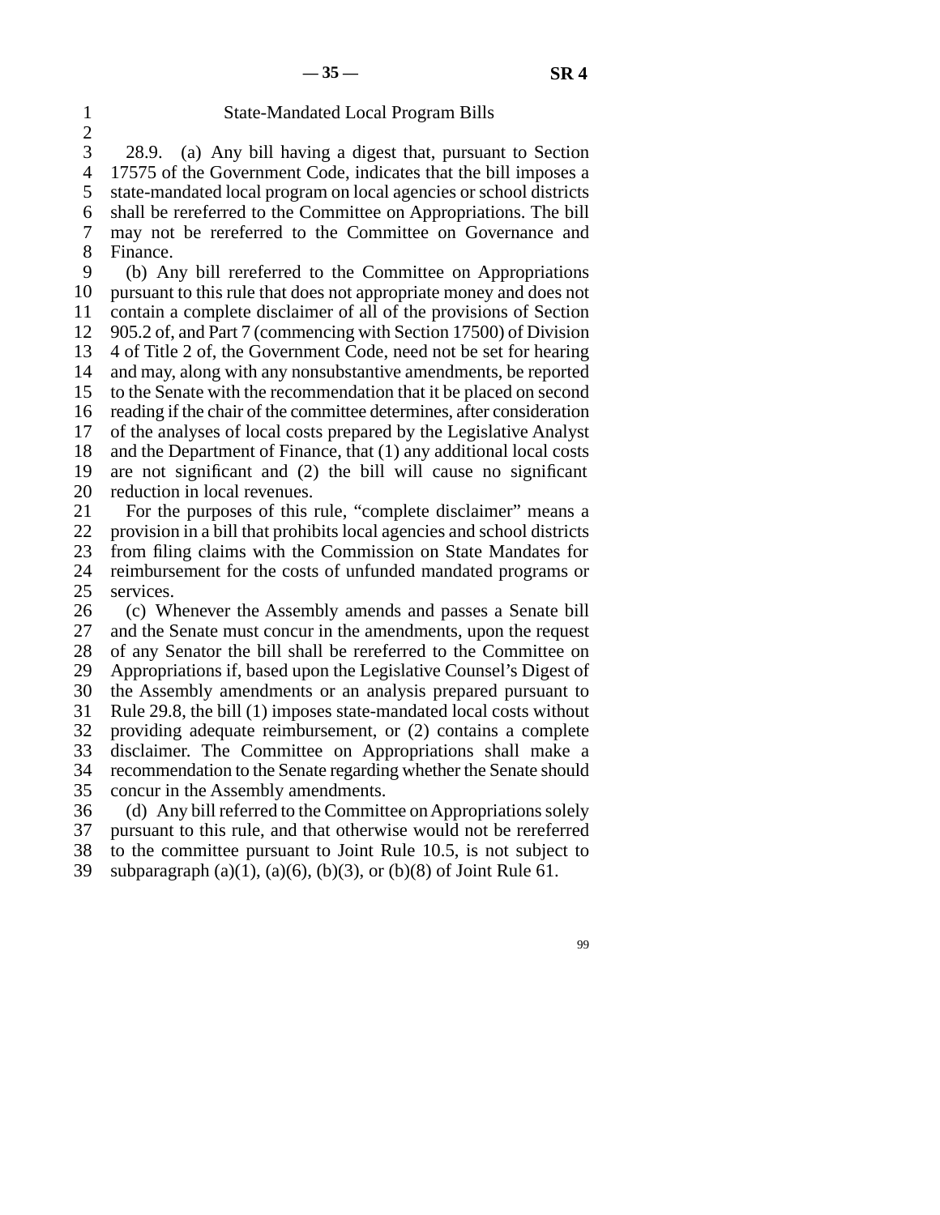## State-Mandated Local Program Bills

28.9. (a) Any bill having a digest that, pursuant to Section 17575 of the Government Code, indicates that the bill imposes a state-mandated local program on local agencies or school districts shall be rereferred to the Committee on Appropriations. The bill may not be rereferred to the Committee on Governance and Finance.

(b) Any bill rereferred to the Committee on Appropriations pursuant to this rule that does not appropriate money and does not contain a complete disclaimer of all of the provisions of Section 905.2 of, and Part 7 (commencing with Section 17500) of Division 4 of Title 2 of, the Government Code, need not be set for hearing and may, along with any nonsubstantive amendments, be reported to the Senate with the recommendation that it be placed on second reading if the chair of the committee determines, after consideration of the analyses of local costs prepared by the Legislative Analyst and the Department of Finance, that (1) any additional local costs are not significant and (2) the bill will cause no significant reduction in local revenues.

For the purposes of this rule, "complete disclaimer" means a provision in a bill that prohibits local agencies and school districts from filing claims with the Commission on State Mandates for reimbursement for the costs of unfunded mandated programs or services.

(c) Whenever the Assembly amends and passes a Senate bill and the Senate must concur in the amendments, upon the request of any Senator the bill shall be rereferred to the Committee on Appropriations if, based upon the Legislative Counsel's Digest of the Assembly amendments or an analysis prepared pursuant to Rule 29.8, the bill (1) imposes state-mandated local costs without providing adequate reimbursement, or (2) contains a complete disclaimer. The Committee on Appropriations shall make a recommendation to the Senate regarding whether the Senate should concur in the Assembly amendments.

(d) Any bill referred to the Committee on Appropriations solely pursuant to this rule, and that otherwise would not be rereferred to the committee pursuant to Joint Rule 10.5, is not subject to subparagraph (a)(1), (a)(6), (b)(3), or (b)(8) of Joint Rule 61.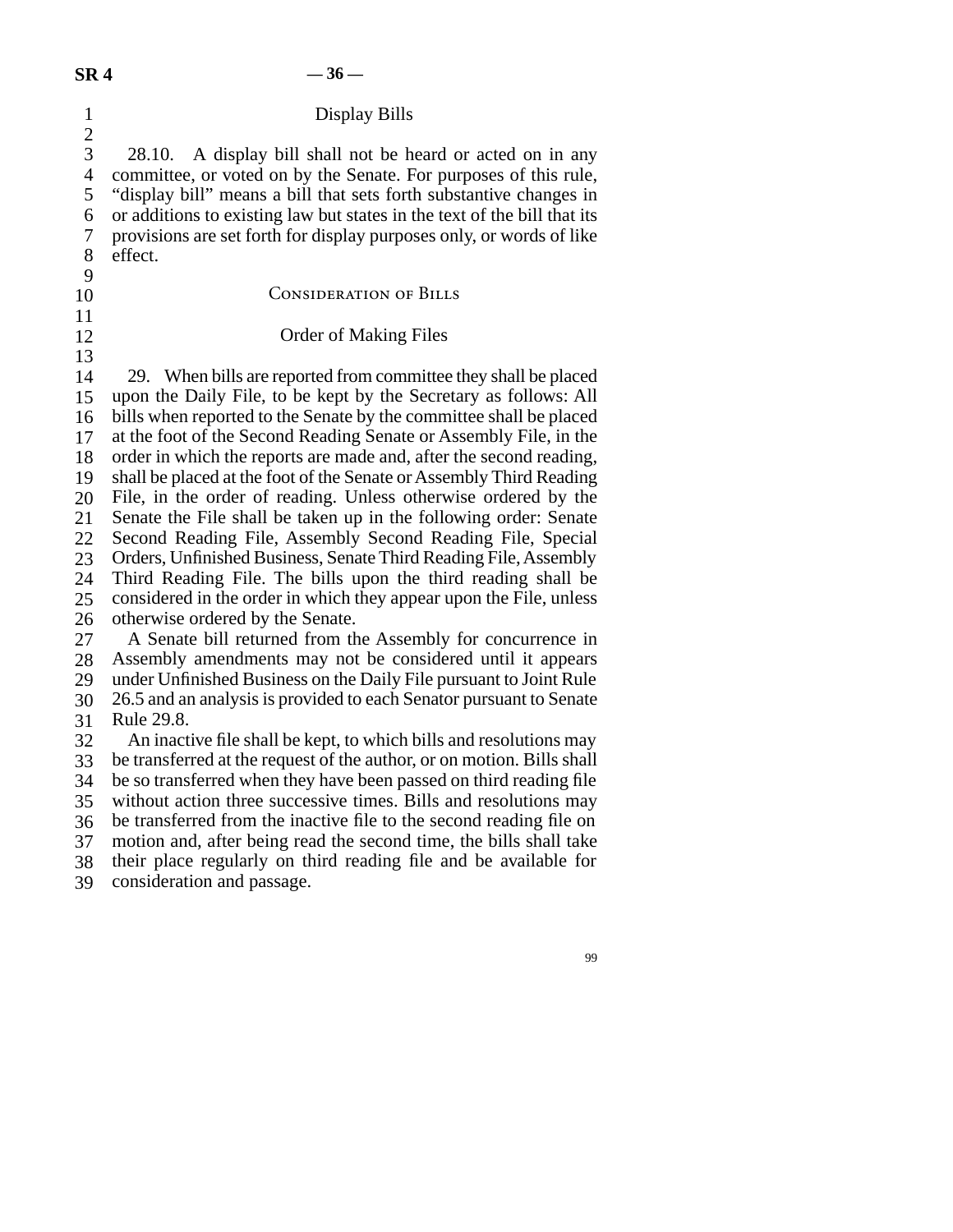### Display Bills

28.10. A display bill shall not be heard or acted on in any committee, or voted on by the Senate. For purposes of this rule, "display bill" means a bill that sets forth substantive changes in or additions to existing law but states in the text of the bill that its provisions are set forth for display purposes only, or words of like effect.

## Consideration of Bills

### Order of Making Files

29. When bills are reported from committee they shall be placed upon the Daily File, to be kept by the Secretary as follows: All bills when reported to the Senate by the committee shall be placed at the foot of the Second Reading Senate or Assembly File, in the order in which the reports are made and, after the second reading, shall be placed at the foot of the Senate or Assembly Third Reading File, in the order of reading. Unless otherwise ordered by the Senate the File shall be taken up in the following order: Senate Second Reading File, Assembly Second Reading File, Special Orders, Unfinished Business, Senate Third Reading File, Assembly Third Reading File. The bills upon the third reading shall be considered in the order in which they appear upon the File, unless otherwise ordered by the Senate.

A Senate bill returned from the Assembly for concurrence in Assembly amendments may not be considered until it appears under Unfinished Business on the Daily File pursuant to Joint Rule 26.5 and an analysis is provided to each Senator pursuant to Senate Rule 29.8.

An inactive file shall be kept, to which bills and resolutions may be transferred at the request of the author, or on motion. Bills shall be so transferred when they have been passed on third reading file without action three successive times. Bills and resolutions may be transferred from the inactive file to the second reading file on motion and, after being read the second time, the bills shall take their place regularly on third reading file and be available for consideration and passage.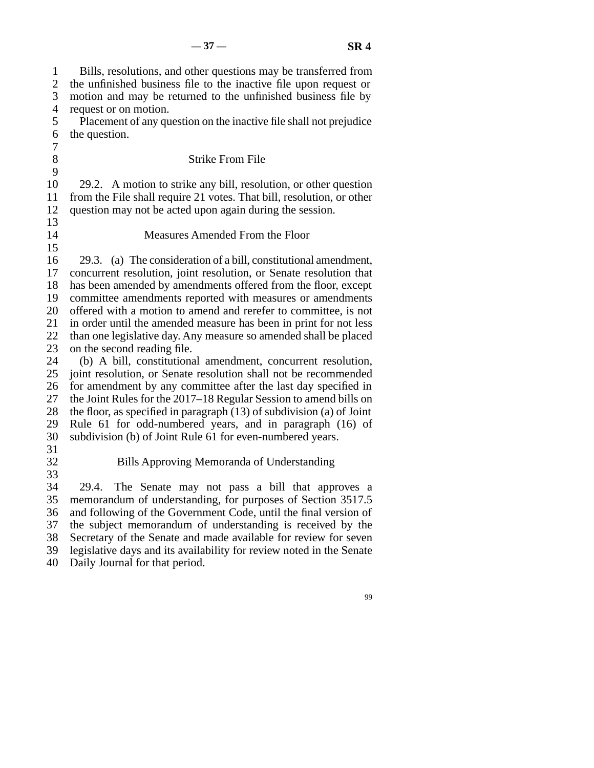Bills, resolutions, and other questions may be transferred from the unfinished business file to the inactive file upon request or motion and may be returned to the unfinished business file by request or on motion.

Placement of any question on the inactive file shall not prejudice the question.

### Strike From File

29.2. A motion to strike any bill, resolution, or other question from the File shall require 21 votes. That bill, resolution, or other question may not be acted upon again during the session.

### Measures Amended From the Floor

29.3. (a) The consideration of a bill, constitutional amendment, concurrent resolution, joint resolution, or Senate resolution that has been amended by amendments offered from the floor, except committee amendments reported with measures or amendments offered with a motion to amend and rerefer to committee, is not in order until the amended measure has been in print for not less than one legislative day. Any measure so amended shall be placed on the second reading file.

(b) A bill, constitutional amendment, concurrent resolution, joint resolution, or Senate resolution shall not be recommended for amendment by any committee after the last day specified in the Joint Rules for the 2017–18 Regular Session to amend bills on the floor, as specified in paragraph (13) of subdivision (a) of Joint Rule 61 for odd-numbered years, and in paragraph (16) of subdivision (b) of Joint Rule 61 for even-numbered years.

### Bills Approving Memoranda of Understanding

29.4. The Senate may not pass a bill that approves a memorandum of understanding, for purposes of Section 3517.5 and following of the Government Code, until the final version of the subject memorandum of understanding is received by the Secretary of the Senate and made available for review for seven legislative days and its availability for review noted in the Senate Daily Journal for that period.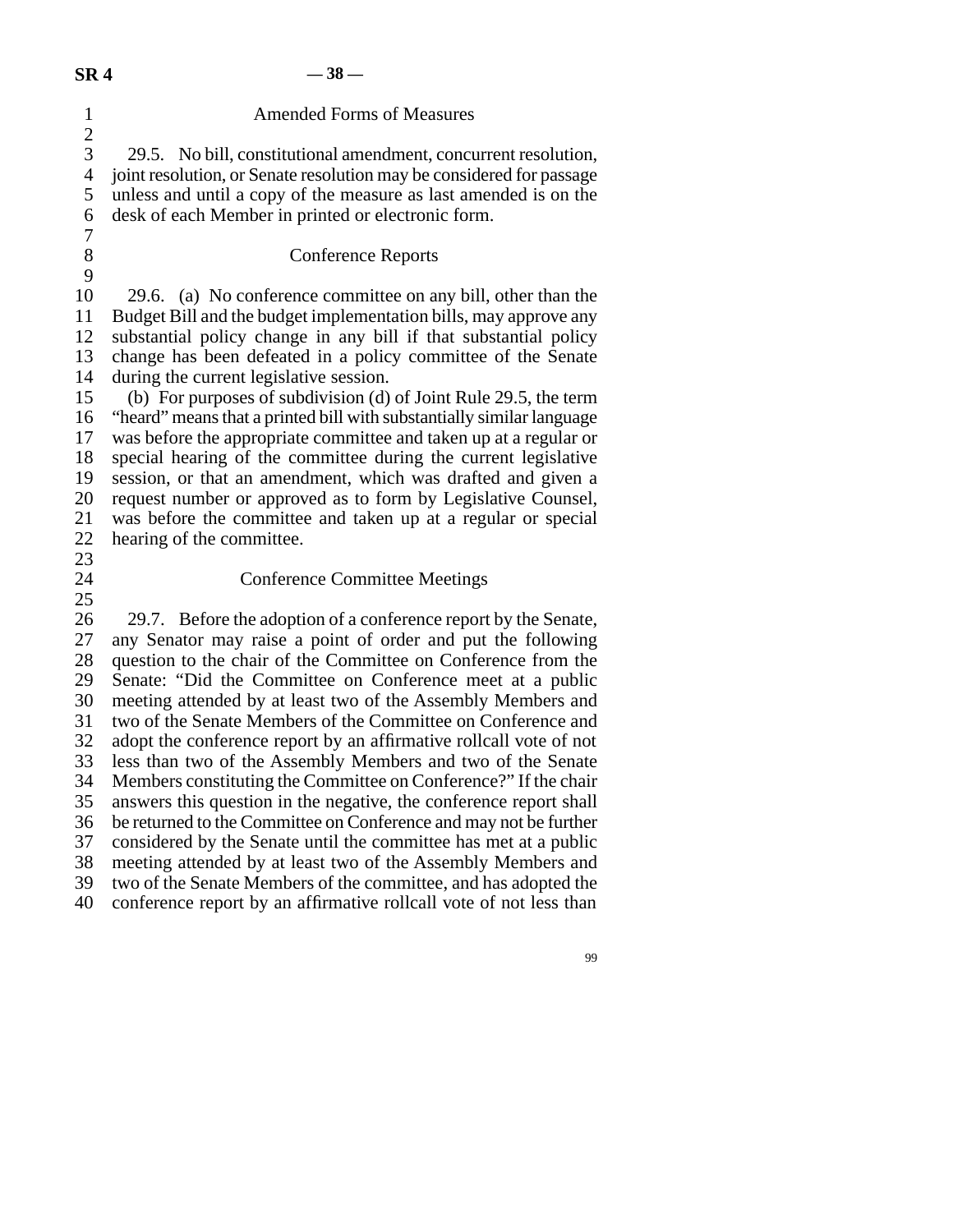## Amended Forms of Measures

29.5. No bill, constitutional amendment, concurrent resolution, joint resolution, or Senate resolution may be considered for passage unless and until a copy of the measure as last amended is on the desk of each Member in printed or electronic form.

## Conference Reports

29.6. (a) No conference committee on any bill, other than the Budget Bill and the budget implementation bills, may approve any substantial policy change in any bill if that substantial policy change has been defeated in a policy committee of the Senate during the current legislative session.

(b) For purposes of subdivision (d) of Joint Rule 29.5, the term "heard" means that a printed bill with substantially similar language was before the appropriate committee and taken up at a regular or special hearing of the committee during the current legislative session, or that an amendment, which was drafted and given a request number or approved as to form by Legislative Counsel, was before the committee and taken up at a regular or special hearing of the committee.

## Conference Committee Meetings

29.7. Before the adoption of a conference report by the Senate, any Senator may raise a point of order and put the following question to the chair of the Committee on Conference from the Senate: "Did the Committee on Conference meet at a public meeting attended by at least two of the Assembly Members and two of the Senate Members of the Committee on Conference and adopt the conference report by an affirmative rollcall vote of not less than two of the Assembly Members and two of the Senate Members constituting the Committee on Conference?" If the chair answers this question in the negative, the conference report shall be returned to the Committee on Conference and may not be further considered by the Senate until the committee has met at a public meeting attended by at least two of the Assembly Members and two of the Senate Members of the committee, and has adopted the conference report by an affirmative rollcall vote of not less than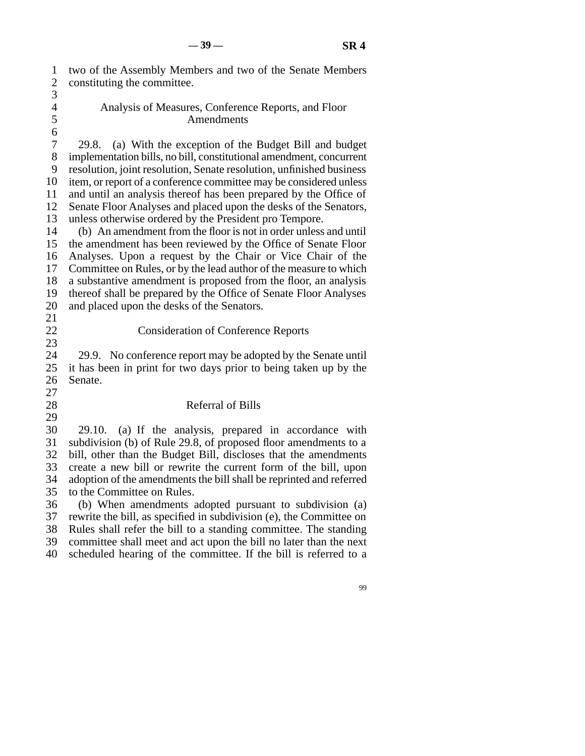two of the Assembly Members and two of the Senate Members constituting the committee.

## Analysis of Measures, Conference Reports, and Floor Amendments

29.8. (a) With the exception of the Budget Bill and budget implementation bills, no bill, constitutional amendment, concurrent resolution, joint resolution, Senate resolution, unfinished business item, or report of a conference committee may be considered unless and until an analysis thereof has been prepared by the Office of Senate Floor Analyses and placed upon the desks of the Senators, unless otherwise ordered by the President pro Tempore.

(b) An amendment from the floor is not in order unless and until the amendment has been reviewed by the Office of Senate Floor Analyses. Upon a request by the Chair or Vice Chair of the Committee on Rules, or by the lead author of the measure to which a substantive amendment is proposed from the floor, an analysis thereof shall be prepared by the Office of Senate Floor Analyses and placed upon the desks of the Senators.

## Consideration of Conference Reports

29.9. No conference report may be adopted by the Senate until it has been in print for two days prior to being taken up by the Senate.

## Referral of Bills

29.10. (a) If the analysis, prepared in accordance with subdivision (b) of Rule 29.8, of proposed floor amendments to a bill, other than the Budget Bill, discloses that the amendments create a new bill or rewrite the current form of the bill, upon adoption of the amendments the bill shall be reprinted and referred to the Committee on Rules.

(b) When amendments adopted pursuant to subdivision (a) rewrite the bill, as specified in subdivision (e), the Committee on Rules shall refer the bill to a standing committee. The standing committee shall meet and act upon the bill no later than the next scheduled hearing of the committee. If the bill is referred to a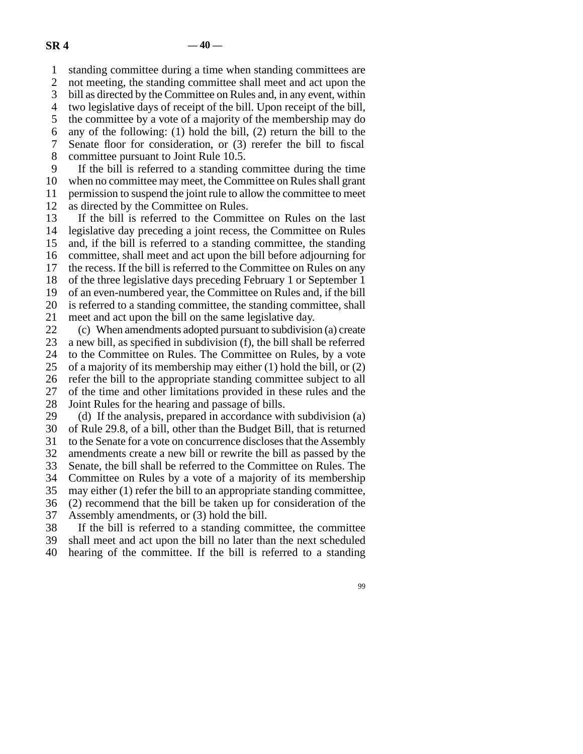standing committee during a time when standing committees are not meeting, the standing committee shall meet and act upon the bill as directed by the Committee on Rules and, in any event, within two legislative days of receipt of the bill. Upon receipt of the bill, the committee by a vote of a majority of the membership may do any of the following: (1) hold the bill, (2) return the bill to the Senate floor for consideration, or (3) rerefer the bill to fiscal committee pursuant to Joint Rule 10.5.

If the bill is referred to a standing committee during the time when no committee may meet, the Committee on Rules shall grant permission to suspend the joint rule to allow the committee to meet as directed by the Committee on Rules.

If the bill is referred to the Committee on Rules on the last legislative day preceding a joint recess, the Committee on Rules and, if the bill is referred to a standing committee, the standing committee, shall meet and act upon the bill before adjourning for the recess. If the bill is referred to the Committee on Rules on any of the three legislative days preceding February 1 or September 1 of an even-numbered year, the Committee on Rules and, if the bill is referred to a standing committee, the standing committee, shall meet and act upon the bill on the same legislative day.

(c) When amendments adopted pursuant to subdivision (a) create a new bill, as specified in subdivision (f), the bill shall be referred to the Committee on Rules. The Committee on Rules, by a vote of a majority of its membership may either (1) hold the bill, or (2) refer the bill to the appropriate standing committee subject to all of the time and other limitations provided in these rules and the Joint Rules for the hearing and passage of bills.

(d) If the analysis, prepared in accordance with subdivision (a) of Rule 29.8, of a bill, other than the Budget Bill, that is returned to the Senate for a vote on concurrence discloses that the Assembly amendments create a new bill or rewrite the bill as passed by the Senate, the bill shall be referred to the Committee on Rules. The Committee on Rules by a vote of a majority of its membership may either (1) refer the bill to an appropriate standing committee, (2) recommend that the bill be taken up for consideration of the Assembly amendments, or (3) hold the bill.

If the bill is referred to a standing committee, the committee shall meet and act upon the bill no later than the next scheduled hearing of the committee. If the bill is referred to a standing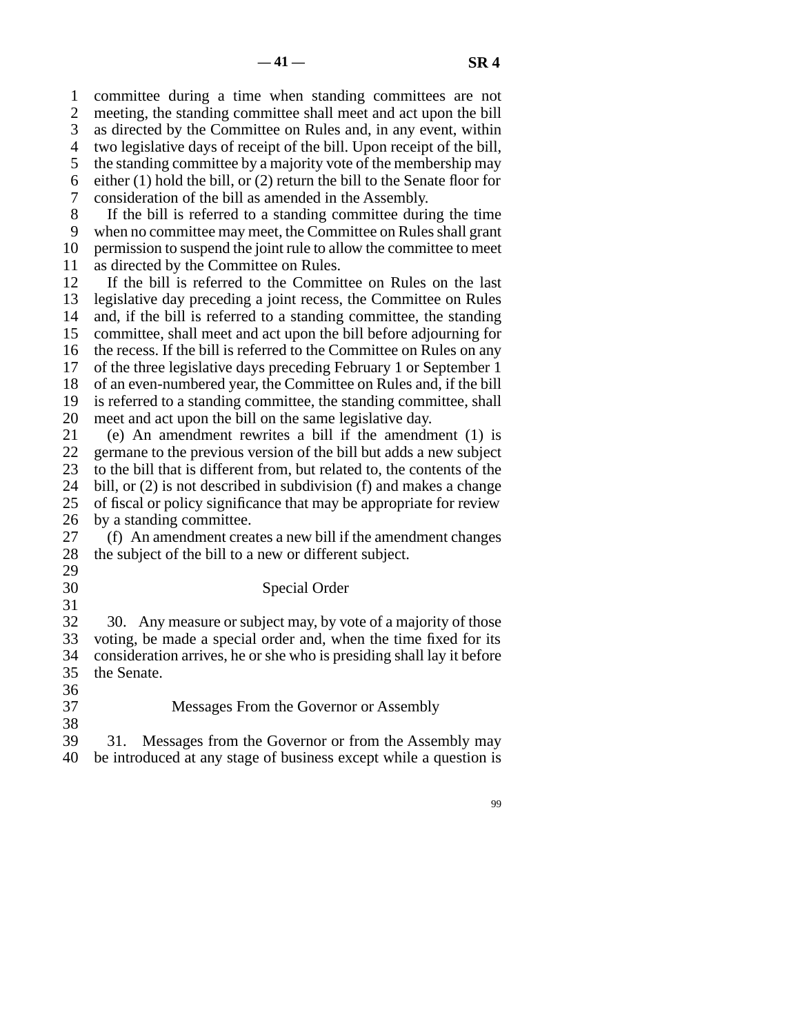committee during a time when standing committees are not meeting, the standing committee shall meet and act upon the bill as directed by the Committee on Rules and, in any event, within two legislative days of receipt of the bill. Upon receipt of the bill, the standing committee by a majority vote of the membership may either (1) hold the bill, or (2) return the bill to the Senate floor for consideration of the bill as amended in the Assembly.

If the bill is referred to a standing committee during the time when no committee may meet, the Committee on Rules shall grant permission to suspend the joint rule to allow the committee to meet as directed by the Committee on Rules.

If the bill is referred to the Committee on Rules on the last legislative day preceding a joint recess, the Committee on Rules and, if the bill is referred to a standing committee, the standing committee, shall meet and act upon the bill before adjourning for the recess. If the bill is referred to the Committee on Rules on any of the three legislative days preceding February 1 or September 1 of an even-numbered year, the Committee on Rules and, if the bill is referred to a standing committee, the standing committee, shall meet and act upon the bill on the same legislative day.

(e) An amendment rewrites a bill if the amendment (1) is germane to the previous version of the bill but adds a new subject to the bill that is different from, but related to, the contents of the bill, or (2) is not described in subdivision (f) and makes a change of fiscal or policy significance that may be appropriate for review by a standing committee.

(f) An amendment creates a new bill if the amendment changes the subject of the bill to a new or different subject.

### Special Order

30. Any measure or subject may, by vote of a majority of those voting, be made a special order and, when the time fixed for its consideration arrives, he or she who is presiding shall lay it before the Senate.

### Messages From the Governor or Assembly

31. Messages from the Governor or from the Assembly may be introduced at any stage of business except while a question is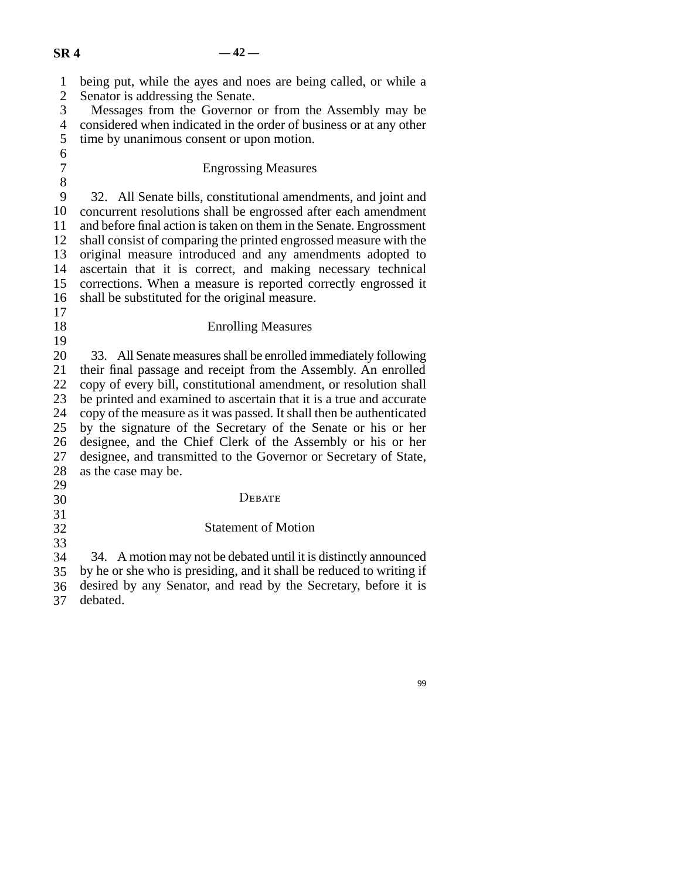being put, while the ayes and noes are being called, or while a Senator is addressing the Senate.

Messages from the Governor or from the Assembly may be considered when indicated in the order of business or at any other time by unanimous consent or upon motion.

### Engrossing Measures

32. All Senate bills, constitutional amendments, and joint and concurrent resolutions shall be engrossed after each amendment and before final action is taken on them in the Senate. Engrossment shall consist of comparing the printed engrossed measure with the original measure introduced and any amendments adopted to ascertain that it is correct, and making necessary technical corrections. When a measure is reported correctly engrossed it shall be substituted for the original measure.

### Enrolling Measures

33. All Senate measures shall be enrolled immediately following their final passage and receipt from the Assembly. An enrolled copy of every bill, constitutional amendment, or resolution shall be printed and examined to ascertain that it is a true and accurate copy of the measure as it was passed. It shall then be authenticated by the signature of the Secretary of the Senate or his or her designee, and the Chief Clerk of the Assembly or his or her designee, and transmitted to the Governor or Secretary of State, as the case may be.

## Debate

### Statement of Motion

34. A motion may not be debated until it is distinctly announced by he or she who is presiding, and it shall be reduced to writing if desired by any Senator, and read by the Secretary, before it is debated.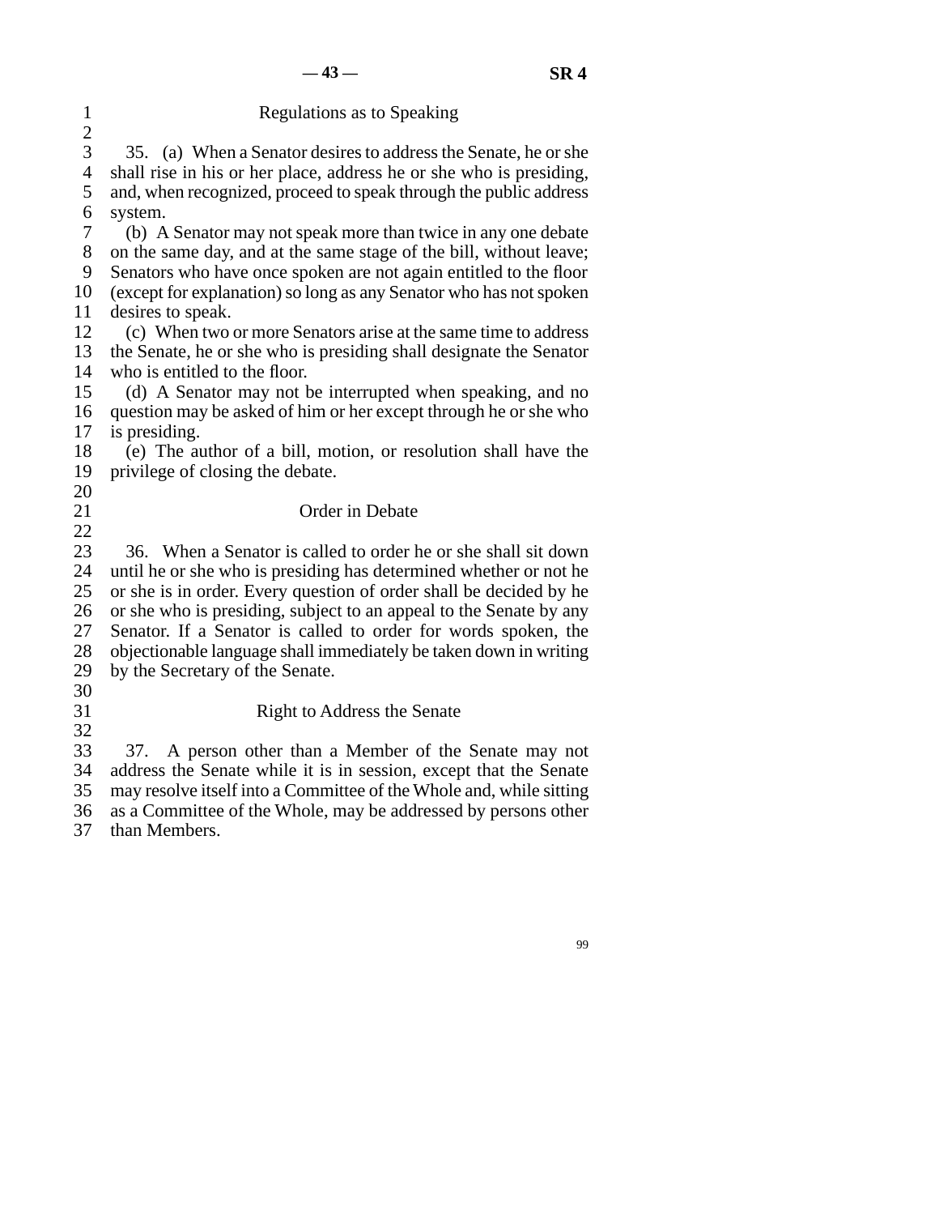## Regulations as to Speaking

35. (a) When a Senator desires to address the Senate, he or she shall rise in his or her place, address he or she who is presiding, and, when recognized, proceed to speak through the public address system.

(b) A Senator may not speak more than twice in any one debate on the same day, and at the same stage of the bill, without leave; Senators who have once spoken are not again entitled to the floor (except for explanation) so long as any Senator who has not spoken desires to speak.

(c) When two or more Senators arise at the same time to address the Senate, he or she who is presiding shall designate the Senator who is entitled to the floor.

(d) A Senator may not be interrupted when speaking, and no question may be asked of him or her except through he or she who is presiding.

(e) The author of a bill, motion, or resolution shall have the privilege of closing the debate.

## Order in Debate

36. When a Senator is called to order he or she shall sit down until he or she who is presiding has determined whether or not he or she is in order. Every question of order shall be decided by he or she who is presiding, subject to an appeal to the Senate by any Senator. If a Senator is called to order for words spoken, the objectionable language shall immediately be taken down in writing by the Secretary of the Senate.

## Right to Address the Senate

37. A person other than a Member of the Senate may not address the Senate while it is in session, except that the Senate may resolve itself into a Committee of the Whole and, while sitting as a Committee of the Whole, may be addressed by persons other than Members.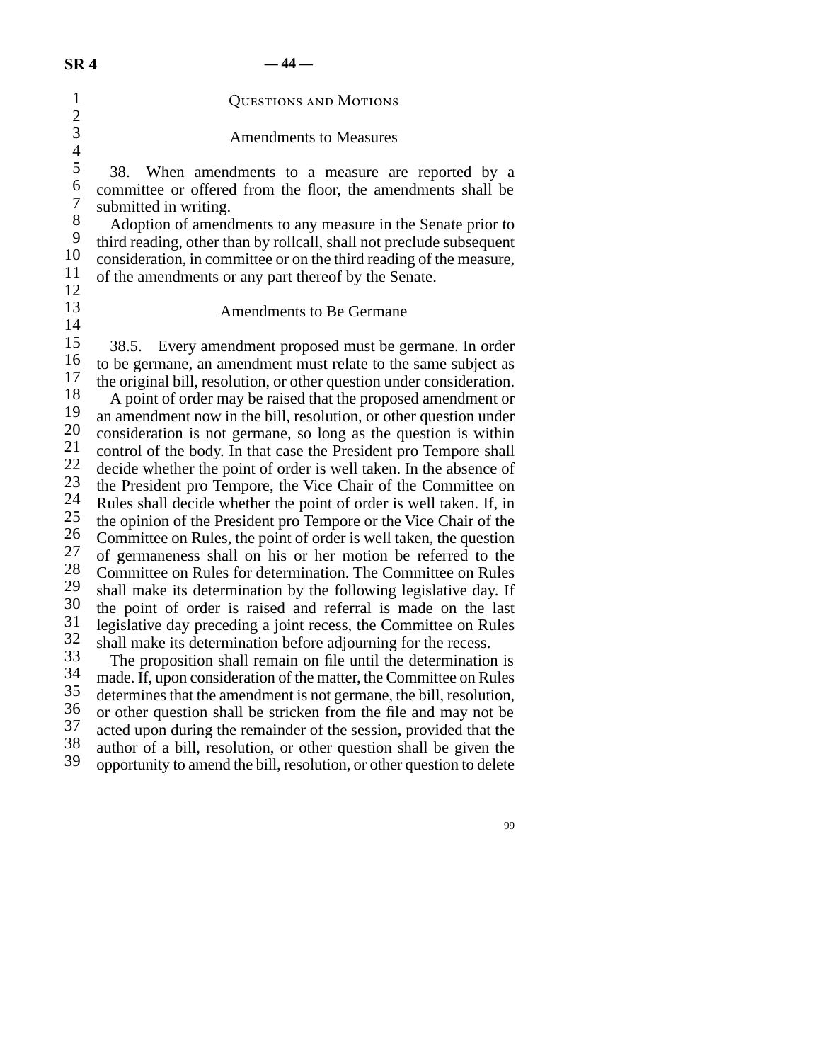## Questions and Motions

### Amendments to Measures

38. When amendments to a measure are reported by a committee or offered from the floor, the amendments shall be submitted in writing.

Adoption of amendments to any measure in the Senate prior to third reading, other than by rollcall, shall not preclude subsequent consideration, in committee or on the third reading of the measure, of the amendments or any part thereof by the Senate.

### Amendments to Be Germane

38.5. Every amendment proposed must be germane. In order to be germane, an amendment must relate to the same subject as the original bill, resolution, or other question under consideration.

A point of order may be raised that the proposed amendment or an amendment now in the bill, resolution, or other question under consideration is not germane, so long as the question is within control of the body. In that case the President pro Tempore shall decide whether the point of order is well taken. In the absence of the President pro Tempore, the Vice Chair of the Committee on Rules shall decide whether the point of order is well taken. If, in the opinion of the President pro Tempore or the Vice Chair of the Committee on Rules, the point of order is well taken, the question of germaneness shall on his or her motion be referred to the Committee on Rules for determination. The Committee on Rules shall make its determination by the following legislative day. If the point of order is raised and referral is made on the last legislative day preceding a joint recess, the Committee on Rules shall make its determination before adjourning for the recess.

The proposition shall remain on file until the determination is made. If, upon consideration of the matter, the Committee on Rules determines that the amendment is not germane, the bill, resolution, or other question shall be stricken from the file and may not be acted upon during the remainder of the session, provided that the author of a bill, resolution, or other question shall be given the opportunity to amend the bill, resolution, or other question to delete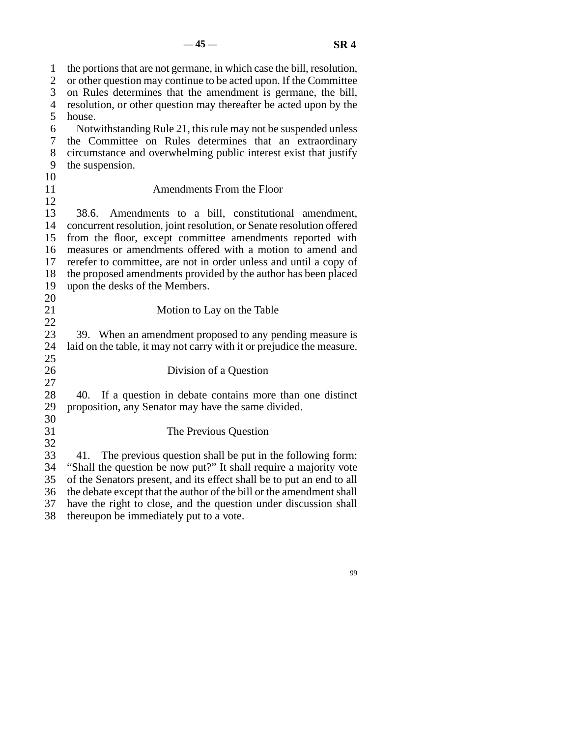the portions that are not germane, in which case the bill, resolution, or other question may continue to be acted upon. If the Committee on Rules determines that the amendment is germane, the bill, resolution, or other question may thereafter be acted upon by the house.

Notwithstanding Rule 21, this rule may not be suspended unless the Committee on Rules determines that an extraordinary circumstance and overwhelming public interest exist that justify the suspension.

### Amendments From the Floor

38.6. Amendments to a bill, constitutional amendment, concurrent resolution, joint resolution, or Senate resolution offered from the floor, except committee amendments reported with measures or amendments offered with a motion to amend and rerefer to committee, are not in order unless and until a copy of the proposed amendments provided by the author has been placed upon the desks of the Members.

### Motion to Lay on the Table

39. When an amendment proposed to any pending measure is laid on the table, it may not carry with it or prejudice the measure.

### Division of a Question

40. If a question in debate contains more than one distinct proposition, any Senator may have the same divided.

### The Previous Question

41. The previous question shall be put in the following form: "Shall the question be now put?" It shall require a majority vote of the Senators present, and its effect shall be to put an end to all the debate except that the author of the bill or the amendment shall have the right to close, and the question under discussion shall thereupon be immediately put to a vote.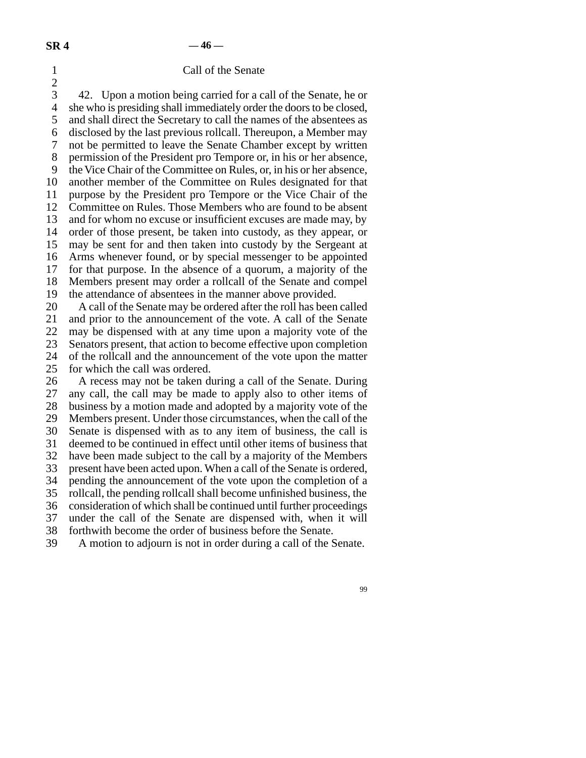## Call of the Senate

42. Upon a motion being carried for a call of the Senate, he or she who is presiding shall immediately order the doors to be closed, and shall direct the Secretary to call the names of the absentees as disclosed by the last previous rollcall. Thereupon, a Member may not be permitted to leave the Senate Chamber except by written permission of the President pro Tempore or, in his or her absence, the Vice Chair of the Committee on Rules, or, in his or her absence, another member of the Committee on Rules designated for that purpose by the President pro Tempore or the Vice Chair of the Committee on Rules. Those Members who are found to be absent and for whom no excuse or insufficient excuses are made may, by order of those present, be taken into custody, as they appear, or may be sent for and then taken into custody by the Sergeant at Arms whenever found, or by special messenger to be appointed for that purpose. In the absence of a quorum, a majority of the Members present may order a rollcall of the Senate and compel the attendance of absentees in the manner above provided.

A call of the Senate may be ordered after the roll has been called and prior to the announcement of the vote. A call of the Senate may be dispensed with at any time upon a majority vote of the Senators present, that action to become effective upon completion of the rollcall and the announcement of the vote upon the matter for which the call was ordered.

A recess may not be taken during a call of the Senate. During any call, the call may be made to apply also to other items of business by a motion made and adopted by a majority vote of the Members present. Under those circumstances, when the call of the Senate is dispensed with as to any item of business, the call is deemed to be continued in effect until other items of business that have been made subject to the call by a majority of the Members present have been acted upon. When a call of the Senate is ordered, pending the announcement of the vote upon the completion of a rollcall, the pending rollcall shall become unfinished business, the consideration of which shall be continued until further proceedings under the call of the Senate are dispensed with, when it will forthwith become the order of business before the Senate.

A motion to adjourn is not in order during a call of the Senate.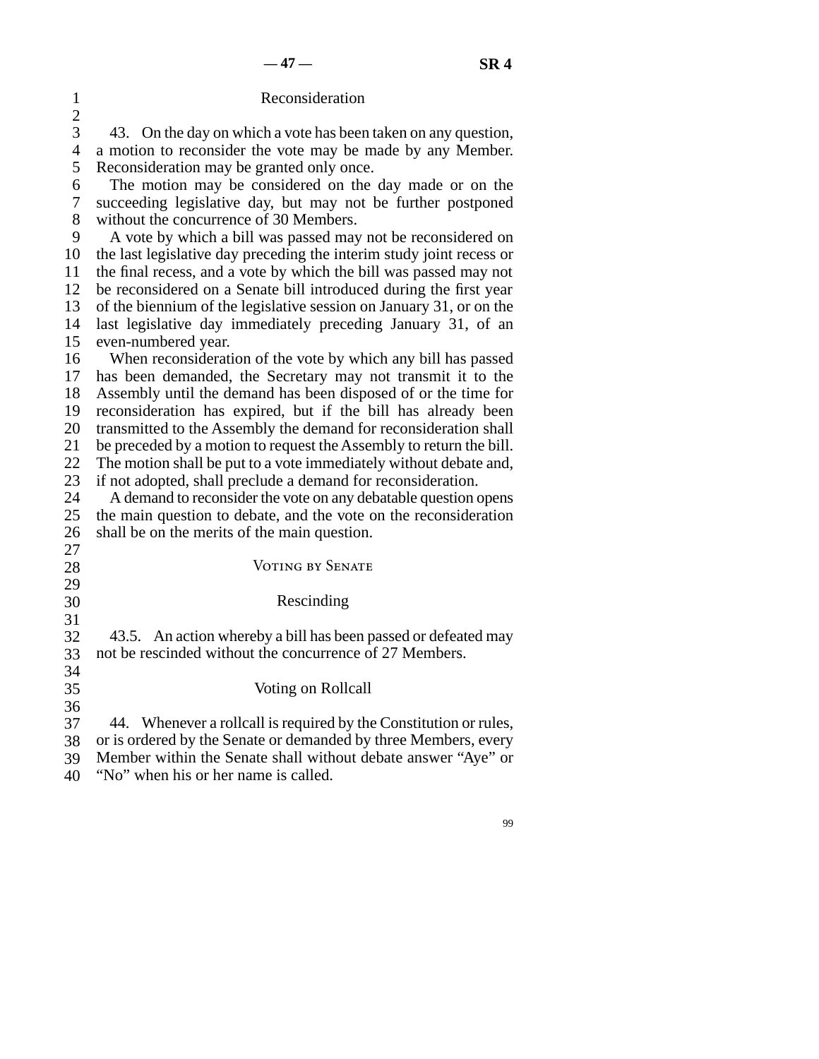### Reconsideration

43. On the day on which a vote has been taken on any question, a motion to reconsider the vote may be made by any Member. Reconsideration may be granted only once.

The motion may be considered on the day made or on the succeeding legislative day, but may not be further postponed without the concurrence of 30 Members.

A vote by which a bill was passed may not be reconsidered on the last legislative day preceding the interim study joint recess or the final recess, and a vote by which the bill was passed may not be reconsidered on a Senate bill introduced during the first year of the biennium of the legislative session on January 31, or on the last legislative day immediately preceding January 31, of an even-numbered year.

When reconsideration of the vote by which any bill has passed has been demanded, the Secretary may not transmit it to the Assembly until the demand has been disposed of or the time for reconsideration has expired, but if the bill has already been transmitted to the Assembly the demand for reconsideration shall be preceded by a motion to request the Assembly to return the bill. The motion shall be put to a vote immediately without debate and, if not adopted, shall preclude a demand for reconsideration.

A demand to reconsider the vote on any debatable question opens the main question to debate, and the vote on the reconsideration shall be on the merits of the main question.

## Voting by Senate

### Rescinding

43.5. An action whereby a bill has been passed or defeated may not be rescinded without the concurrence of 27 Members.

### Voting on Rollcall

44. Whenever a rollcall is required by the Constitution or rules, or is ordered by the Senate or demanded by three Members, every Member within the Senate shall without debate answer “Aye” or “No” when his or her name is called.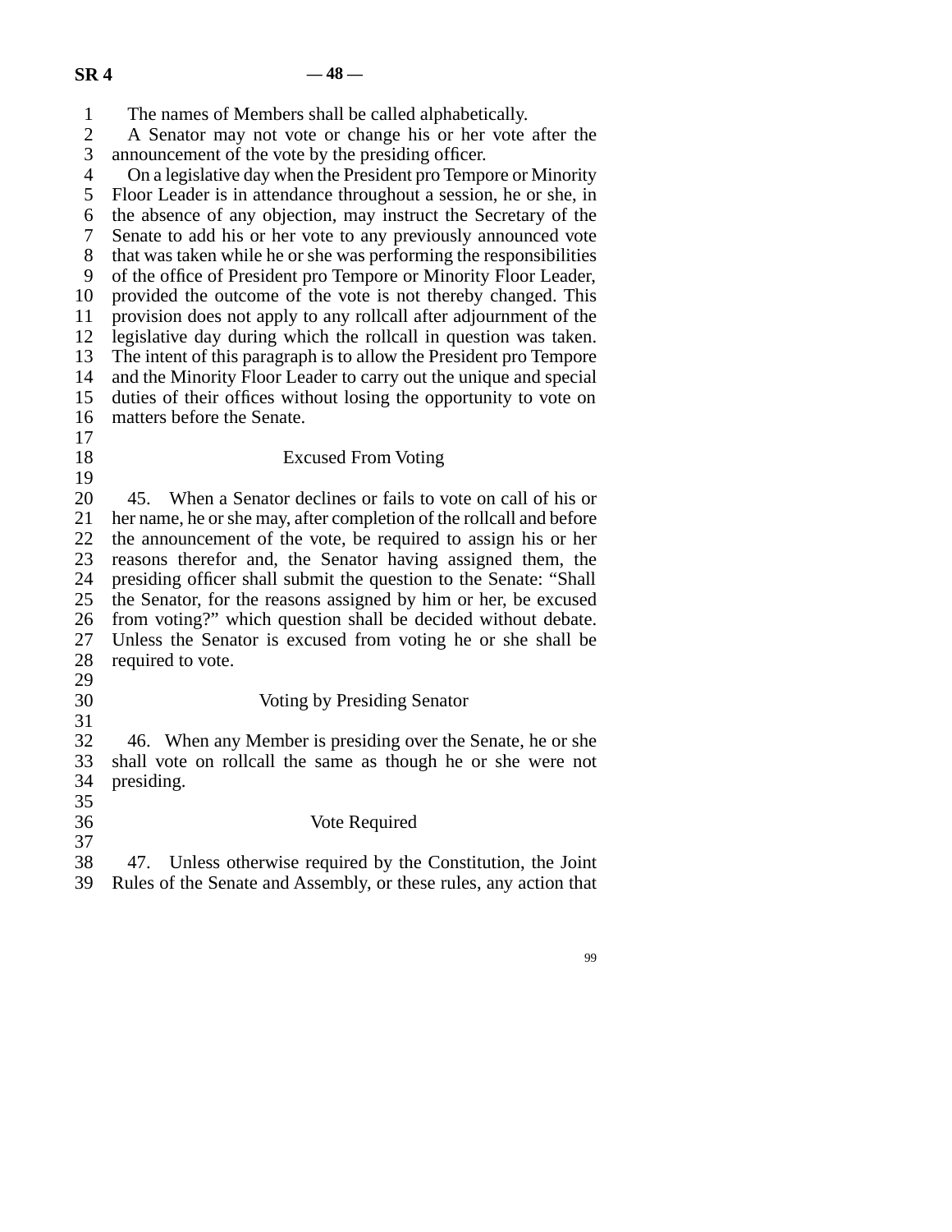The names of Members shall be called alphabetically.

A Senator may not vote or change his or her vote after the announcement of the vote by the presiding officer.

On a legislative day when the President pro Tempore or Minority Floor Leader is in attendance throughout a session, he or she, in the absence of any objection, may instruct the Secretary of the Senate to add his or her vote to any previously announced vote that was taken while he or she was performing the responsibilities of the office of President pro Tempore or Minority Floor Leader, provided the outcome of the vote is not thereby changed. This provision does not apply to any rollcall after adjournment of the legislative day during which the rollcall in question was taken. The intent of this paragraph is to allow the President pro Tempore and the Minority Floor Leader to carry out the unique and special duties of their offices without losing the opportunity to vote on matters before the Senate.

### Excused From Voting

45. When a Senator declines or fails to vote on call of his or her name, he or she may, after completion of the rollcall and before the announcement of the vote, be required to assign his or her reasons therefor and, the Senator having assigned them, the presiding officer shall submit the question to the Senate: "Shall the Senator, for the reasons assigned by him or her, be excused from voting?" which question shall be decided without debate. Unless the Senator is excused from voting he or she shall be required to vote.

### Voting by Presiding Senator

46. When any Member is presiding over the Senate, he or she shall vote on rollcall the same as though he or she were not presiding.

### Vote Required

47. Unless otherwise required by the Constitution, the Joint Rules of the Senate and Assembly, or these rules, any action that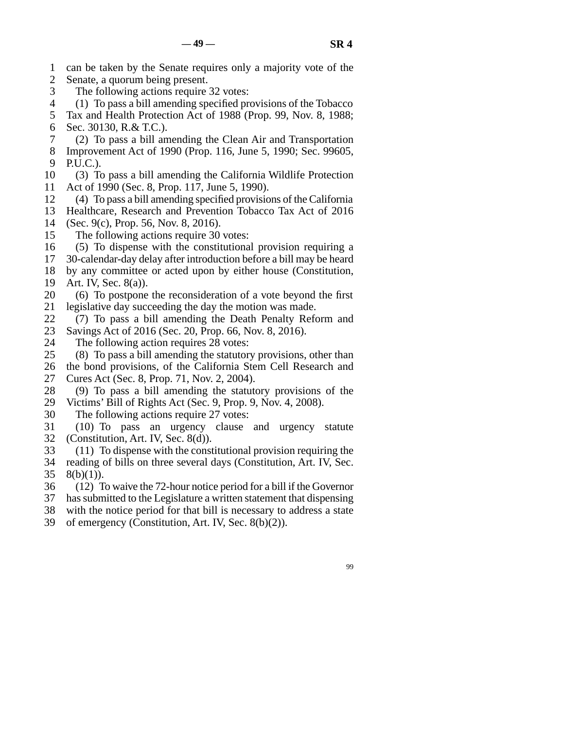can be taken by the Senate requires only a majority vote of the Senate, a quorum being present.

The following actions require 32 votes:

(1) To pass a bill amending specified provisions of the Tobacco Tax and Health Protection Act of 1988 (Prop. 99, Nov. 8, 1988; Sec. 30130, R.& T.C.).

(2) To pass a bill amending the Clean Air and Transportation Improvement Act of 1990 (Prop. 116, June 5, 1990; Sec. 99605, P.U.C.).

(3) To pass a bill amending the California Wildlife Protection Act of 1990 (Sec. 8, Prop. 117, June 5, 1990).

(4) To pass a bill amending specified provisions of the California Healthcare, Research and Prevention Tobacco Tax Act of 2016 (Sec. 9(c), Prop. 56, Nov. 8, 2016).

The following actions require 30 votes:

(5) To dispense with the constitutional provision requiring a 30-calendar-day delay after introduction before a bill may be heard by any committee or acted upon by either house (Constitution, Art. IV, Sec. 8(a)).

(6) To postpone the reconsideration of a vote beyond the first legislative day succeeding the day the motion was made.

(7) To pass a bill amending the Death Penalty Reform and Savings Act of 2016 (Sec. 20, Prop. 66, Nov. 8, 2016).

The following action requires 28 votes:

(8) To pass a bill amending the statutory provisions, other than the bond provisions, of the California Stem Cell Research and Cures Act (Sec. 8, Prop. 71, Nov. 2, 2004).

(9) To pass a bill amending the statutory provisions of the Victims' Bill of Rights Act (Sec. 9, Prop. 9, Nov. 4, 2008).

The following actions require 27 votes:

(10) To pass an urgency clause and urgency statute (Constitution, Art. IV, Sec. 8(d)).

(11) To dispense with the constitutional provision requiring the reading of bills on three several days (Constitution, Art. IV, Sec. 8(b)(1)).

(12) To waive the 72-hour notice period for a bill if the Governor has submitted to the Legislature a written statement that dispensing with the notice period for that bill is necessary to address a state of emergency (Constitution, Art. IV, Sec. 8(b)(2)).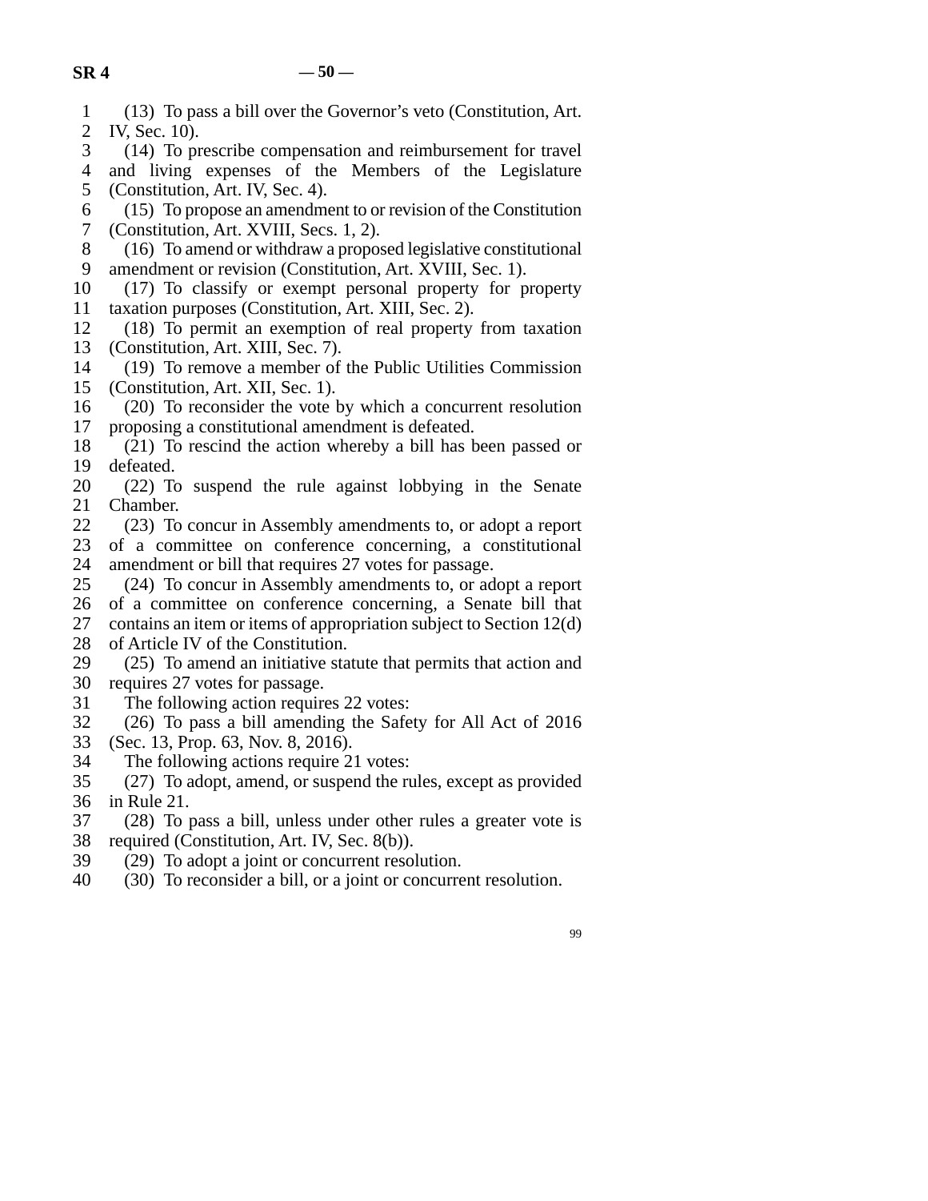(13) To pass a bill over the Governor's veto (Constitution, Art. IV, Sec. 10).

(14) To prescribe compensation and reimbursement for travel and living expenses of the Members of the Legislature (Constitution, Art. IV, Sec. 4).

(15) To propose an amendment to or revision of the Constitution (Constitution, Art. XVIII, Secs. 1, 2).

(16) To amend or withdraw a proposed legislative constitutional amendment or revision (Constitution, Art. XVIII, Sec. 1).

(17) To classify or exempt personal property for property taxation purposes (Constitution, Art. XIII, Sec. 2).

(18) To permit an exemption of real property from taxation (Constitution, Art. XIII, Sec. 7).

(19) To remove a member of the Public Utilities Commission (Constitution, Art. XII, Sec. 1).

(20) To reconsider the vote by which a concurrent resolution proposing a constitutional amendment is defeated.

(21) To rescind the action whereby a bill has been passed or defeated.

(22) To suspend the rule against lobbying in the Senate Chamber.

(23) To concur in Assembly amendments to, or adopt a report of a committee on conference concerning, a constitutional amendment or bill that requires 27 votes for passage.

(24) To concur in Assembly amendments to, or adopt a report of a committee on conference concerning, a Senate bill that contains an item or items of appropriation subject to Section 12(d) of Article IV of the Constitution.

(25) To amend an initiative statute that permits that action and requires 27 votes for passage.

The following action requires 22 votes:

(26) To pass a bill amending the Safety for All Act of 2016 (Sec. 13, Prop. 63, Nov. 8, 2016).

The following actions require 21 votes:

(27) To adopt, amend, or suspend the rules, except as provided in Rule 21.

(28) To pass a bill, unless under other rules a greater vote is required (Constitution, Art. IV, Sec. 8(b)).

(29) To adopt a joint or concurrent resolution.

(30) To reconsider a bill, or a joint or concurrent resolution.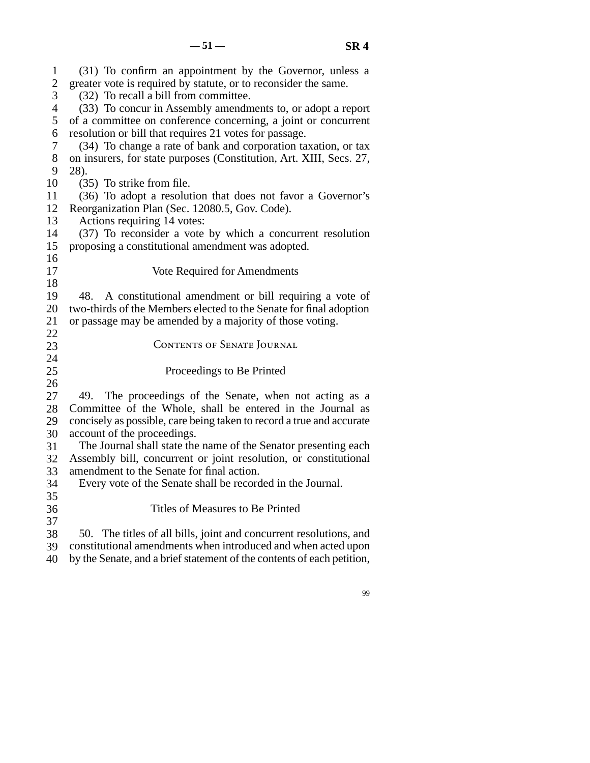(31) To confirm an appointment by the Governor, unless a greater vote is required by statute, or to reconsider the same.

(32) To recall a bill from committee.

(33) To concur in Assembly amendments to, or adopt a report of a committee on conference concerning, a joint or concurrent resolution or bill that requires 21 votes for passage.

(34) To change a rate of bank and corporation taxation, or tax on insurers, for state purposes (Constitution, Art. XIII, Secs. 27, 28).

(35) To strike from file.

(36) To adopt a resolution that does not favor a Governor's Reorganization Plan (Sec. 12080.5, Gov. Code).

Actions requiring 14 votes:

(37) To reconsider a vote by which a concurrent resolution proposing a constitutional amendment was adopted.

### Vote Required for Amendments

48. A constitutional amendment or bill requiring a vote of two-thirds of the Members elected to the Senate for final adoption or passage may be amended by a majority of those voting.

## Contents of Senate Journal

### Proceedings to Be Printed

49. The proceedings of the Senate, when not acting as a Committee of the Whole, shall be entered in the Journal as concisely as possible, care being taken to record a true and accurate account of the proceedings.

The Journal shall state the name of the Senator presenting each Assembly bill, concurrent or joint resolution, or constitutional amendment to the Senate for final action.

Every vote of the Senate shall be recorded in the Journal.

### Titles of Measures to Be Printed

50. The titles of all bills, joint and concurrent resolutions, and constitutional amendments when introduced and when acted upon by the Senate, and a brief statement of the contents of each petition,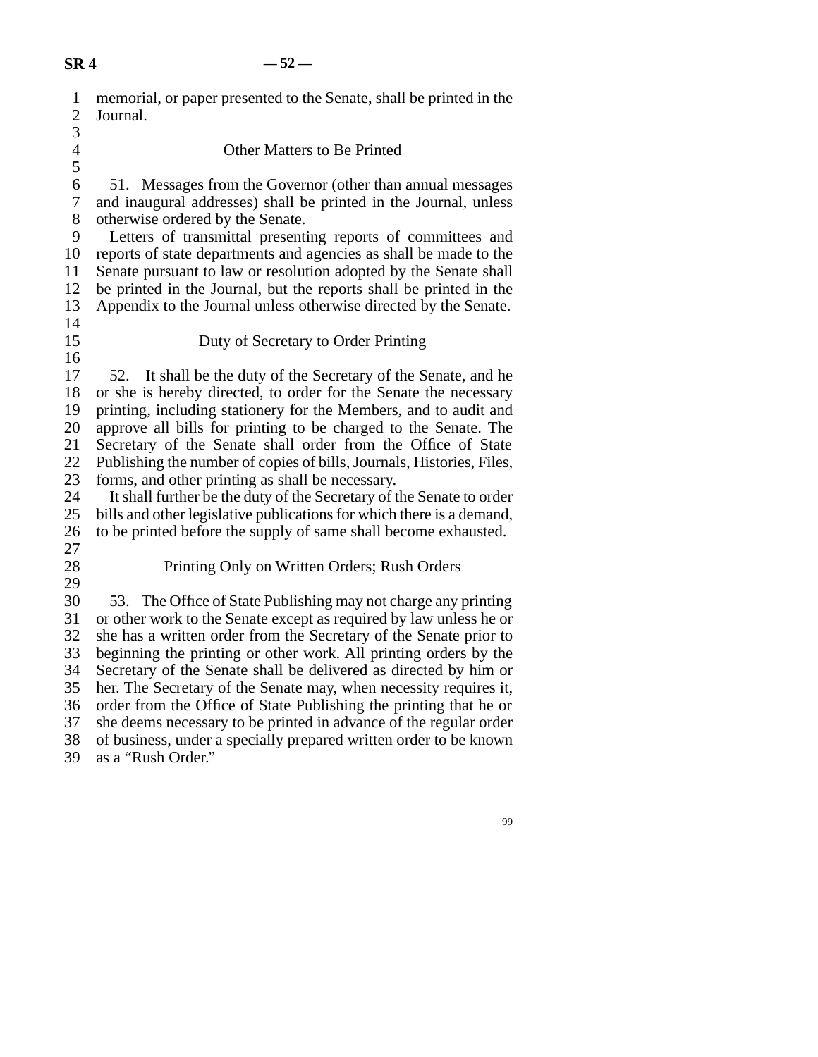memorial, or paper presented to the Senate, shall be printed in the Journal.

### Other Matters to Be Printed

51. Messages from the Governor (other than annual messages and inaugural addresses) shall be printed in the Journal, unless otherwise ordered by the Senate.

Letters of transmittal presenting reports of committees and reports of state departments and agencies as shall be made to the Senate pursuant to law or resolution adopted by the Senate shall be printed in the Journal, but the reports shall be printed in the Appendix to the Journal unless otherwise directed by the Senate.

### Duty of Secretary to Order Printing

52. It shall be the duty of the Secretary of the Senate, and he or she is hereby directed, to order for the Senate the necessary printing, including stationery for the Members, and to audit and approve all bills for printing to be charged to the Senate. The Secretary of the Senate shall order from the Office of State Publishing the number of copies of bills, Journals, Histories, Files, forms, and other printing as shall be necessary.

It shall further be the duty of the Secretary of the Senate to order bills and other legislative publications for which there is a demand, to be printed before the supply of same shall become exhausted.

### Printing Only on Written Orders; Rush Orders

53. The Office of State Publishing may not charge any printing or other work to the Senate except as required by law unless he or she has a written order from the Secretary of the Senate prior to beginning the printing or other work. All printing orders by the Secretary of the Senate shall be delivered as directed by him or her. The Secretary of the Senate may, when necessity requires it, order from the Office of State Publishing the printing that he or she deems necessary to be printed in advance of the regular order of business, under a specially prepared written order to be known as a "Rush Order."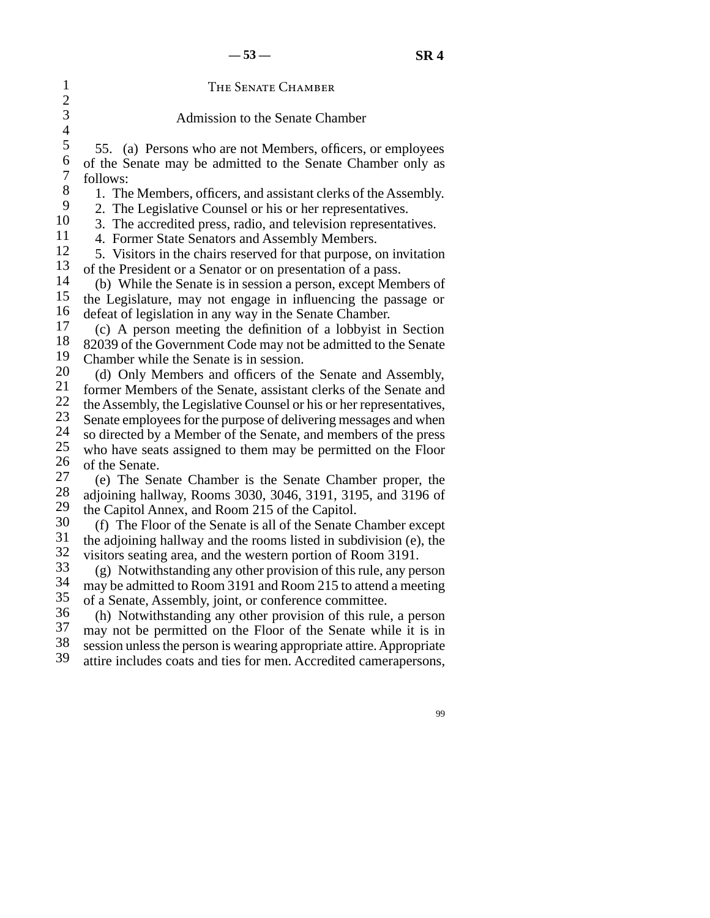## The Senate Chamber

### Admission to the Senate Chamber

55. (a) Persons who are not Members, officers, or employees of the Senate may be admitted to the Senate Chamber only as follows:

1. The Members, officers, and assistant clerks of the Assembly.
2. The Legislative Counsel or his or her representatives.
3. The accredited press, radio, and television representatives.
4. Former State Senators and Assembly Members.
5. Visitors in the chairs reserved for that purpose, on invitation of the President or a Senator or on presentation of a pass.

(b) While the Senate is in session a person, except Members of the Legislature, may not engage in influencing the passage or defeat of legislation in any way in the Senate Chamber.

(c) A person meeting the definition of a lobbyist in Section 82039 of the Government Code may not be admitted to the Senate Chamber while the Senate is in session.

(d) Only Members and officers of the Senate and Assembly, former Members of the Senate, assistant clerks of the Senate and the Assembly, the Legislative Counsel or his or her representatives, Senate employees for the purpose of delivering messages and when so directed by a Member of the Senate, and members of the press who have seats assigned to them may be permitted on the Floor of the Senate.

(e) The Senate Chamber is the Senate Chamber proper, the adjoining hallway, Rooms 3030, 3046, 3191, 3195, and 3196 of the Capitol Annex, and Room 215 of the Capitol.

(f) The Floor of the Senate is all of the Senate Chamber except the adjoining hallway and the rooms listed in subdivision (e), the visitors seating area, and the western portion of Room 3191.

(g) Notwithstanding any other provision of this rule, any person may be admitted to Room 3191 and Room 215 to attend a meeting of a Senate, Assembly, joint, or conference committee.

(h) Notwithstanding any other provision of this rule, a person may not be permitted on the Floor of the Senate while it is in session unless the person is wearing appropriate attire. Appropriate attire includes coats and ties for men. Accredited camerapersons,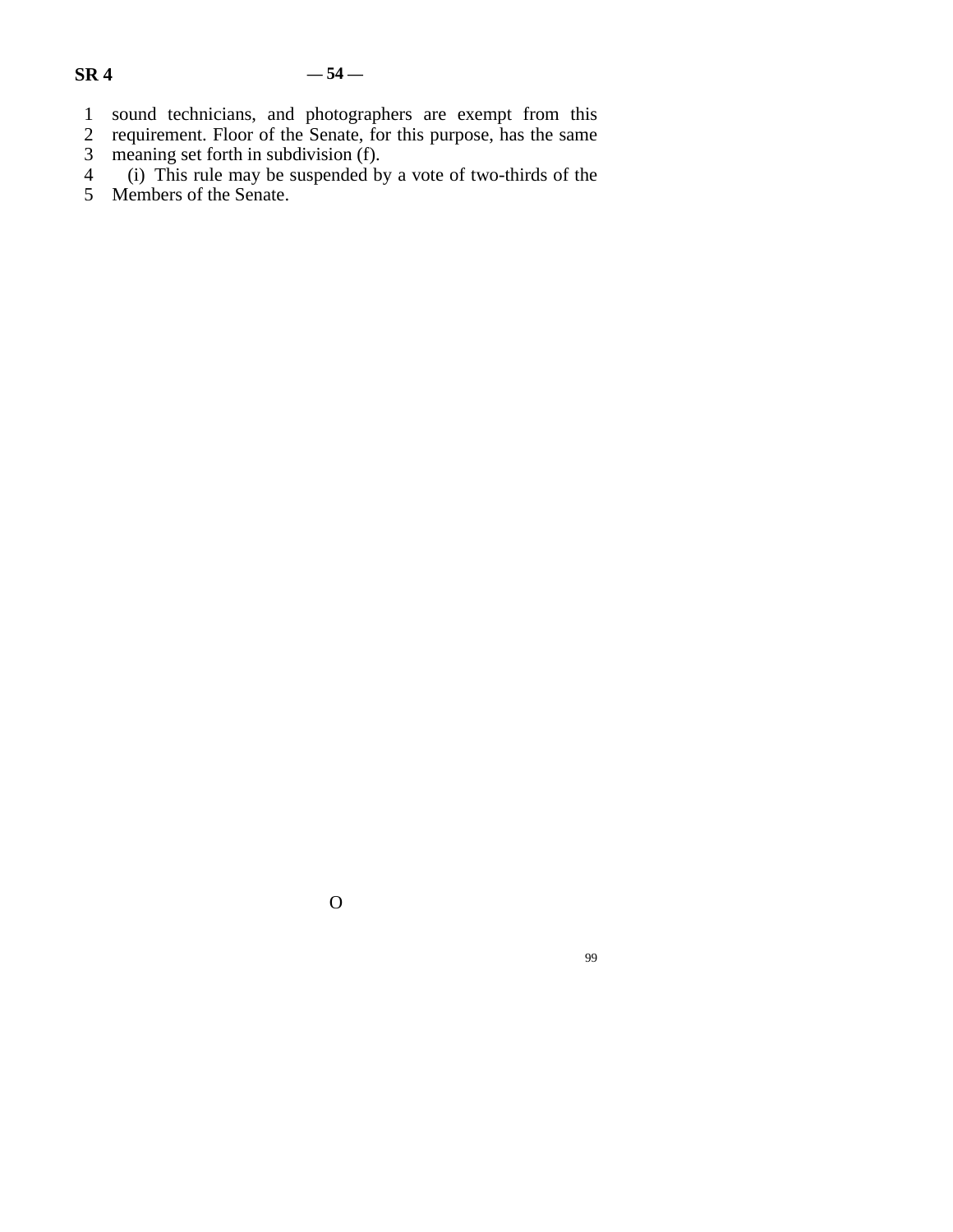sound technicians, and photographers are exempt from this requirement. Floor of the Senate, for this purpose, has the same meaning set forth in subdivision (f).

(i) This rule may be suspended by a vote of two-thirds of the Members of the Senate.

O